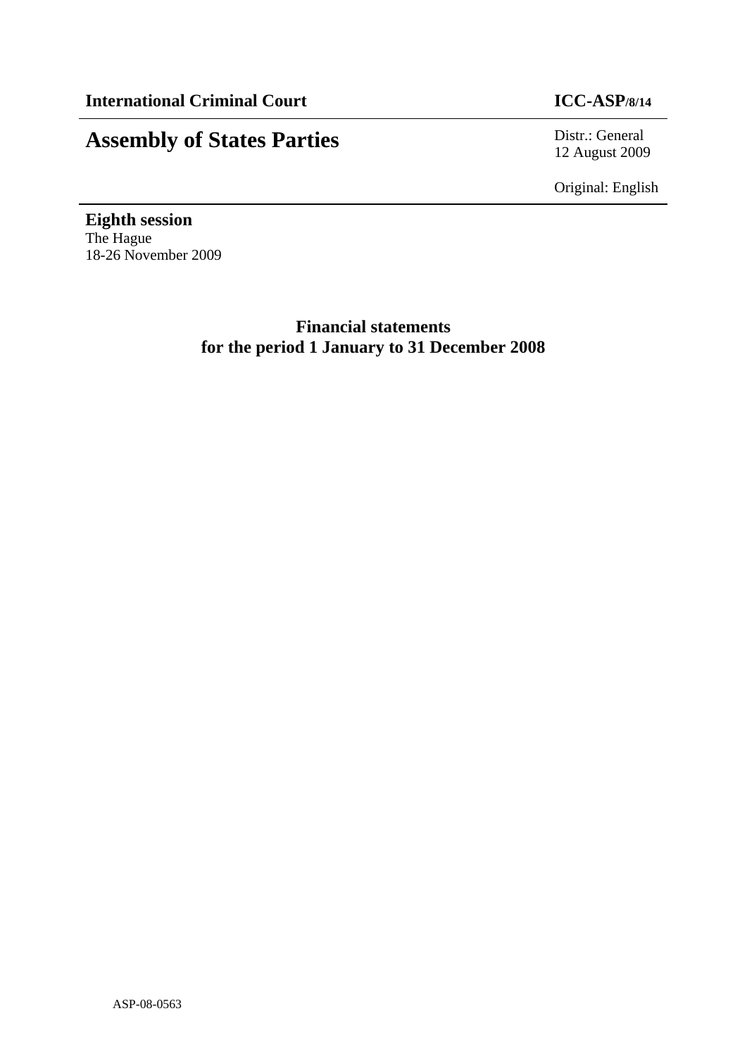**International Criminal Court** **ICC-ASP/8/14**

# Assembly of States Parties

Distr.: General
12 August 2009

Original: English

**Eighth session**
The Hague
18-26 November 2009

## Financial statements for the period 1 January to 31 December 2008

ASP-08-0563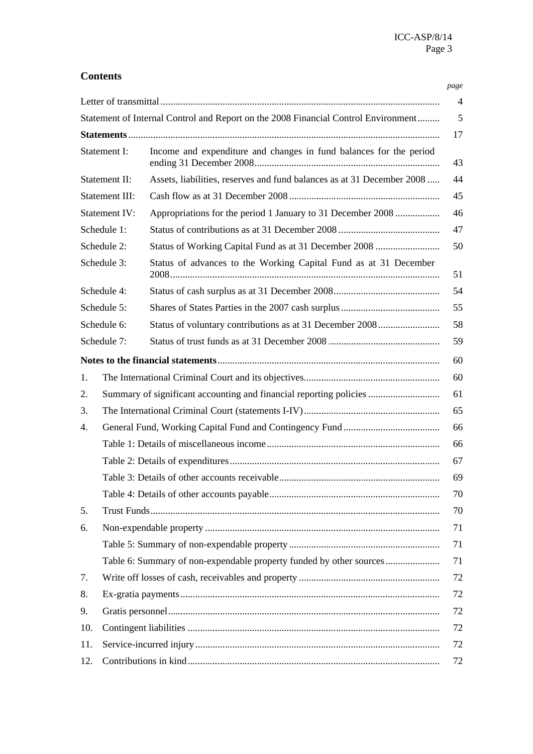## Contents

| | | page |
|---|---|---|
| Letter of transmittal | | 4 |
| Statement of Internal Control and Report on the 2008 Financial Control Environment | | 5 |
| **Statements** | | 17 |
| Statement I: | Income and expenditure and changes in fund balances for the period ending 31 December 2008 | 43 |
| Statement II: | Assets, liabilities, reserves and fund balances as at 31 December 2008 | 44 |
| Statement III: | Cash flow as at 31 December 2008 | 45 |
| Statement IV: | Appropriations for the period 1 January to 31 December 2008 | 46 |
| Schedule 1: | Status of contributions as at 31 December 2008 | 47 |
| Schedule 2: | Status of Working Capital Fund as at 31 December 2008 | 50 |
| Schedule 3: | Status of advances to the Working Capital Fund as at 31 December 2008 | 51 |
| Schedule 4: | Status of cash surplus as at 31 December 2008 | 54 |
| Schedule 5: | Shares of States Parties in the 2007 cash surplus | 55 |
| Schedule 6: | Status of voluntary contributions as at 31 December 2008 | 58 |
| Schedule 7: | Status of trust funds as at 31 December 2008 | 59 |
| **Notes to the financial statements** | | 60 |
| 1. | The International Criminal Court and its objectives | 60 |
| 2. | Summary of significant accounting and financial reporting policies | 61 |
| 3. | The International Criminal Court (statements I-IV) | 65 |
| 4. | General Fund, Working Capital Fund and Contingency Fund | 66 |
| | Table 1: Details of miscellaneous income | 66 |
| | Table 2: Details of expenditures | 67 |
| | Table 3: Details of other accounts receivable | 69 |
| | Table 4: Details of other accounts payable | 70 |
| 5. | Trust Funds | 70 |
| 6. | Non-expendable property | 71 |
| | Table 5: Summary of non-expendable property | 71 |
| | Table 6: Summary of non-expendable property funded by other sources | 71 |
| 7. | Write off losses of cash, receivables and property | 72 |
| 8. | Ex-gratia payments | 72 |
| 9. | Gratis personnel | 72 |
| 10. | Contingent liabilities | 72 |
| 11. | Service-incurred injury | 72 |
| 12. | Contributions in kind | 72 |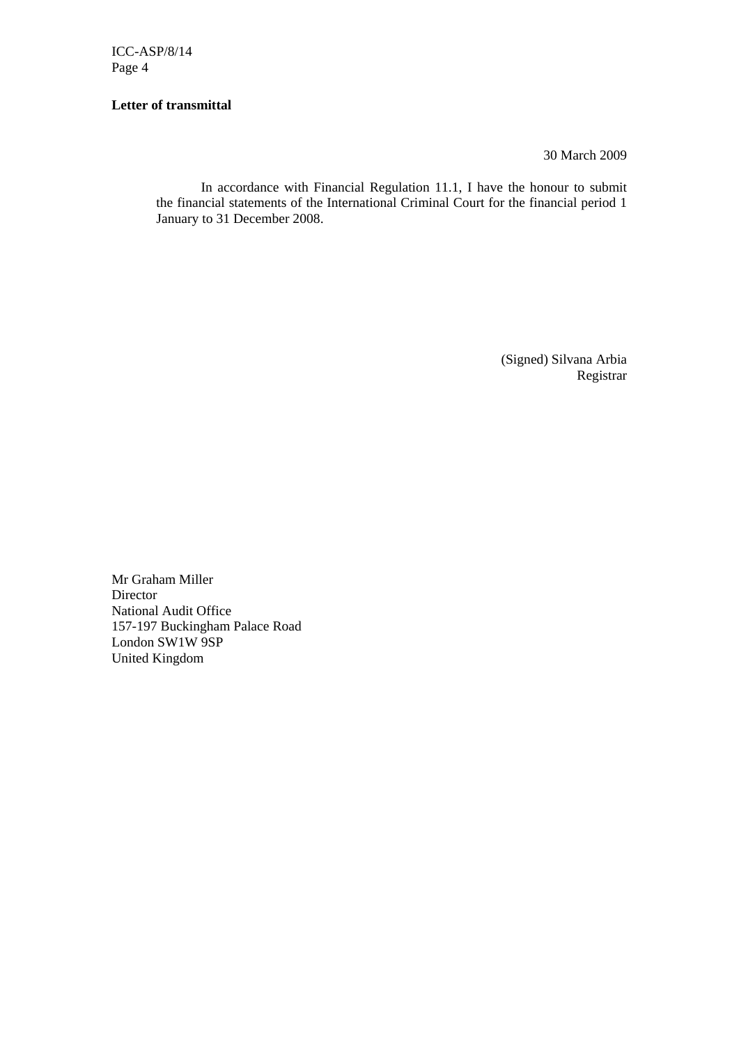**Letter of transmittal**

30 March 2009

In accordance with Financial Regulation 11.1, I have the honour to submit the financial statements of the International Criminal Court for the financial period 1 January to 31 December 2008.

(Signed) Silvana Arbia
Registrar

Mr Graham Miller
Director
National Audit Office
157-197 Buckingham Palace Road
London SW1W 9SP
United Kingdom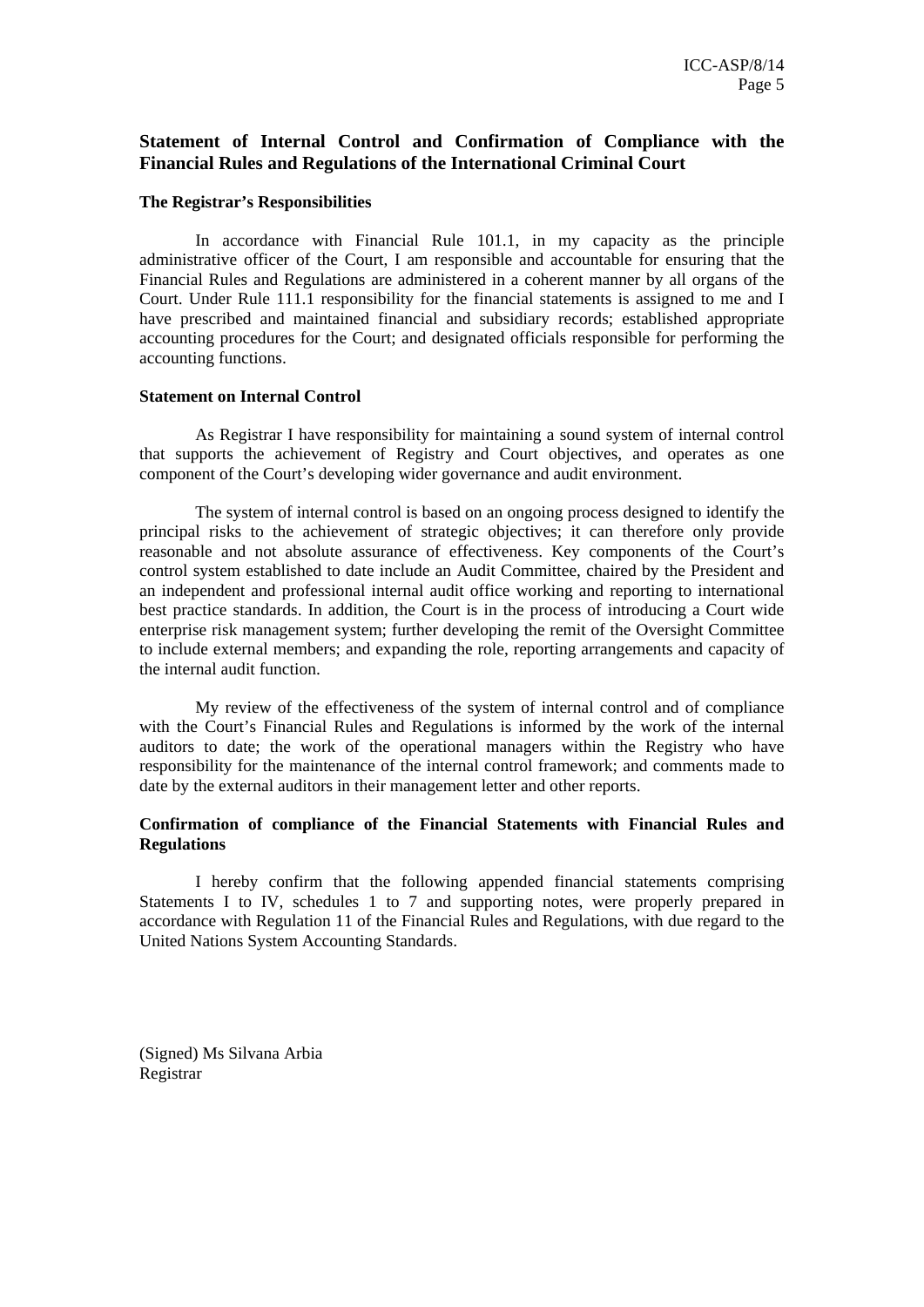## Statement of Internal Control and Confirmation of Compliance with the Financial Rules and Regulations of the International Criminal Court

### The Registrar's Responsibilities

In accordance with Financial Rule 101.1, in my capacity as the principle administrative officer of the Court, I am responsible and accountable for ensuring that the Financial Rules and Regulations are administered in a coherent manner by all organs of the Court. Under Rule 111.1 responsibility for the financial statements is assigned to me and I have prescribed and maintained financial and subsidiary records; established appropriate accounting procedures for the Court; and designated officials responsible for performing the accounting functions.

### Statement on Internal Control

As Registrar I have responsibility for maintaining a sound system of internal control that supports the achievement of Registry and Court objectives, and operates as one component of the Court's developing wider governance and audit environment.

The system of internal control is based on an ongoing process designed to identify the principal risks to the achievement of strategic objectives; it can therefore only provide reasonable and not absolute assurance of effectiveness. Key components of the Court's control system established to date include an Audit Committee, chaired by the President and an independent and professional internal audit office working and reporting to international best practice standards. In addition, the Court is in the process of introducing a Court wide enterprise risk management system; further developing the remit of the Oversight Committee to include external members; and expanding the role, reporting arrangements and capacity of the internal audit function.

My review of the effectiveness of the system of internal control and of compliance with the Court's Financial Rules and Regulations is informed by the work of the internal auditors to date; the work of the operational managers within the Registry who have responsibility for the maintenance of the internal control framework; and comments made to date by the external auditors in their management letter and other reports.

### Confirmation of compliance of the Financial Statements with Financial Rules and Regulations

I hereby confirm that the following appended financial statements comprising Statements I to IV, schedules 1 to 7 and supporting notes, were properly prepared in accordance with Regulation 11 of the Financial Rules and Regulations, with due regard to the United Nations System Accounting Standards.

(Signed) Ms Silvana Arbia
Registrar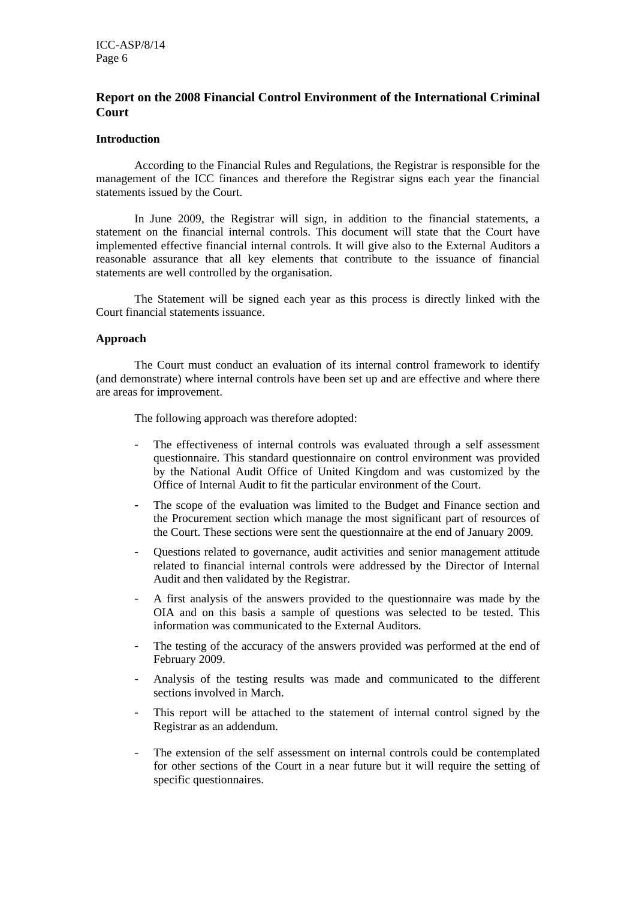## Report on the 2008 Financial Control Environment of the International Criminal Court

### Introduction

According to the Financial Rules and Regulations, the Registrar is responsible for the management of the ICC finances and therefore the Registrar signs each year the financial statements issued by the Court.

In June 2009, the Registrar will sign, in addition to the financial statements, a statement on the financial internal controls. This document will state that the Court have implemented effective financial internal controls. It will give also to the External Auditors a reasonable assurance that all key elements that contribute to the issuance of financial statements are well controlled by the organisation.

The Statement will be signed each year as this process is directly linked with the Court financial statements issuance.

### Approach

The Court must conduct an evaluation of its internal control framework to identify (and demonstrate) where internal controls have been set up and are effective and where there are areas for improvement.

The following approach was therefore adopted:

- The effectiveness of internal controls was evaluated through a self assessment questionnaire. This standard questionnaire on control environment was provided by the National Audit Office of United Kingdom and was customized by the Office of Internal Audit to fit the particular environment of the Court.
- The scope of the evaluation was limited to the Budget and Finance section and the Procurement section which manage the most significant part of resources of the Court. These sections were sent the questionnaire at the end of January 2009.
- Questions related to governance, audit activities and senior management attitude related to financial internal controls were addressed by the Director of Internal Audit and then validated by the Registrar.
- A first analysis of the answers provided to the questionnaire was made by the OIA and on this basis a sample of questions was selected to be tested. This information was communicated to the External Auditors.
- The testing of the accuracy of the answers provided was performed at the end of February 2009.
- Analysis of the testing results was made and communicated to the different sections involved in March.
- This report will be attached to the statement of internal control signed by the Registrar as an addendum.
- The extension of the self assessment on internal controls could be contemplated for other sections of the Court in a near future but it will require the setting of specific questionnaires.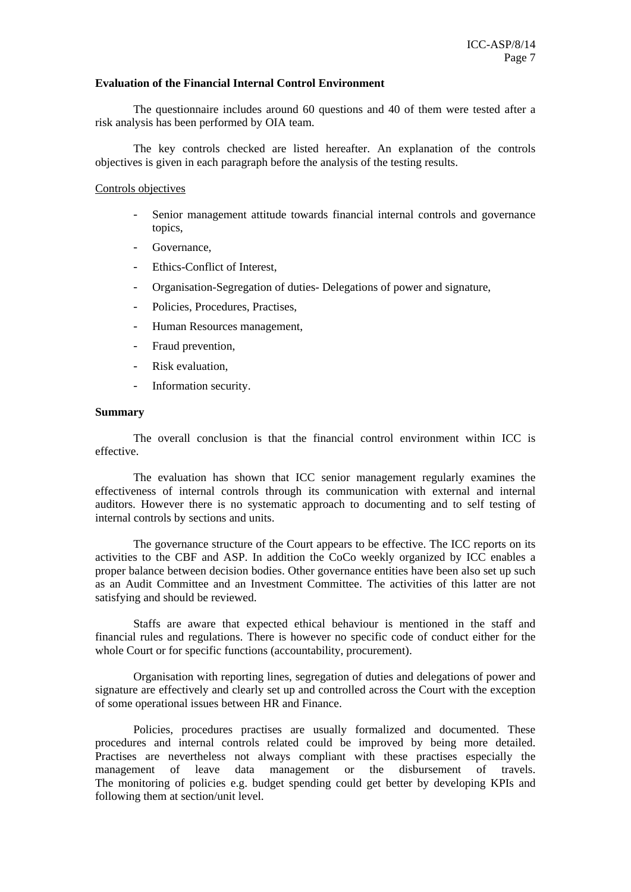**Evaluation of the Financial Internal Control Environment**

The questionnaire includes around 60 questions and 40 of them were tested after a risk analysis has been performed by OIA team.

The key controls checked are listed hereafter. An explanation of the controls objectives is given in each paragraph before the analysis of the testing results.

Controls objectives

- Senior management attitude towards financial internal controls and governance topics,
- Governance,
- Ethics-Conflict of Interest,
- Organisation-Segregation of duties- Delegations of power and signature,
- Policies, Procedures, Practises,
- Human Resources management,
- Fraud prevention,
- Risk evaluation,
- Information security.

**Summary**

The overall conclusion is that the financial control environment within ICC is effective.

The evaluation has shown that ICC senior management regularly examines the effectiveness of internal controls through its communication with external and internal auditors. However there is no systematic approach to documenting and to self testing of internal controls by sections and units.

The governance structure of the Court appears to be effective. The ICC reports on its activities to the CBF and ASP. In addition the CoCo weekly organized by ICC enables a proper balance between decision bodies. Other governance entities have been also set up such as an Audit Committee and an Investment Committee. The activities of this latter are not satisfying and should be reviewed.

Staffs are aware that expected ethical behaviour is mentioned in the staff and financial rules and regulations. There is however no specific code of conduct either for the whole Court or for specific functions (accountability, procurement).

Organisation with reporting lines, segregation of duties and delegations of power and signature are effectively and clearly set up and controlled across the Court with the exception of some operational issues between HR and Finance.

Policies, procedures practises are usually formalized and documented. These procedures and internal controls related could be improved by being more detailed. Practises are nevertheless not always compliant with these practises especially the management of leave data management or the disbursement of travels. The monitoring of policies e.g. budget spending could get better by developing KPIs and following them at section/unit level.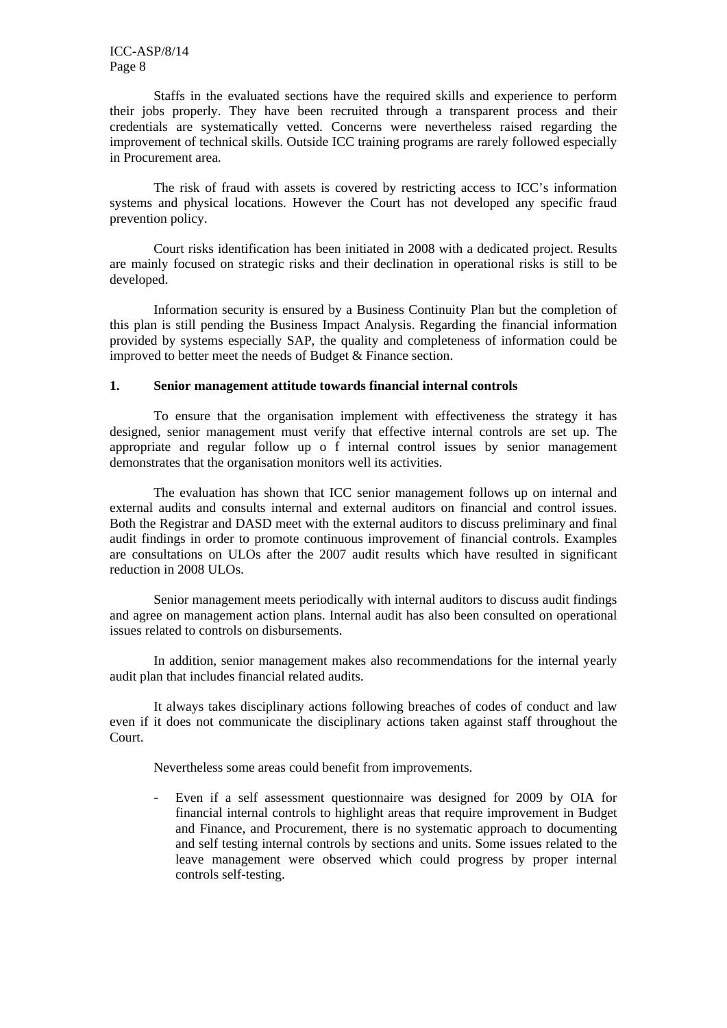Staffs in the evaluated sections have the required skills and experience to perform their jobs properly. They have been recruited through a transparent process and their credentials are systematically vetted. Concerns were nevertheless raised regarding the improvement of technical skills. Outside ICC training programs are rarely followed especially in Procurement area.

The risk of fraud with assets is covered by restricting access to ICC's information systems and physical locations. However the Court has not developed any specific fraud prevention policy.

Court risks identification has been initiated in 2008 with a dedicated project. Results are mainly focused on strategic risks and their declination in operational risks is still to be developed.

Information security is ensured by a Business Continuity Plan but the completion of this plan is still pending the Business Impact Analysis. Regarding the financial information provided by systems especially SAP, the quality and completeness of information could be improved to better meet the needs of Budget & Finance section.

## 1. Senior management attitude towards financial internal controls

To ensure that the organisation implement with effectiveness the strategy it has designed, senior management must verify that effective internal controls are set up. The appropriate and regular follow up o f internal control issues by senior management demonstrates that the organisation monitors well its activities.

The evaluation has shown that ICC senior management follows up on internal and external audits and consults internal and external auditors on financial and control issues. Both the Registrar and DASD meet with the external auditors to discuss preliminary and final audit findings in order to promote continuous improvement of financial controls. Examples are consultations on ULOs after the 2007 audit results which have resulted in significant reduction in 2008 ULOs.

Senior management meets periodically with internal auditors to discuss audit findings and agree on management action plans. Internal audit has also been consulted on operational issues related to controls on disbursements.

In addition, senior management makes also recommendations for the internal yearly audit plan that includes financial related audits.

It always takes disciplinary actions following breaches of codes of conduct and law even if it does not communicate the disciplinary actions taken against staff throughout the Court.

Nevertheless some areas could benefit from improvements.

- Even if a self assessment questionnaire was designed for 2009 by OIA for financial internal controls to highlight areas that require improvement in Budget and Finance, and Procurement, there is no systematic approach to documenting and self testing internal controls by sections and units. Some issues related to the leave management were observed which could progress by proper internal controls self-testing.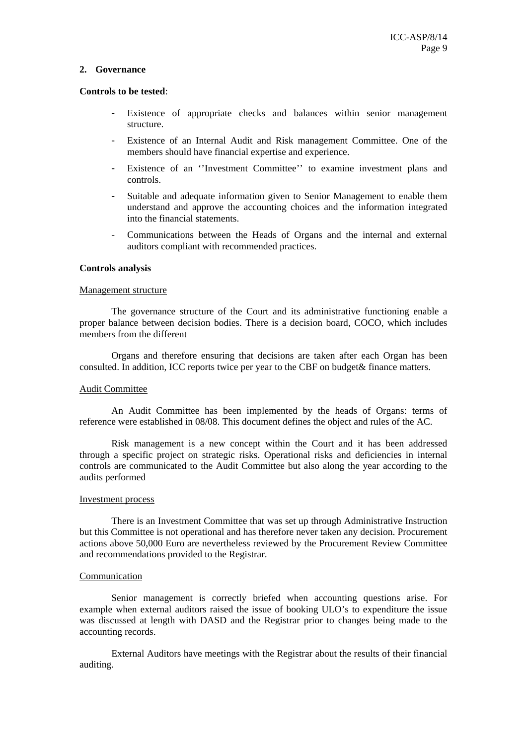## 2. Governance

**Controls to be tested**:

- Existence of appropriate checks and balances within senior management structure.
- Existence of an Internal Audit and Risk management Committee. One of the members should have financial expertise and experience.
- Existence of an ''Investment Committee'' to examine investment plans and controls.
- Suitable and adequate information given to Senior Management to enable them understand and approve the accounting choices and the information integrated into the financial statements.
- Communications between the Heads of Organs and the internal and external auditors compliant with recommended practices.

**Controls analysis**

Management structure

The governance structure of the Court and its administrative functioning enable a proper balance between decision bodies. There is a decision board, COCO, which includes members from the different

Organs and therefore ensuring that decisions are taken after each Organ has been consulted. In addition, ICC reports twice per year to the CBF on budget& finance matters.

Audit Committee

An Audit Committee has been implemented by the heads of Organs: terms of reference were established in 08/08. This document defines the object and rules of the AC.

Risk management is a new concept within the Court and it has been addressed through a specific project on strategic risks. Operational risks and deficiencies in internal controls are communicated to the Audit Committee but also along the year according to the audits performed

Investment process

There is an Investment Committee that was set up through Administrative Instruction but this Committee is not operational and has therefore never taken any decision. Procurement actions above 50,000 Euro are nevertheless reviewed by the Procurement Review Committee and recommendations provided to the Registrar.

Communication

Senior management is correctly briefed when accounting questions arise. For example when external auditors raised the issue of booking ULO's to expenditure the issue was discussed at length with DASD and the Registrar prior to changes being made to the accounting records.

External Auditors have meetings with the Registrar about the results of their financial auditing.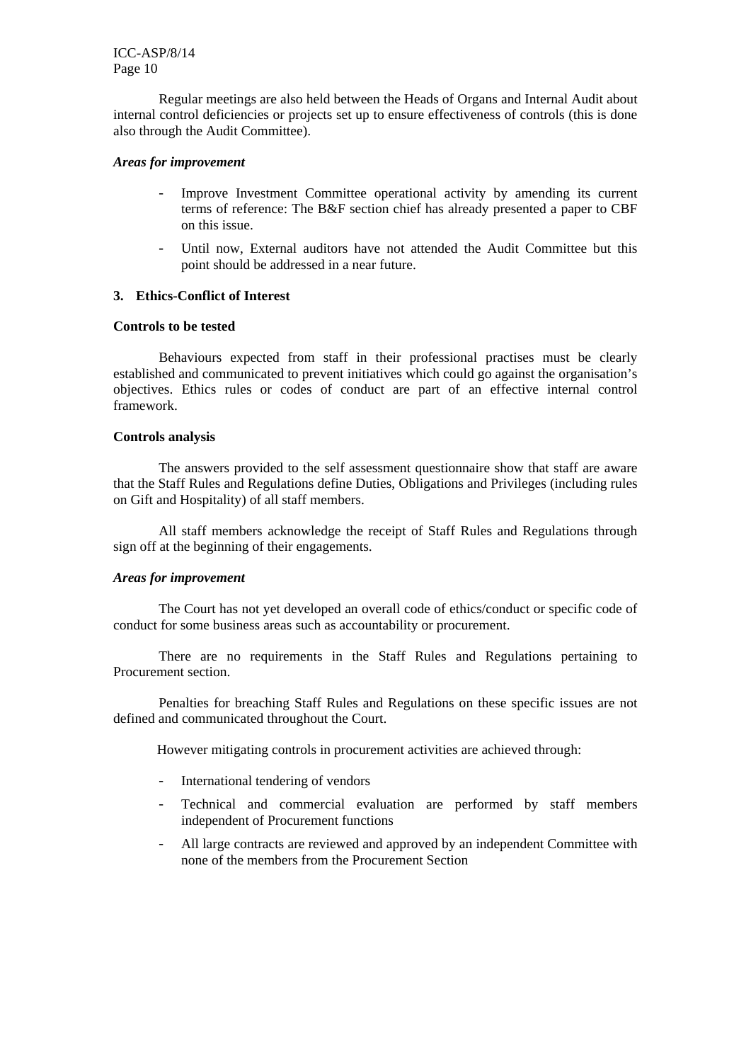Regular meetings are also held between the Heads of Organs and Internal Audit about internal control deficiencies or projects set up to ensure effectiveness of controls (this is done also through the Audit Committee).

***Areas for improvement***

- Improve Investment Committee operational activity by amending its current terms of reference: The B&F section chief has already presented a paper to CBF on this issue.
- Until now, External auditors have not attended the Audit Committee but this point should be addressed in a near future.

### 3. Ethics-Conflict of Interest

**Controls to be tested**

Behaviours expected from staff in their professional practises must be clearly established and communicated to prevent initiatives which could go against the organisation's objectives. Ethics rules or codes of conduct are part of an effective internal control framework.

**Controls analysis**

The answers provided to the self assessment questionnaire show that staff are aware that the Staff Rules and Regulations define Duties, Obligations and Privileges (including rules on Gift and Hospitality) of all staff members.

All staff members acknowledge the receipt of Staff Rules and Regulations through sign off at the beginning of their engagements.

***Areas for improvement***

The Court has not yet developed an overall code of ethics/conduct or specific code of conduct for some business areas such as accountability or procurement.

There are no requirements in the Staff Rules and Regulations pertaining to Procurement section.

Penalties for breaching Staff Rules and Regulations on these specific issues are not defined and communicated throughout the Court.

However mitigating controls in procurement activities are achieved through:

- International tendering of vendors
- Technical and commercial evaluation are performed by staff members independent of Procurement functions
- All large contracts are reviewed and approved by an independent Committee with none of the members from the Procurement Section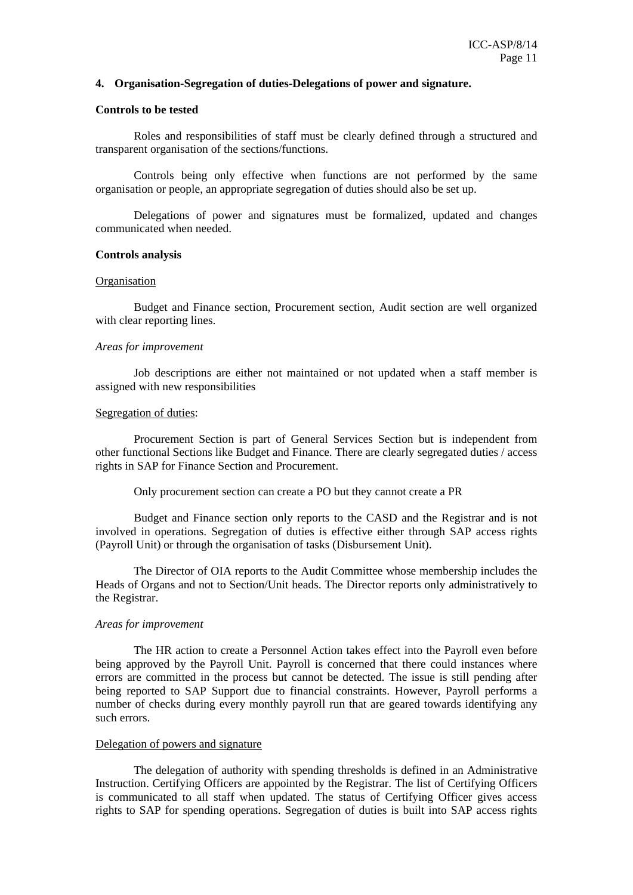## 4. Organisation-Segregation of duties-Delegations of power and signature.

**Controls to be tested**

Roles and responsibilities of staff must be clearly defined through a structured and transparent organisation of the sections/functions.

Controls being only effective when functions are not performed by the same organisation or people, an appropriate segregation of duties should also be set up.

Delegations of power and signatures must be formalized, updated and changes communicated when needed.

**Controls analysis**

Organisation

Budget and Finance section, Procurement section, Audit section are well organized with clear reporting lines.

*Areas for improvement*

Job descriptions are either not maintained or not updated when a staff member is assigned with new responsibilities

Segregation of duties:

Procurement Section is part of General Services Section but is independent from other functional Sections like Budget and Finance. There are clearly segregated duties / access rights in SAP for Finance Section and Procurement.

Only procurement section can create a PO but they cannot create a PR

Budget and Finance section only reports to the CASD and the Registrar and is not involved in operations. Segregation of duties is effective either through SAP access rights (Payroll Unit) or through the organisation of tasks (Disbursement Unit).

The Director of OIA reports to the Audit Committee whose membership includes the Heads of Organs and not to Section/Unit heads. The Director reports only administratively to the Registrar.

*Areas for improvement*

The HR action to create a Personnel Action takes effect into the Payroll even before being approved by the Payroll Unit. Payroll is concerned that there could instances where errors are committed in the process but cannot be detected. The issue is still pending after being reported to SAP Support due to financial constraints. However, Payroll performs a number of checks during every monthly payroll run that are geared towards identifying any such errors.

Delegation of powers and signature

The delegation of authority with spending thresholds is defined in an Administrative Instruction. Certifying Officers are appointed by the Registrar. The list of Certifying Officers is communicated to all staff when updated. The status of Certifying Officer gives access rights to SAP for spending operations. Segregation of duties is built into SAP access rights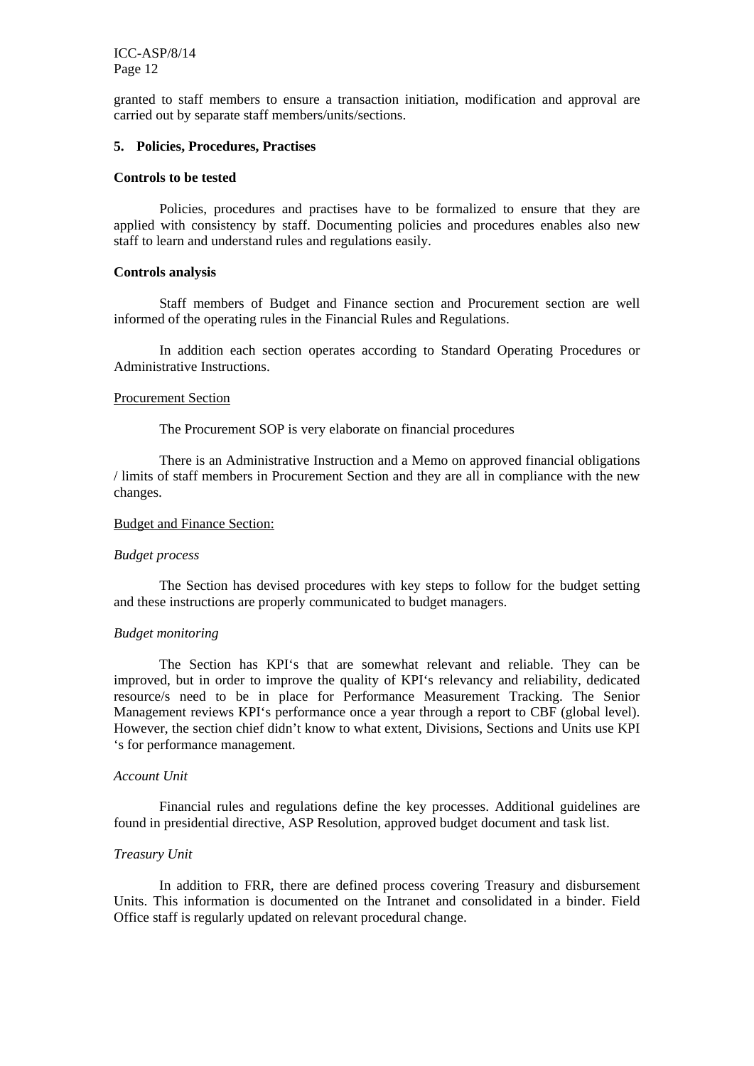granted to staff members to ensure a transaction initiation, modification and approval are carried out by separate staff members/units/sections.

**5. Policies, Procedures, Practises**

**Controls to be tested**

Policies, procedures and practises have to be formalized to ensure that they are applied with consistency by staff. Documenting policies and procedures enables also new staff to learn and understand rules and regulations easily.

**Controls analysis**

Staff members of Budget and Finance section and Procurement section are well informed of the operating rules in the Financial Rules and Regulations.

In addition each section operates according to Standard Operating Procedures or Administrative Instructions.

<u>Procurement Section</u>

The Procurement SOP is very elaborate on financial procedures

There is an Administrative Instruction and a Memo on approved financial obligations / limits of staff members in Procurement Section and they are all in compliance with the new changes.

<u>Budget and Finance Section:</u>

*Budget process*

The Section has devised procedures with key steps to follow for the budget setting and these instructions are properly communicated to budget managers.

*Budget monitoring*

The Section has KPI's that are somewhat relevant and reliable. They can be improved, but in order to improve the quality of KPI's relevancy and reliability, dedicated resource/s need to be in place for Performance Measurement Tracking. The Senior Management reviews KPI's performance once a year through a report to CBF (global level). However, the section chief didn't know to what extent, Divisions, Sections and Units use KPI 's for performance management.

*Account Unit*

Financial rules and regulations define the key processes. Additional guidelines are found in presidential directive, ASP Resolution, approved budget document and task list.

*Treasury Unit*

In addition to FRR, there are defined process covering Treasury and disbursement Units. This information is documented on the Intranet and consolidated in a binder. Field Office staff is regularly updated on relevant procedural change.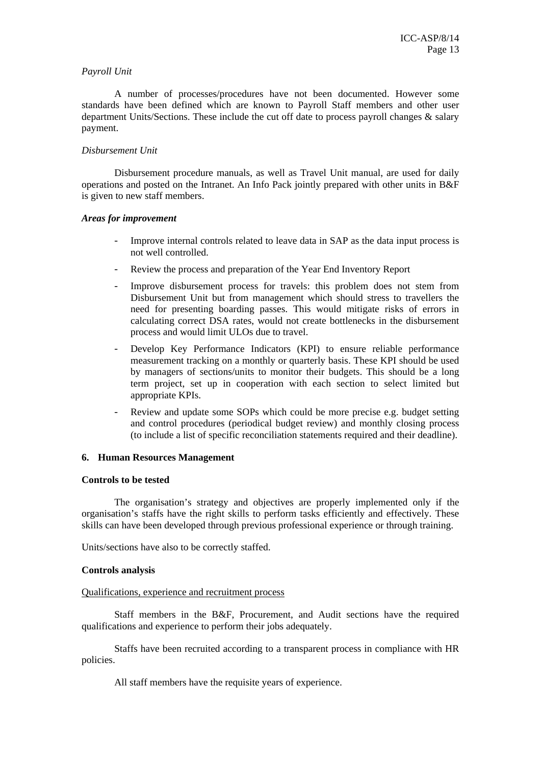*Payroll Unit*

A number of processes/procedures have not been documented. However some standards have been defined which are known to Payroll Staff members and other user department Units/Sections. These include the cut off date to process payroll changes & salary payment.

*Disbursement Unit*

Disbursement procedure manuals, as well as Travel Unit manual, are used for daily operations and posted on the Intranet. An Info Pack jointly prepared with other units in B&F is given to new staff members.

***Areas for improvement***

- Improve internal controls related to leave data in SAP as the data input process is not well controlled.
- Review the process and preparation of the Year End Inventory Report
- Improve disbursement process for travels: this problem does not stem from Disbursement Unit but from management which should stress to travellers the need for presenting boarding passes. This would mitigate risks of errors in calculating correct DSA rates, would not create bottlenecks in the disbursement process and would limit ULOs due to travel.
- Develop Key Performance Indicators (KPI) to ensure reliable performance measurement tracking on a monthly or quarterly basis. These KPI should be used by managers of sections/units to monitor their budgets. This should be a long term project, set up in cooperation with each section to select limited but appropriate KPIs.
- Review and update some SOPs which could be more precise e.g. budget setting and control procedures (periodical budget review) and monthly closing process (to include a list of specific reconciliation statements required and their deadline).

## 6. Human Resources Management

**Controls to be tested**

The organisation's strategy and objectives are properly implemented only if the organisation's staffs have the right skills to perform tasks efficiently and effectively. These skills can have been developed through previous professional experience or through training.

Units/sections have also to be correctly staffed.

**Controls analysis**

<u>Qualifications, experience and recruitment process</u>

Staff members in the B&F, Procurement, and Audit sections have the required qualifications and experience to perform their jobs adequately.

Staffs have been recruited according to a transparent process in compliance with HR policies.

All staff members have the requisite years of experience.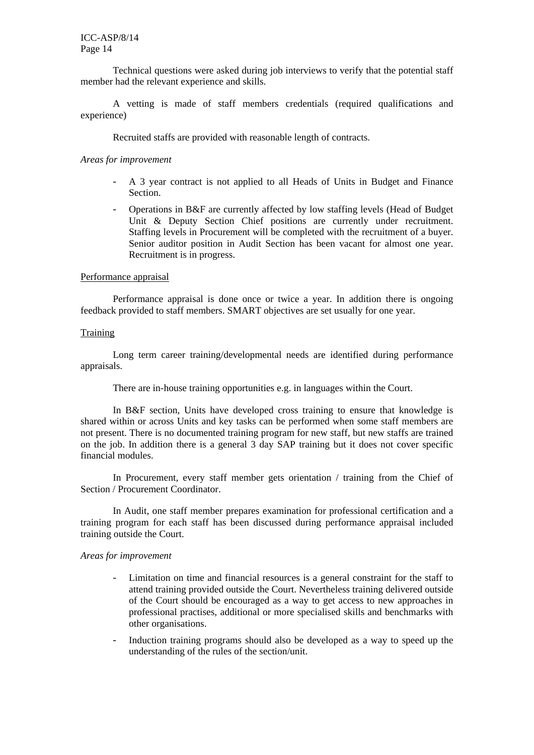Technical questions were asked during job interviews to verify that the potential staff member had the relevant experience and skills.

A vetting is made of staff members credentials (required qualifications and experience)

Recruited staffs are provided with reasonable length of contracts.

*Areas for improvement*

- A 3 year contract is not applied to all Heads of Units in Budget and Finance Section.
- Operations in B&F are currently affected by low staffing levels (Head of Budget Unit & Deputy Section Chief positions are currently under recruitment. Staffing levels in Procurement will be completed with the recruitment of a buyer. Senior auditor position in Audit Section has been vacant for almost one year. Recruitment is in progress.

Performance appraisal

Performance appraisal is done once or twice a year. In addition there is ongoing feedback provided to staff members. SMART objectives are set usually for one year.

Training

Long term career training/developmental needs are identified during performance appraisals.

There are in-house training opportunities e.g. in languages within the Court.

In B&F section, Units have developed cross training to ensure that knowledge is shared within or across Units and key tasks can be performed when some staff members are not present. There is no documented training program for new staff, but new staffs are trained on the job. In addition there is a general 3 day SAP training but it does not cover specific financial modules.

In Procurement, every staff member gets orientation / training from the Chief of Section / Procurement Coordinator.

In Audit, one staff member prepares examination for professional certification and a training program for each staff has been discussed during performance appraisal included training outside the Court.

*Areas for improvement*

- Limitation on time and financial resources is a general constraint for the staff to attend training provided outside the Court. Nevertheless training delivered outside of the Court should be encouraged as a way to get access to new approaches in professional practises, additional or more specialised skills and benchmarks with other organisations.
- Induction training programs should also be developed as a way to speed up the understanding of the rules of the section/unit.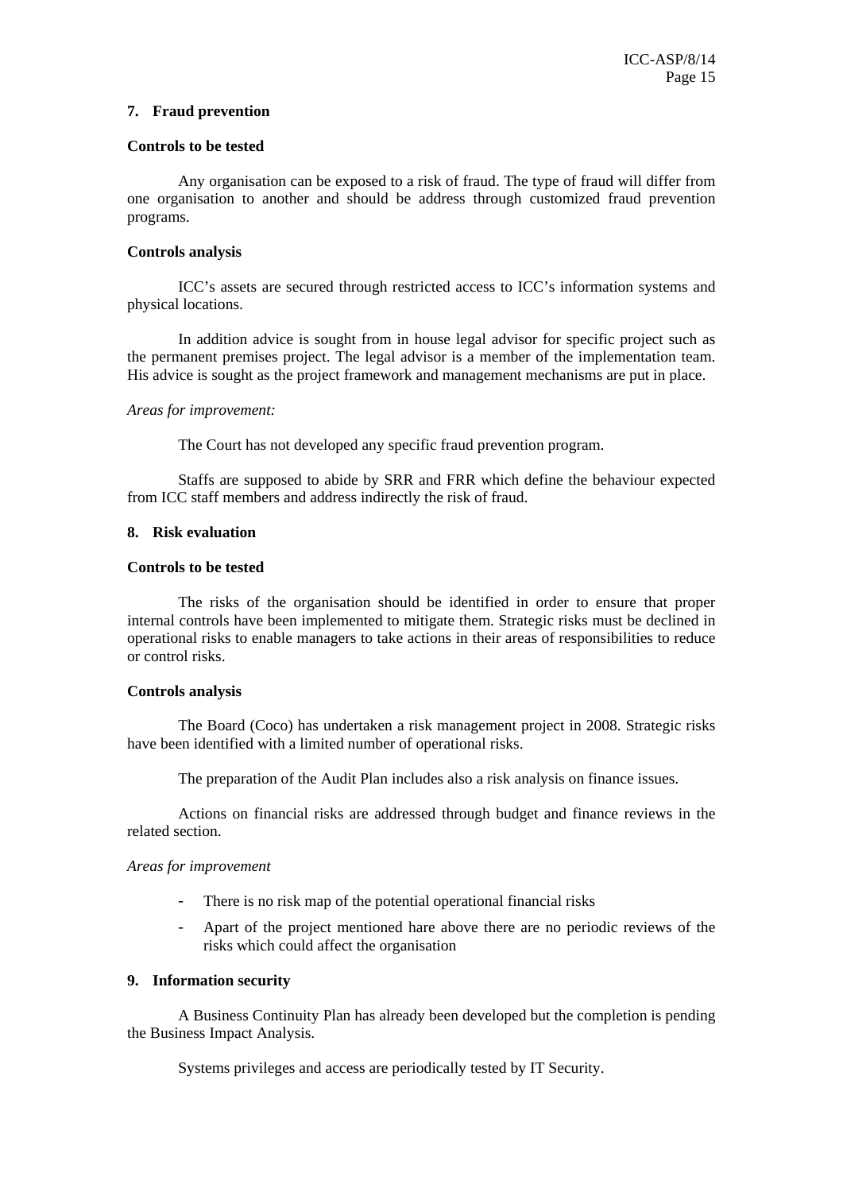### 7. Fraud prevention

**Controls to be tested**

Any organisation can be exposed to a risk of fraud. The type of fraud will differ from one organisation to another and should be address through customized fraud prevention programs.

**Controls analysis**

ICC's assets are secured through restricted access to ICC's information systems and physical locations.

In addition advice is sought from in house legal advisor for specific project such as the permanent premises project. The legal advisor is a member of the implementation team. His advice is sought as the project framework and management mechanisms are put in place.

*Areas for improvement:*

The Court has not developed any specific fraud prevention program.

Staffs are supposed to abide by SRR and FRR which define the behaviour expected from ICC staff members and address indirectly the risk of fraud.

### 8. Risk evaluation

**Controls to be tested**

The risks of the organisation should be identified in order to ensure that proper internal controls have been implemented to mitigate them. Strategic risks must be declined in operational risks to enable managers to take actions in their areas of responsibilities to reduce or control risks.

**Controls analysis**

The Board (Coco) has undertaken a risk management project in 2008. Strategic risks have been identified with a limited number of operational risks.

The preparation of the Audit Plan includes also a risk analysis on finance issues.

Actions on financial risks are addressed through budget and finance reviews in the related section.

*Areas for improvement*

- There is no risk map of the potential operational financial risks
- Apart of the project mentioned hare above there are no periodic reviews of the risks which could affect the organisation

### 9. Information security

A Business Continuity Plan has already been developed but the completion is pending the Business Impact Analysis.

Systems privileges and access are periodically tested by IT Security.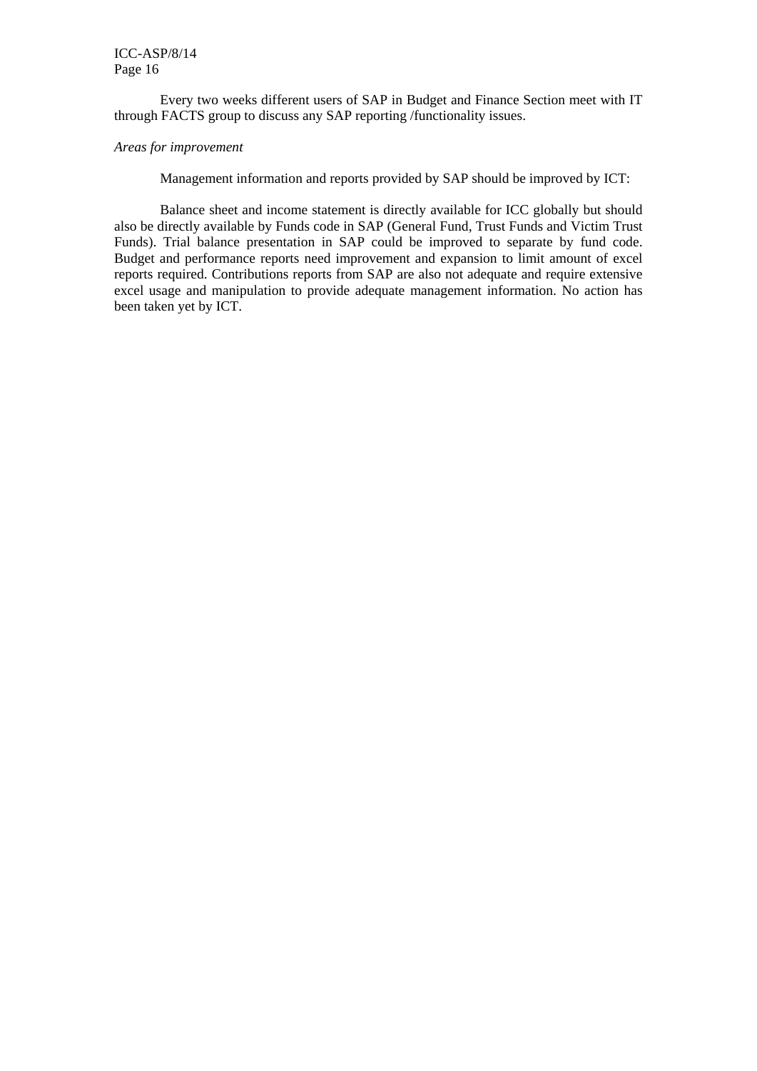Every two weeks different users of SAP in Budget and Finance Section meet with IT through FACTS group to discuss any SAP reporting /functionality issues.

*Areas for improvement*

Management information and reports provided by SAP should be improved by ICT:

Balance sheet and income statement is directly available for ICC globally but should also be directly available by Funds code in SAP (General Fund, Trust Funds and Victim Trust Funds). Trial balance presentation in SAP could be improved to separate by fund code. Budget and performance reports need improvement and expansion to limit amount of excel reports required. Contributions reports from SAP are also not adequate and require extensive excel usage and manipulation to provide adequate management information. No action has been taken yet by ICT.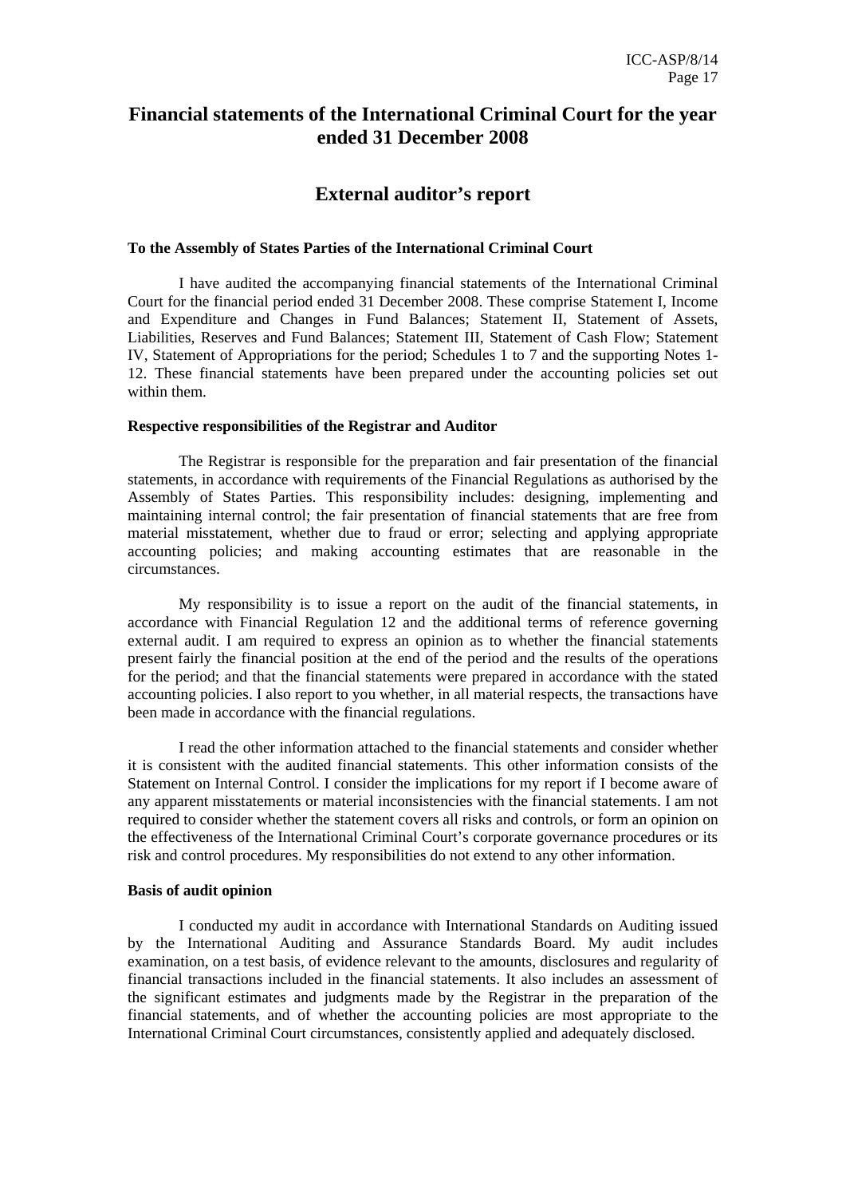# Financial statements of the International Criminal Court for the year ended 31 December 2008

## External auditor's report

**To the Assembly of States Parties of the International Criminal Court**

I have audited the accompanying financial statements of the International Criminal Court for the financial period ended 31 December 2008. These comprise Statement I, Income and Expenditure and Changes in Fund Balances; Statement II, Statement of Assets, Liabilities, Reserves and Fund Balances; Statement III, Statement of Cash Flow; Statement IV, Statement of Appropriations for the period; Schedules 1 to 7 and the supporting Notes 1-12. These financial statements have been prepared under the accounting policies set out within them.

**Respective responsibilities of the Registrar and Auditor**

The Registrar is responsible for the preparation and fair presentation of the financial statements, in accordance with requirements of the Financial Regulations as authorised by the Assembly of States Parties. This responsibility includes: designing, implementing and maintaining internal control; the fair presentation of financial statements that are free from material misstatement, whether due to fraud or error; selecting and applying appropriate accounting policies; and making accounting estimates that are reasonable in the circumstances.

My responsibility is to issue a report on the audit of the financial statements, in accordance with Financial Regulation 12 and the additional terms of reference governing external audit. I am required to express an opinion as to whether the financial statements present fairly the financial position at the end of the period and the results of the operations for the period; and that the financial statements were prepared in accordance with the stated accounting policies. I also report to you whether, in all material respects, the transactions have been made in accordance with the financial regulations.

I read the other information attached to the financial statements and consider whether it is consistent with the audited financial statements. This other information consists of the Statement on Internal Control. I consider the implications for my report if I become aware of any apparent misstatements or material inconsistencies with the financial statements. I am not required to consider whether the statement covers all risks and controls, or form an opinion on the effectiveness of the International Criminal Court's corporate governance procedures or its risk and control procedures. My responsibilities do not extend to any other information.

**Basis of audit opinion**

I conducted my audit in accordance with International Standards on Auditing issued by the International Auditing and Assurance Standards Board. My audit includes examination, on a test basis, of evidence relevant to the amounts, disclosures and regularity of financial transactions included in the financial statements. It also includes an assessment of the significant estimates and judgments made by the Registrar in the preparation of the financial statements, and of whether the accounting policies are most appropriate to the International Criminal Court circumstances, consistently applied and adequately disclosed.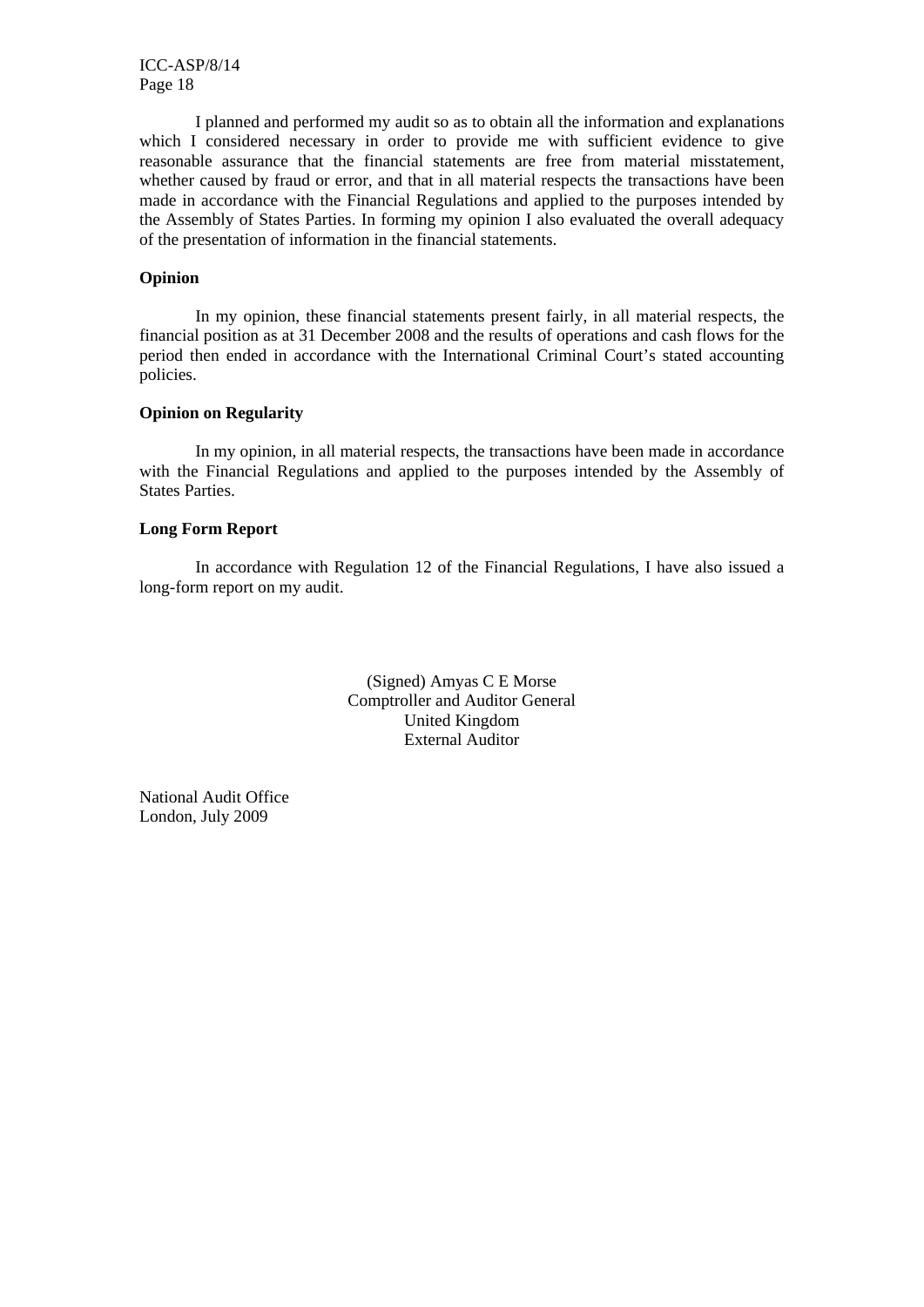I planned and performed my audit so as to obtain all the information and explanations which I considered necessary in order to provide me with sufficient evidence to give reasonable assurance that the financial statements are free from material misstatement, whether caused by fraud or error, and that in all material respects the transactions have been made in accordance with the Financial Regulations and applied to the purposes intended by the Assembly of States Parties. In forming my opinion I also evaluated the overall adequacy of the presentation of information in the financial statements.

**Opinion**

In my opinion, these financial statements present fairly, in all material respects, the financial position as at 31 December 2008 and the results of operations and cash flows for the period then ended in accordance with the International Criminal Court's stated accounting policies.

**Opinion on Regularity**

In my opinion, in all material respects, the transactions have been made in accordance with the Financial Regulations and applied to the purposes intended by the Assembly of States Parties.

**Long Form Report**

In accordance with Regulation 12 of the Financial Regulations, I have also issued a long-form report on my audit.

(Signed) Amyas C E Morse
Comptroller and Auditor General
United Kingdom
External Auditor

National Audit Office
London, July 2009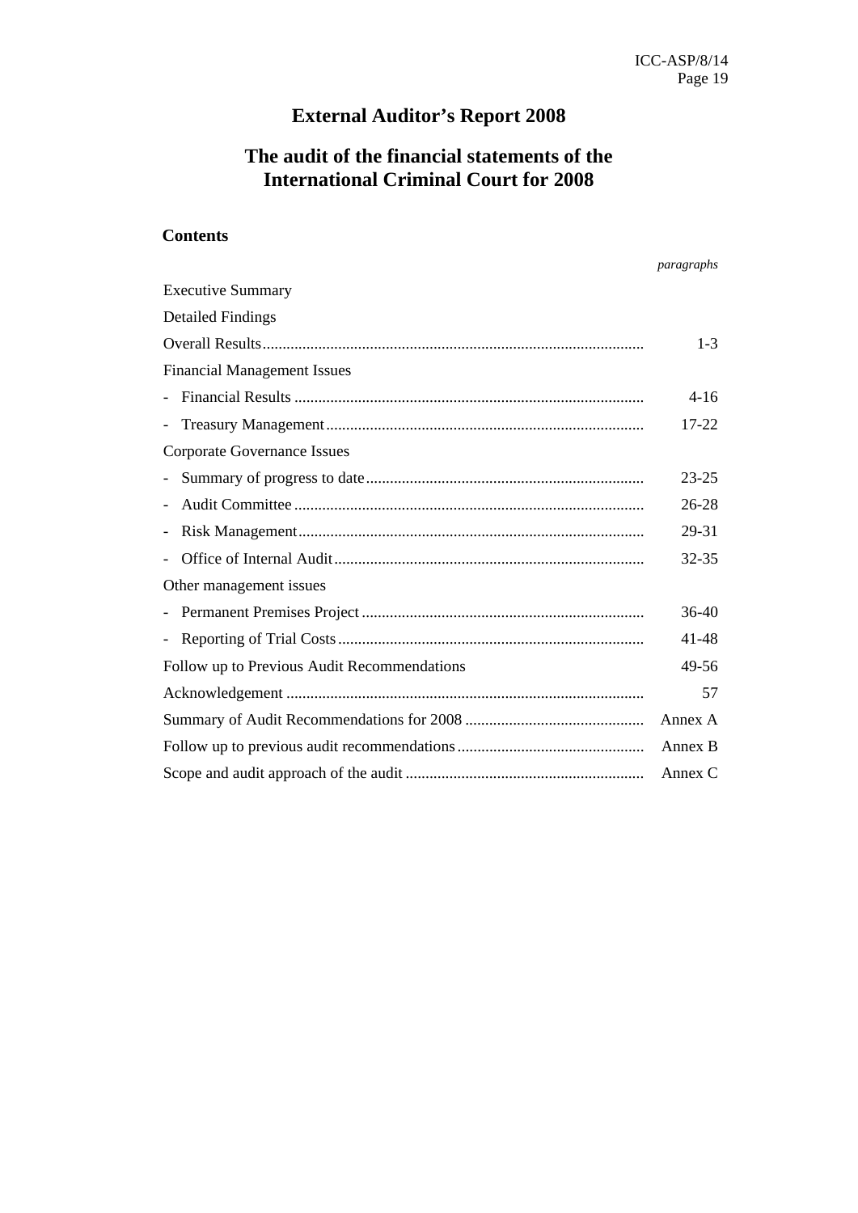# External Auditor's Report 2008

## The audit of the financial statements of the International Criminal Court for 2008

### Contents

| | *paragraphs* |
|---|---|
| Executive Summary | |
| Detailed Findings | |
| Overall Results | 1-3 |
| Financial Management Issues | |
| - Financial Results | 4-16 |
| - Treasury Management | 17-22 |
| Corporate Governance Issues | |
| - Summary of progress to date | 23-25 |
| - Audit Committee | 26-28 |
| - Risk Management | 29-31 |
| - Office of Internal Audit | 32-35 |
| Other management issues | |
| - Permanent Premises Project | 36-40 |
| - Reporting of Trial Costs | 41-48 |
| Follow up to Previous Audit Recommendations | 49-56 |
| Acknowledgement | 57 |
| Summary of Audit Recommendations for 2008 | Annex A |
| Follow up to previous audit recommendations | Annex B |
| Scope and audit approach of the audit | Annex C |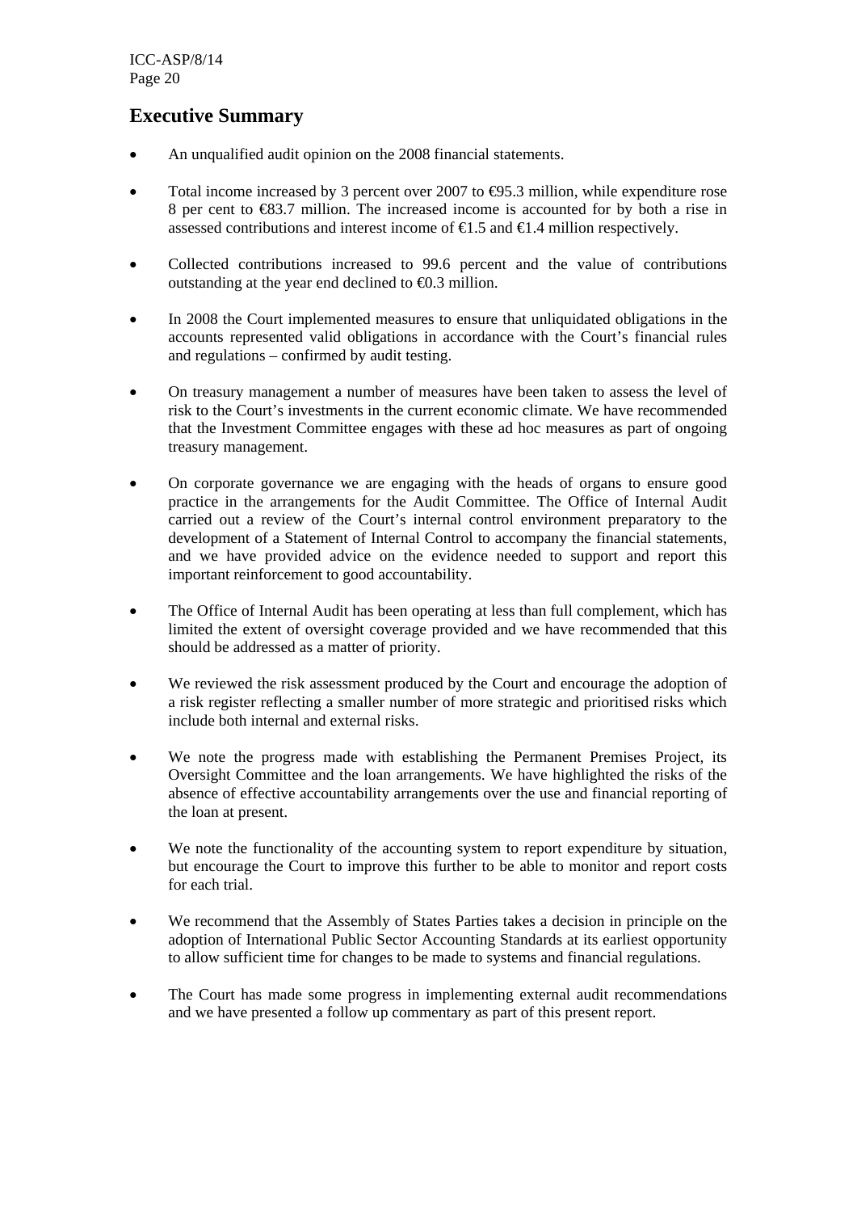## Executive Summary

- An unqualified audit opinion on the 2008 financial statements.

- Total income increased by 3 percent over 2007 to €95.3 million, while expenditure rose 8 per cent to €83.7 million. The increased income is accounted for by both a rise in assessed contributions and interest income of €1.5 and €1.4 million respectively.

- Collected contributions increased to 99.6 percent and the value of contributions outstanding at the year end declined to €0.3 million.

- In 2008 the Court implemented measures to ensure that unliquidated obligations in the accounts represented valid obligations in accordance with the Court's financial rules and regulations – confirmed by audit testing.

- On treasury management a number of measures have been taken to assess the level of risk to the Court's investments in the current economic climate. We have recommended that the Investment Committee engages with these ad hoc measures as part of ongoing treasury management.

- On corporate governance we are engaging with the heads of organs to ensure good practice in the arrangements for the Audit Committee. The Office of Internal Audit carried out a review of the Court's internal control environment preparatory to the development of a Statement of Internal Control to accompany the financial statements, and we have provided advice on the evidence needed to support and report this important reinforcement to good accountability.

- The Office of Internal Audit has been operating at less than full complement, which has limited the extent of oversight coverage provided and we have recommended that this should be addressed as a matter of priority.

- We reviewed the risk assessment produced by the Court and encourage the adoption of a risk register reflecting a smaller number of more strategic and prioritised risks which include both internal and external risks.

- We note the progress made with establishing the Permanent Premises Project, its Oversight Committee and the loan arrangements. We have highlighted the risks of the absence of effective accountability arrangements over the use and financial reporting of the loan at present.

- We note the functionality of the accounting system to report expenditure by situation, but encourage the Court to improve this further to be able to monitor and report costs for each trial.

- We recommend that the Assembly of States Parties takes a decision in principle on the adoption of International Public Sector Accounting Standards at its earliest opportunity to allow sufficient time for changes to be made to systems and financial regulations.

- The Court has made some progress in implementing external audit recommendations and we have presented a follow up commentary as part of this present report.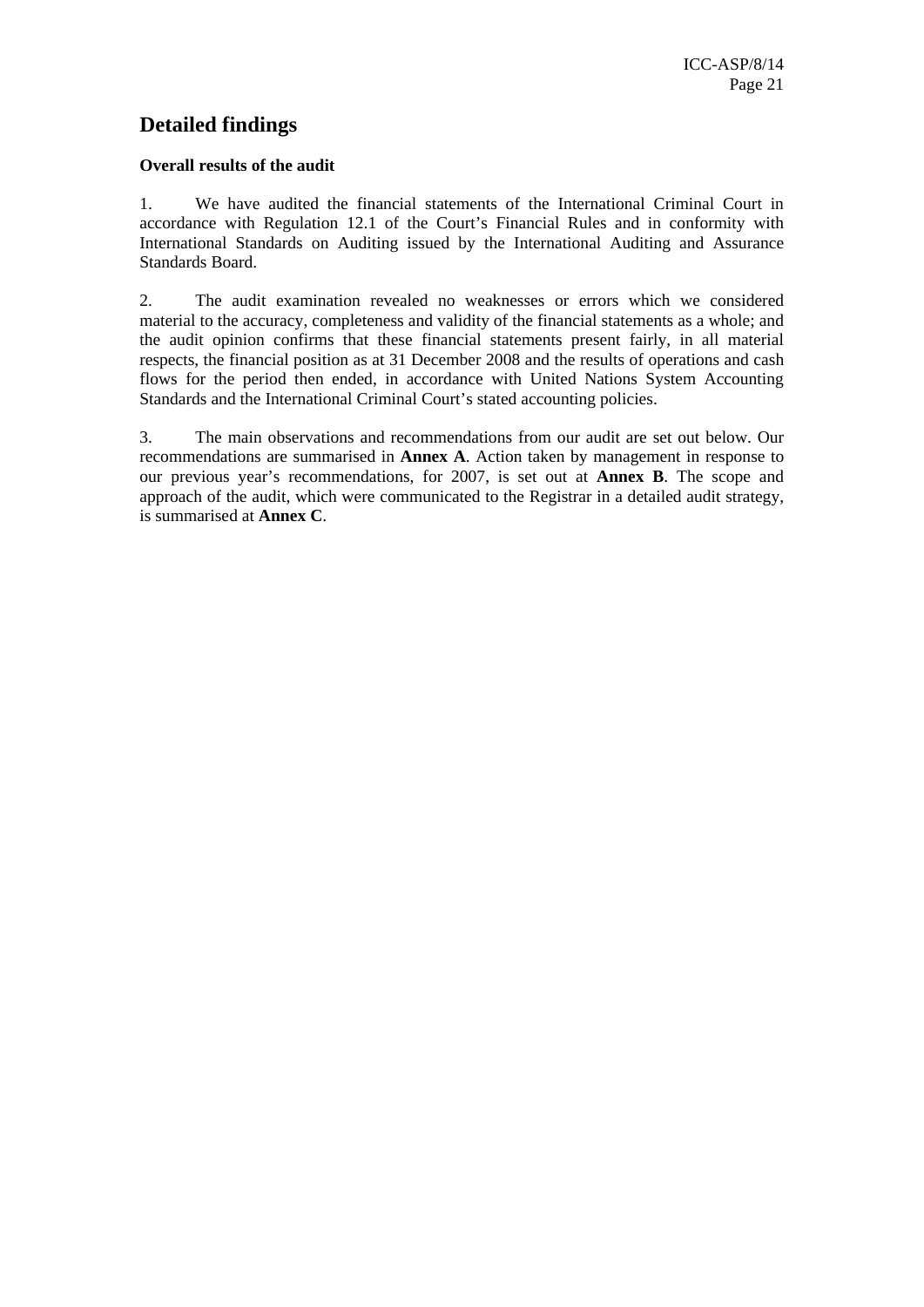## Detailed findings

**Overall results of the audit**

1. We have audited the financial statements of the International Criminal Court in accordance with Regulation 12.1 of the Court's Financial Rules and in conformity with International Standards on Auditing issued by the International Auditing and Assurance Standards Board.

2. The audit examination revealed no weaknesses or errors which we considered material to the accuracy, completeness and validity of the financial statements as a whole; and the audit opinion confirms that these financial statements present fairly, in all material respects, the financial position as at 31 December 2008 and the results of operations and cash flows for the period then ended, in accordance with United Nations System Accounting Standards and the International Criminal Court's stated accounting policies.

3. The main observations and recommendations from our audit are set out below. Our recommendations are summarised in **Annex A**. Action taken by management in response to our previous year's recommendations, for 2007, is set out at **Annex B**. The scope and approach of the audit, which were communicated to the Registrar in a detailed audit strategy, is summarised at **Annex C**.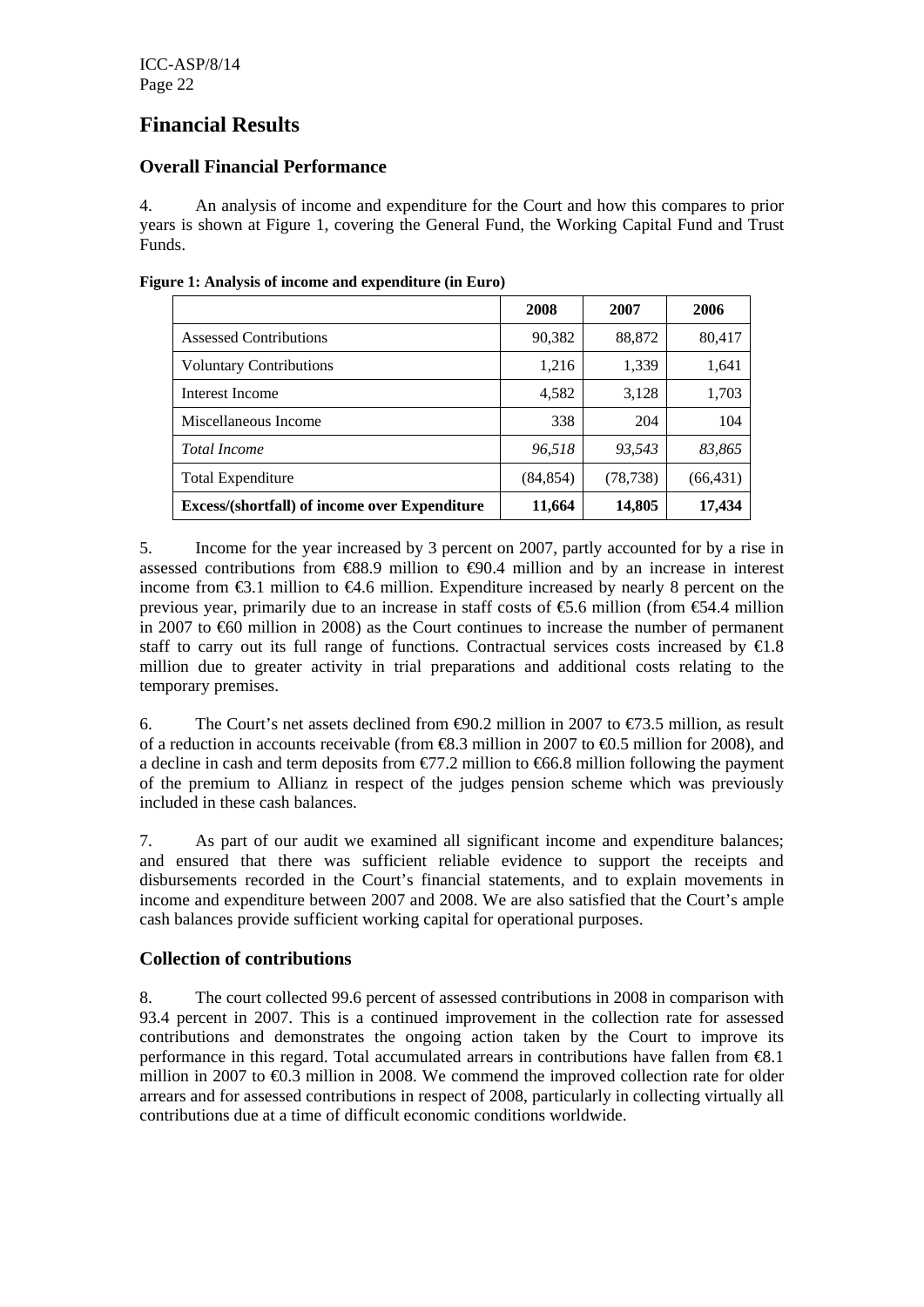# Financial Results

## Overall Financial Performance

4. An analysis of income and expenditure for the Court and how this compares to prior years is shown at Figure 1, covering the General Fund, the Working Capital Fund and Trust Funds.

**Figure 1: Analysis of income and expenditure (in Euro)**

| | 2008 | 2007 | 2006 |
|---|---|---|---|
| Assessed Contributions | 90,382 | 88,872 | 80,417 |
| Voluntary Contributions | 1,216 | 1,339 | 1,641 |
| Interest Income | 4,582 | 3,128 | 1,703 |
| Miscellaneous Income | 338 | 204 | 104 |
| *Total Income* | *96,518* | *93,543* | *83,865* |
| Total Expenditure | (84,854) | (78,738) | (66,431) |
| **Excess/(shortfall) of income over Expenditure** | **11,664** | **14,805** | **17,434** |

5. Income for the year increased by 3 percent on 2007, partly accounted for by a rise in assessed contributions from €88.9 million to €90.4 million and by an increase in interest income from €3.1 million to €4.6 million. Expenditure increased by nearly 8 percent on the previous year, primarily due to an increase in staff costs of €5.6 million (from €54.4 million in 2007 to €60 million in 2008) as the Court continues to increase the number of permanent staff to carry out its full range of functions. Contractual services costs increased by €1.8 million due to greater activity in trial preparations and additional costs relating to the temporary premises.

6. The Court's net assets declined from €90.2 million in 2007 to €73.5 million, as result of a reduction in accounts receivable (from €8.3 million in 2007 to €0.5 million for 2008), and a decline in cash and term deposits from €77.2 million to €66.8 million following the payment of the premium to Allianz in respect of the judges pension scheme which was previously included in these cash balances.

7. As part of our audit we examined all significant income and expenditure balances; and ensured that there was sufficient reliable evidence to support the receipts and disbursements recorded in the Court's financial statements, and to explain movements in income and expenditure between 2007 and 2008. We are also satisfied that the Court's ample cash balances provide sufficient working capital for operational purposes.

## Collection of contributions

8. The court collected 99.6 percent of assessed contributions in 2008 in comparison with 93.4 percent in 2007. This is a continued improvement in the collection rate for assessed contributions and demonstrates the ongoing action taken by the Court to improve its performance in this regard. Total accumulated arrears in contributions have fallen from €8.1 million in 2007 to €0.3 million in 2008. We commend the improved collection rate for older arrears and for assessed contributions in respect of 2008, particularly in collecting virtually all contributions due at a time of difficult economic conditions worldwide.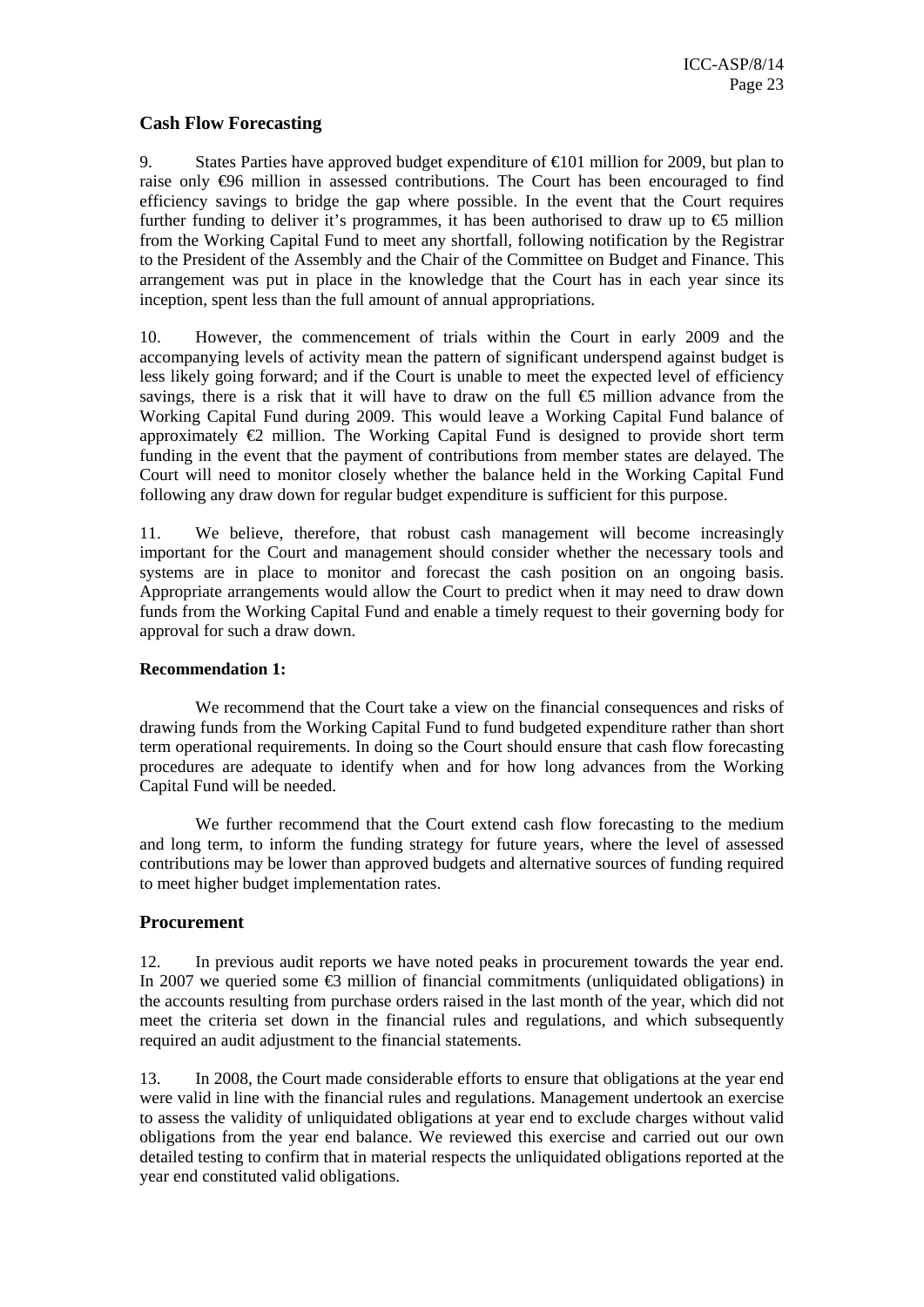## Cash Flow Forecasting

9. States Parties have approved budget expenditure of €101 million for 2009, but plan to raise only €96 million in assessed contributions. The Court has been encouraged to find efficiency savings to bridge the gap where possible. In the event that the Court requires further funding to deliver it's programmes, it has been authorised to draw up to €5 million from the Working Capital Fund to meet any shortfall, following notification by the Registrar to the President of the Assembly and the Chair of the Committee on Budget and Finance. This arrangement was put in place in the knowledge that the Court has in each year since its inception, spent less than the full amount of annual appropriations.

10. However, the commencement of trials within the Court in early 2009 and the accompanying levels of activity mean the pattern of significant underspend against budget is less likely going forward; and if the Court is unable to meet the expected level of efficiency savings, there is a risk that it will have to draw on the full €5 million advance from the Working Capital Fund during 2009. This would leave a Working Capital Fund balance of approximately €2 million. The Working Capital Fund is designed to provide short term funding in the event that the payment of contributions from member states are delayed. The Court will need to monitor closely whether the balance held in the Working Capital Fund following any draw down for regular budget expenditure is sufficient for this purpose.

11. We believe, therefore, that robust cash management will become increasingly important for the Court and management should consider whether the necessary tools and systems are in place to monitor and forecast the cash position on an ongoing basis. Appropriate arrangements would allow the Court to predict when it may need to draw down funds from the Working Capital Fund and enable a timely request to their governing body for approval for such a draw down.

**Recommendation 1:**

We recommend that the Court take a view on the financial consequences and risks of drawing funds from the Working Capital Fund to fund budgeted expenditure rather than short term operational requirements. In doing so the Court should ensure that cash flow forecasting procedures are adequate to identify when and for how long advances from the Working Capital Fund will be needed.

We further recommend that the Court extend cash flow forecasting to the medium and long term, to inform the funding strategy for future years, where the level of assessed contributions may be lower than approved budgets and alternative sources of funding required to meet higher budget implementation rates.

## Procurement

12. In previous audit reports we have noted peaks in procurement towards the year end. In 2007 we queried some €3 million of financial commitments (unliquidated obligations) in the accounts resulting from purchase orders raised in the last month of the year, which did not meet the criteria set down in the financial rules and regulations, and which subsequently required an audit adjustment to the financial statements.

13. In 2008, the Court made considerable efforts to ensure that obligations at the year end were valid in line with the financial rules and regulations. Management undertook an exercise to assess the validity of unliquidated obligations at year end to exclude charges without valid obligations from the year end balance. We reviewed this exercise and carried out our own detailed testing to confirm that in material respects the unliquidated obligations reported at the year end constituted valid obligations.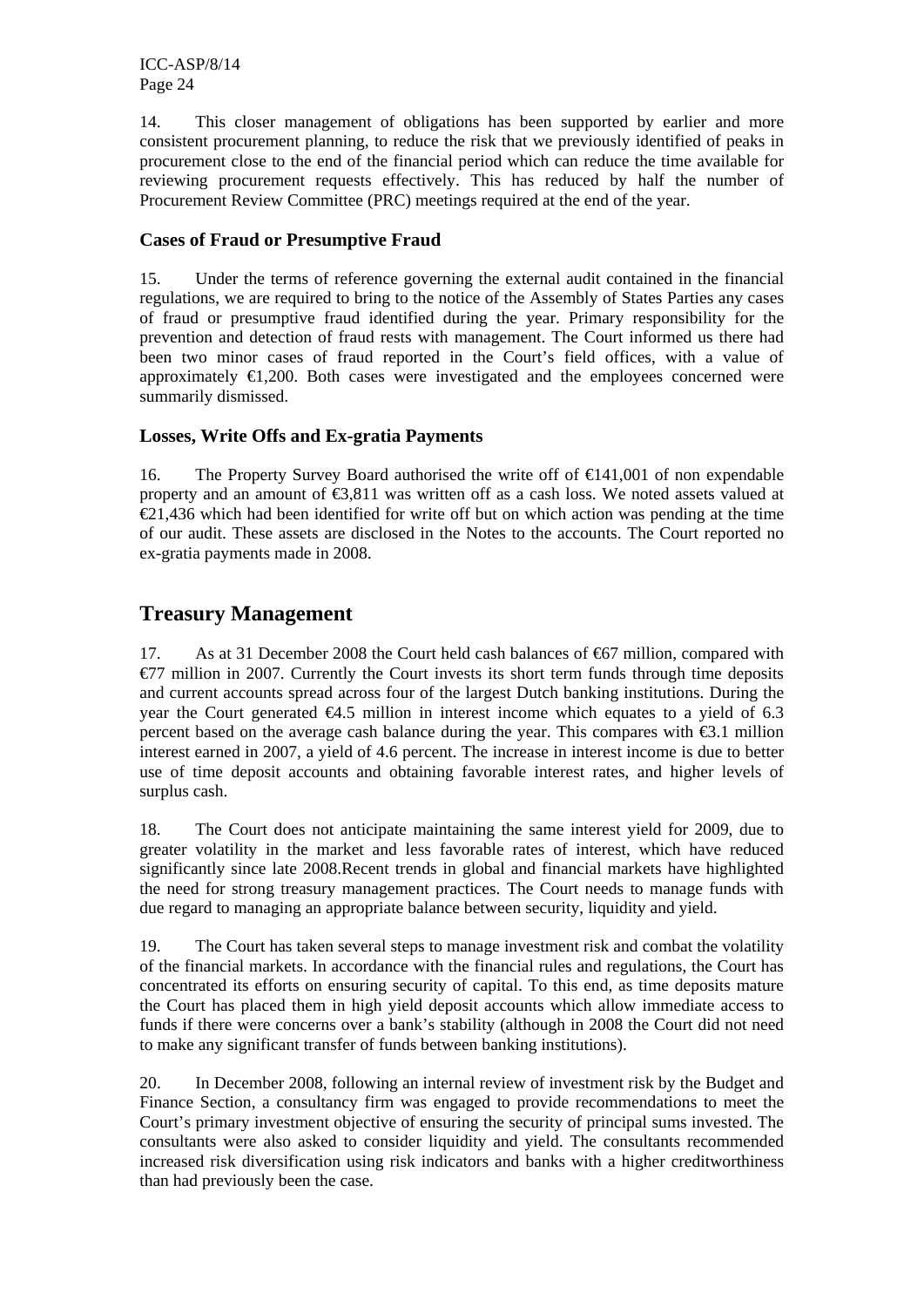14. This closer management of obligations has been supported by earlier and more consistent procurement planning, to reduce the risk that we previously identified of peaks in procurement close to the end of the financial period which can reduce the time available for reviewing procurement requests effectively. This has reduced by half the number of Procurement Review Committee (PRC) meetings required at the end of the year.

### Cases of Fraud or Presumptive Fraud

15. Under the terms of reference governing the external audit contained in the financial regulations, we are required to bring to the notice of the Assembly of States Parties any cases of fraud or presumptive fraud identified during the year. Primary responsibility for the prevention and detection of fraud rests with management. The Court informed us there had been two minor cases of fraud reported in the Court's field offices, with a value of approximately €1,200. Both cases were investigated and the employees concerned were summarily dismissed.

### Losses, Write Offs and Ex-gratia Payments

16. The Property Survey Board authorised the write off of €141,001 of non expendable property and an amount of €3,811 was written off as a cash loss. We noted assets valued at €21,436 which had been identified for write off but on which action was pending at the time of our audit. These assets are disclosed in the Notes to the accounts. The Court reported no ex-gratia payments made in 2008.

## Treasury Management

17. As at 31 December 2008 the Court held cash balances of €67 million, compared with €77 million in 2007. Currently the Court invests its short term funds through time deposits and current accounts spread across four of the largest Dutch banking institutions. During the year the Court generated €4.5 million in interest income which equates to a yield of 6.3 percent based on the average cash balance during the year. This compares with €3.1 million interest earned in 2007, a yield of 4.6 percent. The increase in interest income is due to better use of time deposit accounts and obtaining favorable interest rates, and higher levels of surplus cash.

18. The Court does not anticipate maintaining the same interest yield for 2009, due to greater volatility in the market and less favorable rates of interest, which have reduced significantly since late 2008.Recent trends in global and financial markets have highlighted the need for strong treasury management practices. The Court needs to manage funds with due regard to managing an appropriate balance between security, liquidity and yield.

19. The Court has taken several steps to manage investment risk and combat the volatility of the financial markets. In accordance with the financial rules and regulations, the Court has concentrated its efforts on ensuring security of capital. To this end, as time deposits mature the Court has placed them in high yield deposit accounts which allow immediate access to funds if there were concerns over a bank's stability (although in 2008 the Court did not need to make any significant transfer of funds between banking institutions).

20. In December 2008, following an internal review of investment risk by the Budget and Finance Section, a consultancy firm was engaged to provide recommendations to meet the Court's primary investment objective of ensuring the security of principal sums invested. The consultants were also asked to consider liquidity and yield. The consultants recommended increased risk diversification using risk indicators and banks with a higher creditworthiness than had previously been the case.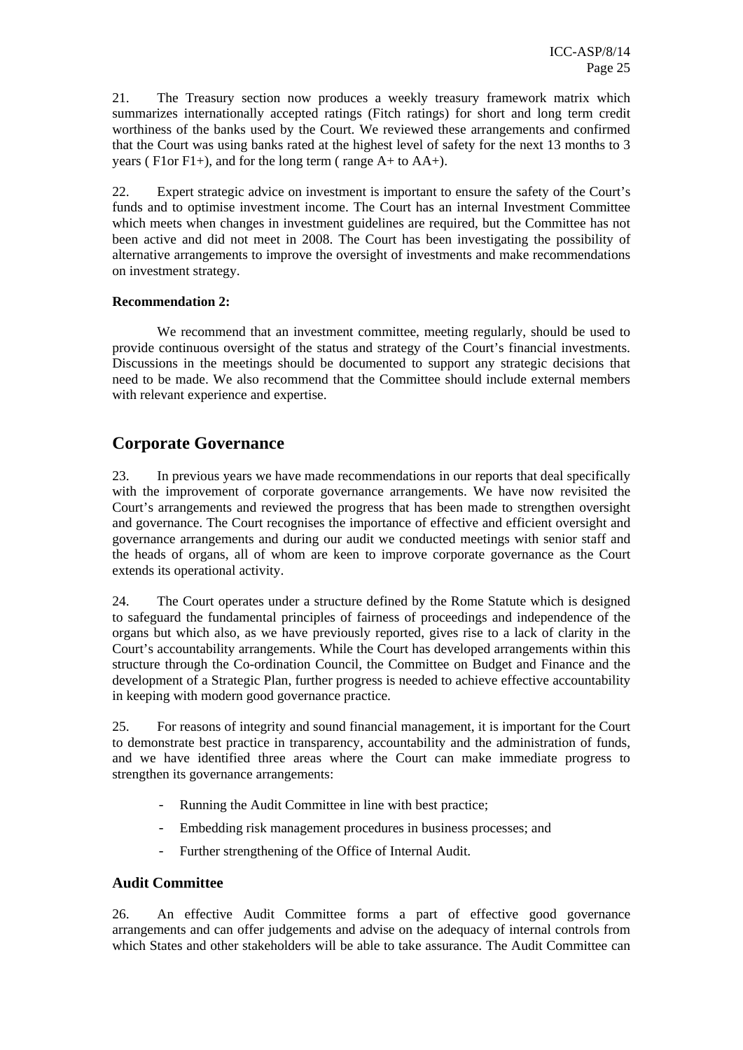21. The Treasury section now produces a weekly treasury framework matrix which summarizes internationally accepted ratings (Fitch ratings) for short and long term credit worthiness of the banks used by the Court. We reviewed these arrangements and confirmed that the Court was using banks rated at the highest level of safety for the next 13 months to 3 years ( F1or F1+), and for the long term ( range A+ to AA+).

22. Expert strategic advice on investment is important to ensure the safety of the Court's funds and to optimise investment income. The Court has an internal Investment Committee which meets when changes in investment guidelines are required, but the Committee has not been active and did not meet in 2008. The Court has been investigating the possibility of alternative arrangements to improve the oversight of investments and make recommendations on investment strategy.

**Recommendation 2:**

We recommend that an investment committee, meeting regularly, should be used to provide continuous oversight of the status and strategy of the Court's financial investments. Discussions in the meetings should be documented to support any strategic decisions that need to be made. We also recommend that the Committee should include external members with relevant experience and expertise.

## Corporate Governance

23. In previous years we have made recommendations in our reports that deal specifically with the improvement of corporate governance arrangements. We have now revisited the Court's arrangements and reviewed the progress that has been made to strengthen oversight and governance. The Court recognises the importance of effective and efficient oversight and governance arrangements and during our audit we conducted meetings with senior staff and the heads of organs, all of whom are keen to improve corporate governance as the Court extends its operational activity.

24. The Court operates under a structure defined by the Rome Statute which is designed to safeguard the fundamental principles of fairness of proceedings and independence of the organs but which also, as we have previously reported, gives rise to a lack of clarity in the Court's accountability arrangements. While the Court has developed arrangements within this structure through the Co-ordination Council, the Committee on Budget and Finance and the development of a Strategic Plan, further progress is needed to achieve effective accountability in keeping with modern good governance practice.

25. For reasons of integrity and sound financial management, it is important for the Court to demonstrate best practice in transparency, accountability and the administration of funds, and we have identified three areas where the Court can make immediate progress to strengthen its governance arrangements:

- Running the Audit Committee in line with best practice;
- Embedding risk management procedures in business processes; and
- Further strengthening of the Office of Internal Audit.

### Audit Committee

26. An effective Audit Committee forms a part of effective good governance arrangements and can offer judgements and advise on the adequacy of internal controls from which States and other stakeholders will be able to take assurance. The Audit Committee can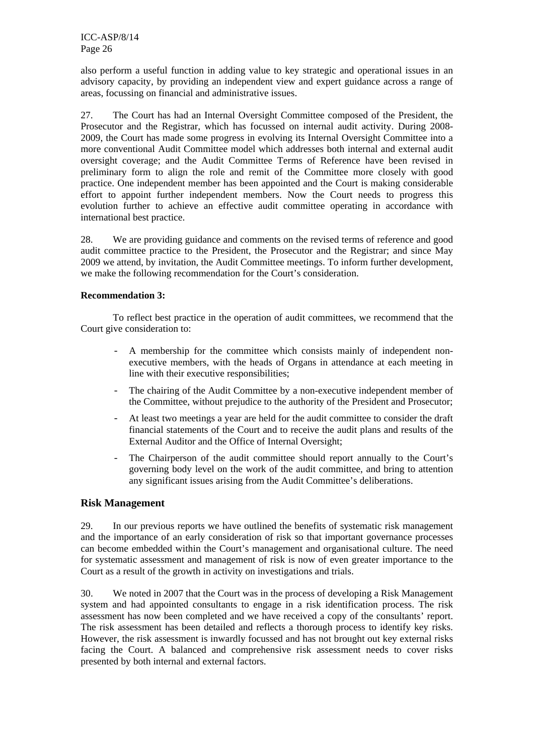also perform a useful function in adding value to key strategic and operational issues in an advisory capacity, by providing an independent view and expert guidance across a range of areas, focussing on financial and administrative issues.

27. The Court has had an Internal Oversight Committee composed of the President, the Prosecutor and the Registrar, which has focussed on internal audit activity. During 2008-2009, the Court has made some progress in evolving its Internal Oversight Committee into a more conventional Audit Committee model which addresses both internal and external audit oversight coverage; and the Audit Committee Terms of Reference have been revised in preliminary form to align the role and remit of the Committee more closely with good practice. One independent member has been appointed and the Court is making considerable effort to appoint further independent members. Now the Court needs to progress this evolution further to achieve an effective audit committee operating in accordance with international best practice.

28. We are providing guidance and comments on the revised terms of reference and good audit committee practice to the President, the Prosecutor and the Registrar; and since May 2009 we attend, by invitation, the Audit Committee meetings. To inform further development, we make the following recommendation for the Court's consideration.

**Recommendation 3:**

To reflect best practice in the operation of audit committees, we recommend that the Court give consideration to:

- A membership for the committee which consists mainly of independent non-executive members, with the heads of Organs in attendance at each meeting in line with their executive responsibilities;
- The chairing of the Audit Committee by a non-executive independent member of the Committee, without prejudice to the authority of the President and Prosecutor;
- At least two meetings a year are held for the audit committee to consider the draft financial statements of the Court and to receive the audit plans and results of the External Auditor and the Office of Internal Oversight;
- The Chairperson of the audit committee should report annually to the Court's governing body level on the work of the audit committee, and bring to attention any significant issues arising from the Audit Committee's deliberations.

## Risk Management

29. In our previous reports we have outlined the benefits of systematic risk management and the importance of an early consideration of risk so that important governance processes can become embedded within the Court's management and organisational culture. The need for systematic assessment and management of risk is now of even greater importance to the Court as a result of the growth in activity on investigations and trials.

30. We noted in 2007 that the Court was in the process of developing a Risk Management system and had appointed consultants to engage in a risk identification process. The risk assessment has now been completed and we have received a copy of the consultants' report. The risk assessment has been detailed and reflects a thorough process to identify key risks. However, the risk assessment is inwardly focussed and has not brought out key external risks facing the Court. A balanced and comprehensive risk assessment needs to cover risks presented by both internal and external factors.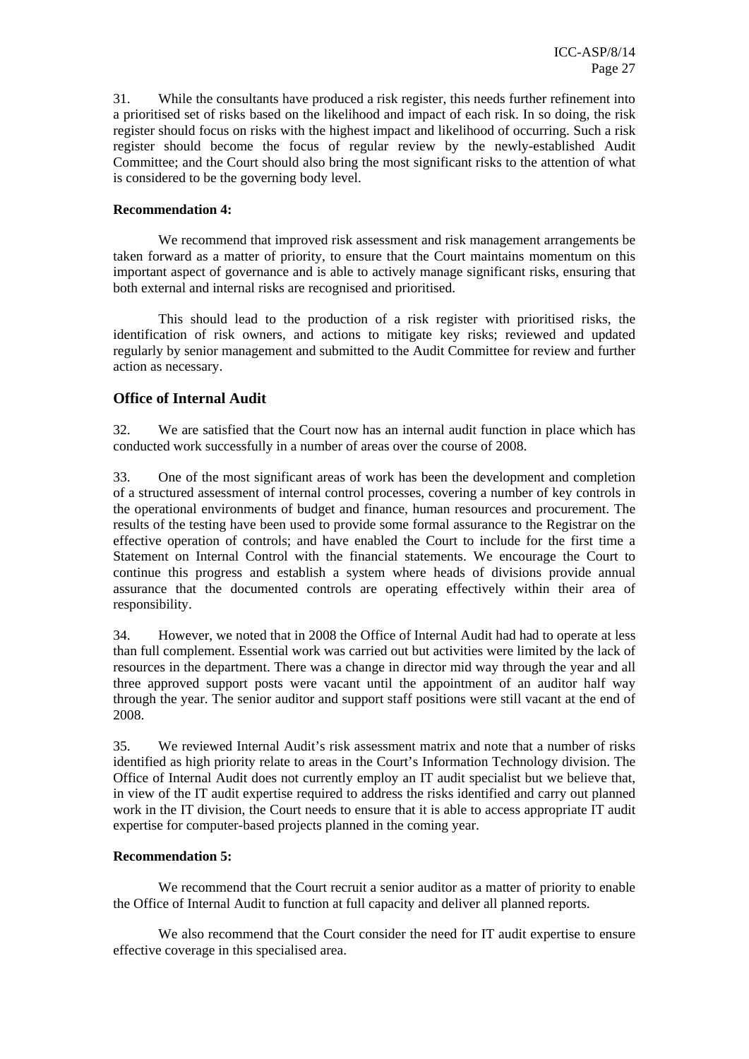31. While the consultants have produced a risk register, this needs further refinement into a prioritised set of risks based on the likelihood and impact of each risk. In so doing, the risk register should focus on risks with the highest impact and likelihood of occurring. Such a risk register should become the focus of regular review by the newly-established Audit Committee; and the Court should also bring the most significant risks to the attention of what is considered to be the governing body level.

**Recommendation 4:**

We recommend that improved risk assessment and risk management arrangements be taken forward as a matter of priority, to ensure that the Court maintains momentum on this important aspect of governance and is able to actively manage significant risks, ensuring that both external and internal risks are recognised and prioritised.

This should lead to the production of a risk register with prioritised risks, the identification of risk owners, and actions to mitigate key risks; reviewed and updated regularly by senior management and submitted to the Audit Committee for review and further action as necessary.

## Office of Internal Audit

32. We are satisfied that the Court now has an internal audit function in place which has conducted work successfully in a number of areas over the course of 2008.

33. One of the most significant areas of work has been the development and completion of a structured assessment of internal control processes, covering a number of key controls in the operational environments of budget and finance, human resources and procurement. The results of the testing have been used to provide some formal assurance to the Registrar on the effective operation of controls; and have enabled the Court to include for the first time a Statement on Internal Control with the financial statements. We encourage the Court to continue this progress and establish a system where heads of divisions provide annual assurance that the documented controls are operating effectively within their area of responsibility.

34. However, we noted that in 2008 the Office of Internal Audit had had to operate at less than full complement. Essential work was carried out but activities were limited by the lack of resources in the department. There was a change in director mid way through the year and all three approved support posts were vacant until the appointment of an auditor half way through the year. The senior auditor and support staff positions were still vacant at the end of 2008.

35. We reviewed Internal Audit's risk assessment matrix and note that a number of risks identified as high priority relate to areas in the Court's Information Technology division. The Office of Internal Audit does not currently employ an IT audit specialist but we believe that, in view of the IT audit expertise required to address the risks identified and carry out planned work in the IT division, the Court needs to ensure that it is able to access appropriate IT audit expertise for computer-based projects planned in the coming year.

**Recommendation 5:**

We recommend that the Court recruit a senior auditor as a matter of priority to enable the Office of Internal Audit to function at full capacity and deliver all planned reports.

We also recommend that the Court consider the need for IT audit expertise to ensure effective coverage in this specialised area.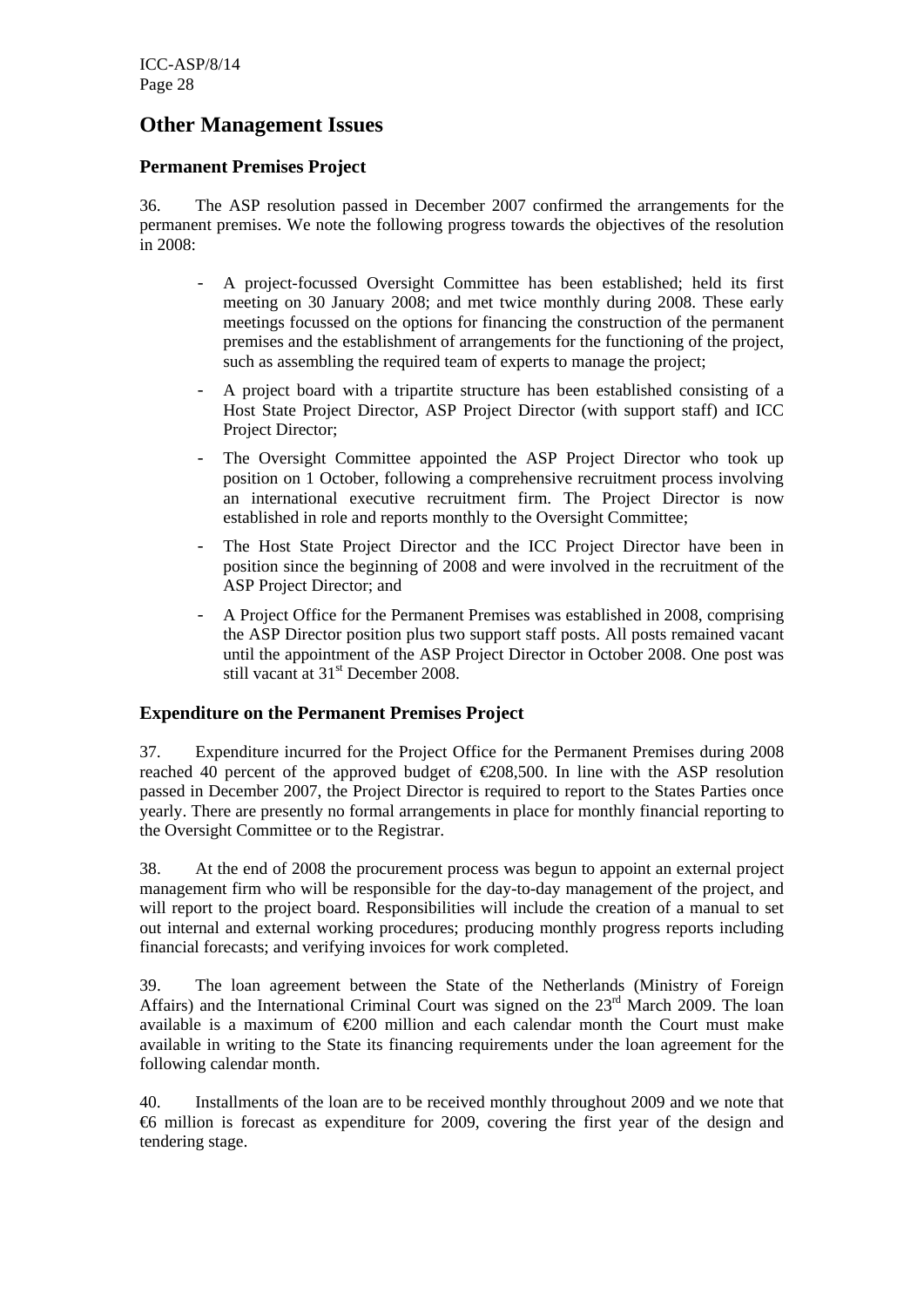## Other Management Issues

### Permanent Premises Project

36. The ASP resolution passed in December 2007 confirmed the arrangements for the permanent premises. We note the following progress towards the objectives of the resolution in 2008:

- A project-focussed Oversight Committee has been established; held its first meeting on 30 January 2008; and met twice monthly during 2008. These early meetings focussed on the options for financing the construction of the permanent premises and the establishment of arrangements for the functioning of the project, such as assembling the required team of experts to manage the project;
- A project board with a tripartite structure has been established consisting of a Host State Project Director, ASP Project Director (with support staff) and ICC Project Director;
- The Oversight Committee appointed the ASP Project Director who took up position on 1 October, following a comprehensive recruitment process involving an international executive recruitment firm. The Project Director is now established in role and reports monthly to the Oversight Committee;
- The Host State Project Director and the ICC Project Director have been in position since the beginning of 2008 and were involved in the recruitment of the ASP Project Director; and
- A Project Office for the Permanent Premises was established in 2008, comprising the ASP Director position plus two support staff posts. All posts remained vacant until the appointment of the ASP Project Director in October 2008. One post was still vacant at 31st December 2008.

### Expenditure on the Permanent Premises Project

37. Expenditure incurred for the Project Office for the Permanent Premises during 2008 reached 40 percent of the approved budget of €208,500. In line with the ASP resolution passed in December 2007, the Project Director is required to report to the States Parties once yearly. There are presently no formal arrangements in place for monthly financial reporting to the Oversight Committee or to the Registrar.

38. At the end of 2008 the procurement process was begun to appoint an external project management firm who will be responsible for the day-to-day management of the project, and will report to the project board. Responsibilities will include the creation of a manual to set out internal and external working procedures; producing monthly progress reports including financial forecasts; and verifying invoices for work completed.

39. The loan agreement between the State of the Netherlands (Ministry of Foreign Affairs) and the International Criminal Court was signed on the 23rd March 2009. The loan available is a maximum of €200 million and each calendar month the Court must make available in writing to the State its financing requirements under the loan agreement for the following calendar month.

40. Installments of the loan are to be received monthly throughout 2009 and we note that €6 million is forecast as expenditure for 2009, covering the first year of the design and tendering stage.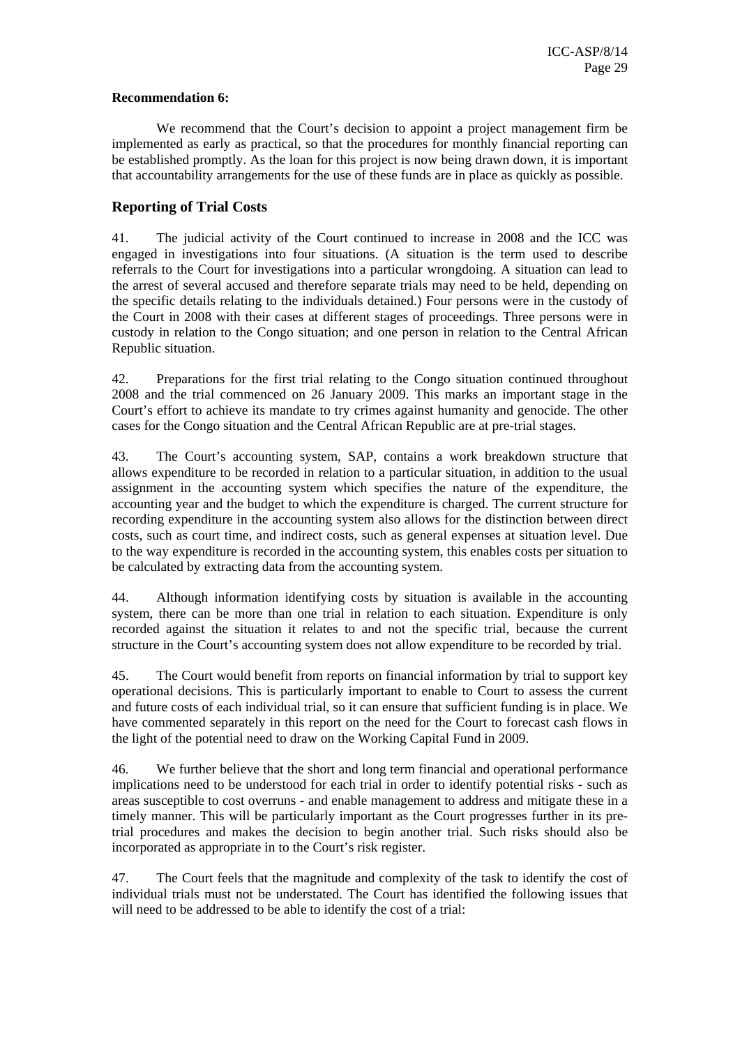**Recommendation 6:**

We recommend that the Court's decision to appoint a project management firm be implemented as early as practical, so that the procedures for monthly financial reporting can be established promptly. As the loan for this project is now being drawn down, it is important that accountability arrangements for the use of these funds are in place as quickly as possible.

## Reporting of Trial Costs

41. The judicial activity of the Court continued to increase in 2008 and the ICC was engaged in investigations into four situations. (A situation is the term used to describe referrals to the Court for investigations into a particular wrongdoing. A situation can lead to the arrest of several accused and therefore separate trials may need to be held, depending on the specific details relating to the individuals detained.) Four persons were in the custody of the Court in 2008 with their cases at different stages of proceedings. Three persons were in custody in relation to the Congo situation; and one person in relation to the Central African Republic situation.

42. Preparations for the first trial relating to the Congo situation continued throughout 2008 and the trial commenced on 26 January 2009. This marks an important stage in the Court's effort to achieve its mandate to try crimes against humanity and genocide. The other cases for the Congo situation and the Central African Republic are at pre-trial stages.

43. The Court's accounting system, SAP, contains a work breakdown structure that allows expenditure to be recorded in relation to a particular situation, in addition to the usual assignment in the accounting system which specifies the nature of the expenditure, the accounting year and the budget to which the expenditure is charged. The current structure for recording expenditure in the accounting system also allows for the distinction between direct costs, such as court time, and indirect costs, such as general expenses at situation level. Due to the way expenditure is recorded in the accounting system, this enables costs per situation to be calculated by extracting data from the accounting system.

44. Although information identifying costs by situation is available in the accounting system, there can be more than one trial in relation to each situation. Expenditure is only recorded against the situation it relates to and not the specific trial, because the current structure in the Court's accounting system does not allow expenditure to be recorded by trial.

45. The Court would benefit from reports on financial information by trial to support key operational decisions. This is particularly important to enable to Court to assess the current and future costs of each individual trial, so it can ensure that sufficient funding is in place. We have commented separately in this report on the need for the Court to forecast cash flows in the light of the potential need to draw on the Working Capital Fund in 2009.

46. We further believe that the short and long term financial and operational performance implications need to be understood for each trial in order to identify potential risks - such as areas susceptible to cost overruns - and enable management to address and mitigate these in a timely manner. This will be particularly important as the Court progresses further in its pre-trial procedures and makes the decision to begin another trial. Such risks should also be incorporated as appropriate in to the Court's risk register.

47. The Court feels that the magnitude and complexity of the task to identify the cost of individual trials must not be understated. The Court has identified the following issues that will need to be addressed to be able to identify the cost of a trial: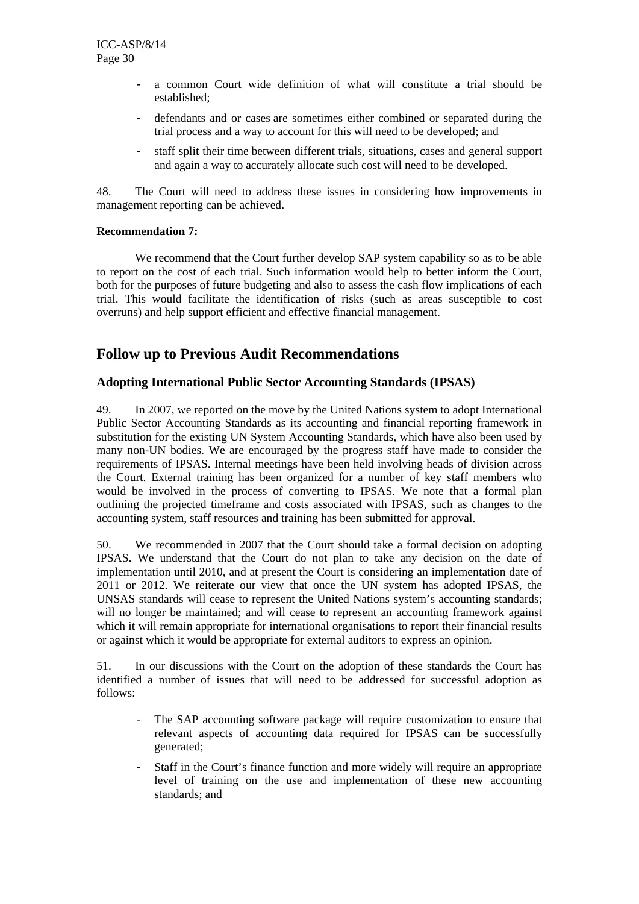- a common Court wide definition of what will constitute a trial should be established;
- defendants and or cases are sometimes either combined or separated during the trial process and a way to account for this will need to be developed; and
- staff split their time between different trials, situations, cases and general support and again a way to accurately allocate such cost will need to be developed.

48. The Court will need to address these issues in considering how improvements in management reporting can be achieved.

**Recommendation 7:**

We recommend that the Court further develop SAP system capability so as to be able to report on the cost of each trial. Such information would help to better inform the Court, both for the purposes of future budgeting and also to assess the cash flow implications of each trial. This would facilitate the identification of risks (such as areas susceptible to cost overruns) and help support efficient and effective financial management.

## Follow up to Previous Audit Recommendations

### Adopting International Public Sector Accounting Standards (IPSAS)

49. In 2007, we reported on the move by the United Nations system to adopt International Public Sector Accounting Standards as its accounting and financial reporting framework in substitution for the existing UN System Accounting Standards, which have also been used by many non-UN bodies. We are encouraged by the progress staff have made to consider the requirements of IPSAS. Internal meetings have been held involving heads of division across the Court. External training has been organized for a number of key staff members who would be involved in the process of converting to IPSAS. We note that a formal plan outlining the projected timeframe and costs associated with IPSAS, such as changes to the accounting system, staff resources and training has been submitted for approval.

50. We recommended in 2007 that the Court should take a formal decision on adopting IPSAS. We understand that the Court do not plan to take any decision on the date of implementation until 2010, and at present the Court is considering an implementation date of 2011 or 2012. We reiterate our view that once the UN system has adopted IPSAS, the UNSAS standards will cease to represent the United Nations system's accounting standards; will no longer be maintained; and will cease to represent an accounting framework against which it will remain appropriate for international organisations to report their financial results or against which it would be appropriate for external auditors to express an opinion.

51. In our discussions with the Court on the adoption of these standards the Court has identified a number of issues that will need to be addressed for successful adoption as follows:

- The SAP accounting software package will require customization to ensure that relevant aspects of accounting data required for IPSAS can be successfully generated;
- Staff in the Court's finance function and more widely will require an appropriate level of training on the use and implementation of these new accounting standards; and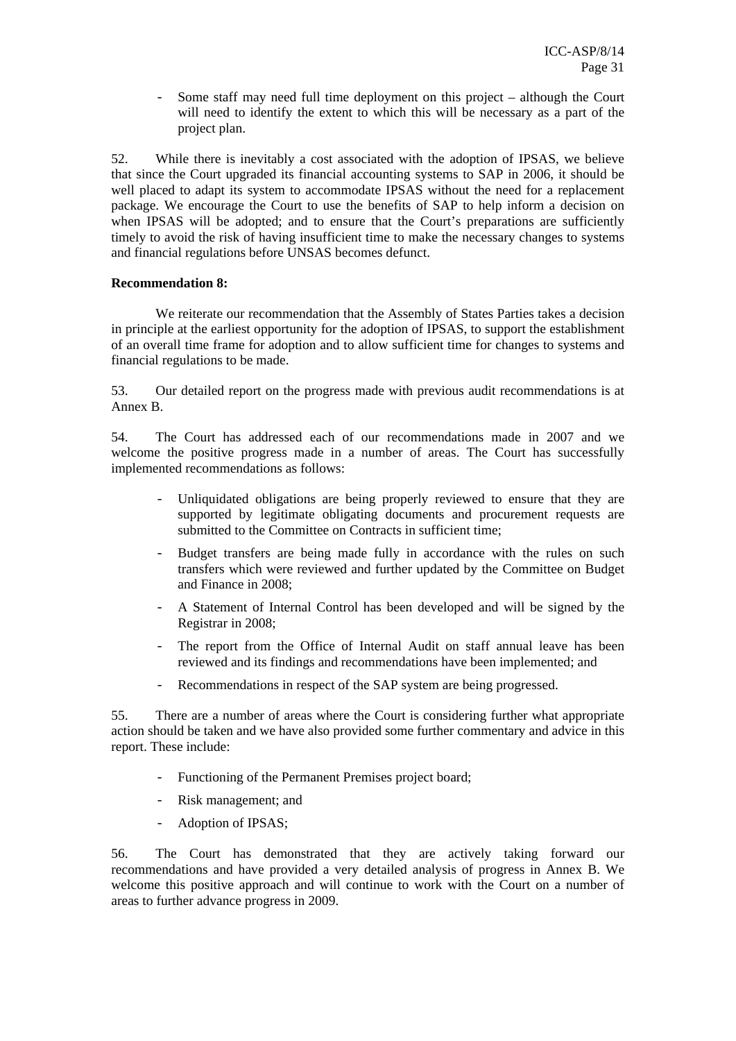- Some staff may need full time deployment on this project – although the Court will need to identify the extent to which this will be necessary as a part of the project plan.

52. While there is inevitably a cost associated with the adoption of IPSAS, we believe that since the Court upgraded its financial accounting systems to SAP in 2006, it should be well placed to adapt its system to accommodate IPSAS without the need for a replacement package. We encourage the Court to use the benefits of SAP to help inform a decision on when IPSAS will be adopted; and to ensure that the Court's preparations are sufficiently timely to avoid the risk of having insufficient time to make the necessary changes to systems and financial regulations before UNSAS becomes defunct.

**Recommendation 8:**

We reiterate our recommendation that the Assembly of States Parties takes a decision in principle at the earliest opportunity for the adoption of IPSAS, to support the establishment of an overall time frame for adoption and to allow sufficient time for changes to systems and financial regulations to be made.

53. Our detailed report on the progress made with previous audit recommendations is at Annex B.

54. The Court has addressed each of our recommendations made in 2007 and we welcome the positive progress made in a number of areas. The Court has successfully implemented recommendations as follows:

- Unliquidated obligations are being properly reviewed to ensure that they are supported by legitimate obligating documents and procurement requests are submitted to the Committee on Contracts in sufficient time;
- Budget transfers are being made fully in accordance with the rules on such transfers which were reviewed and further updated by the Committee on Budget and Finance in 2008;
- A Statement of Internal Control has been developed and will be signed by the Registrar in 2008;
- The report from the Office of Internal Audit on staff annual leave has been reviewed and its findings and recommendations have been implemented; and
- Recommendations in respect of the SAP system are being progressed.

55. There are a number of areas where the Court is considering further what appropriate action should be taken and we have also provided some further commentary and advice in this report. These include:

- Functioning of the Permanent Premises project board;
- Risk management; and
- Adoption of IPSAS;

56. The Court has demonstrated that they are actively taking forward our recommendations and have provided a very detailed analysis of progress in Annex B. We welcome this positive approach and will continue to work with the Court on a number of areas to further advance progress in 2009.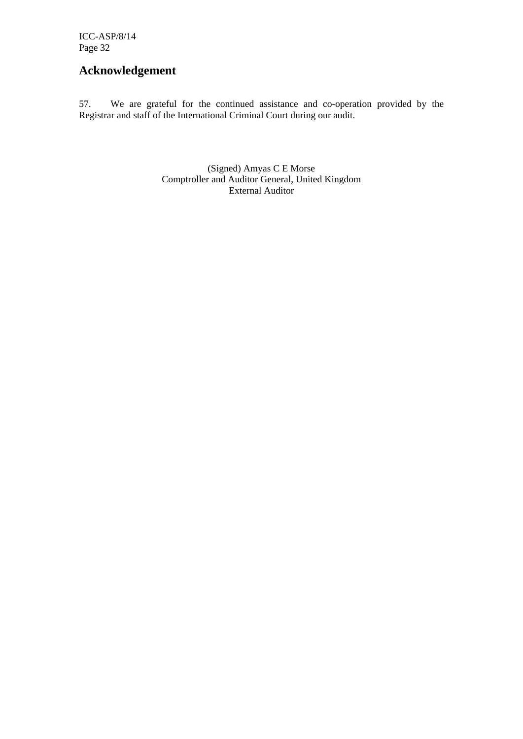## Acknowledgement

57. We are grateful for the continued assistance and co-operation provided by the Registrar and staff of the International Criminal Court during our audit.

(Signed) Amyas C E Morse
Comptroller and Auditor General, United Kingdom
External Auditor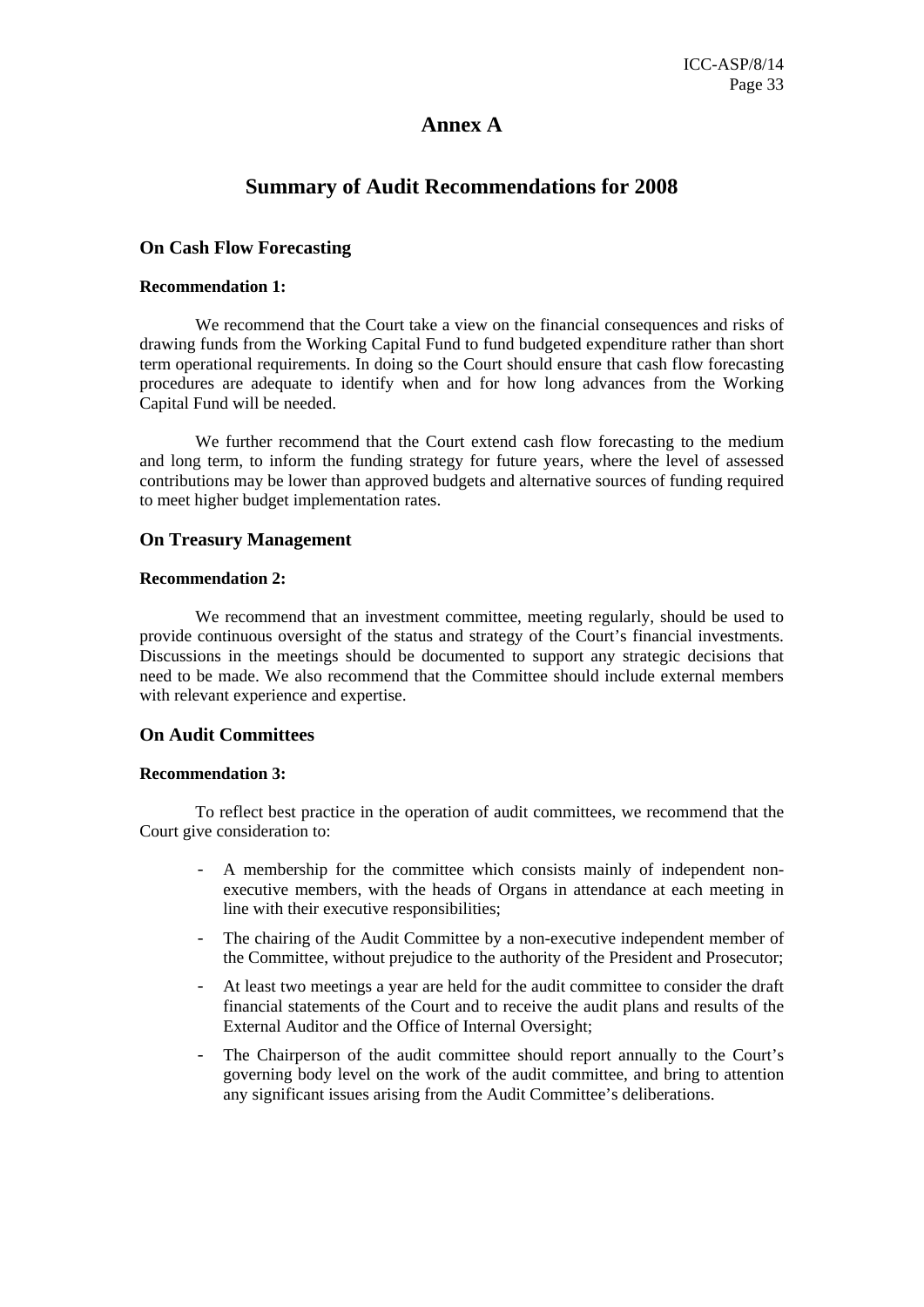# Annex A

## Summary of Audit Recommendations for 2008

### On Cash Flow Forecasting

**Recommendation 1:**

We recommend that the Court take a view on the financial consequences and risks of drawing funds from the Working Capital Fund to fund budgeted expenditure rather than short term operational requirements. In doing so the Court should ensure that cash flow forecasting procedures are adequate to identify when and for how long advances from the Working Capital Fund will be needed.

We further recommend that the Court extend cash flow forecasting to the medium and long term, to inform the funding strategy for future years, where the level of assessed contributions may be lower than approved budgets and alternative sources of funding required to meet higher budget implementation rates.

### On Treasury Management

**Recommendation 2:**

We recommend that an investment committee, meeting regularly, should be used to provide continuous oversight of the status and strategy of the Court's financial investments. Discussions in the meetings should be documented to support any strategic decisions that need to be made. We also recommend that the Committee should include external members with relevant experience and expertise.

### On Audit Committees

**Recommendation 3:**

To reflect best practice in the operation of audit committees, we recommend that the Court give consideration to:

- A membership for the committee which consists mainly of independent non-executive members, with the heads of Organs in attendance at each meeting in line with their executive responsibilities;
- The chairing of the Audit Committee by a non-executive independent member of the Committee, without prejudice to the authority of the President and Prosecutor;
- At least two meetings a year are held for the audit committee to consider the draft financial statements of the Court and to receive the audit plans and results of the External Auditor and the Office of Internal Oversight;
- The Chairperson of the audit committee should report annually to the Court's governing body level on the work of the audit committee, and bring to attention any significant issues arising from the Audit Committee's deliberations.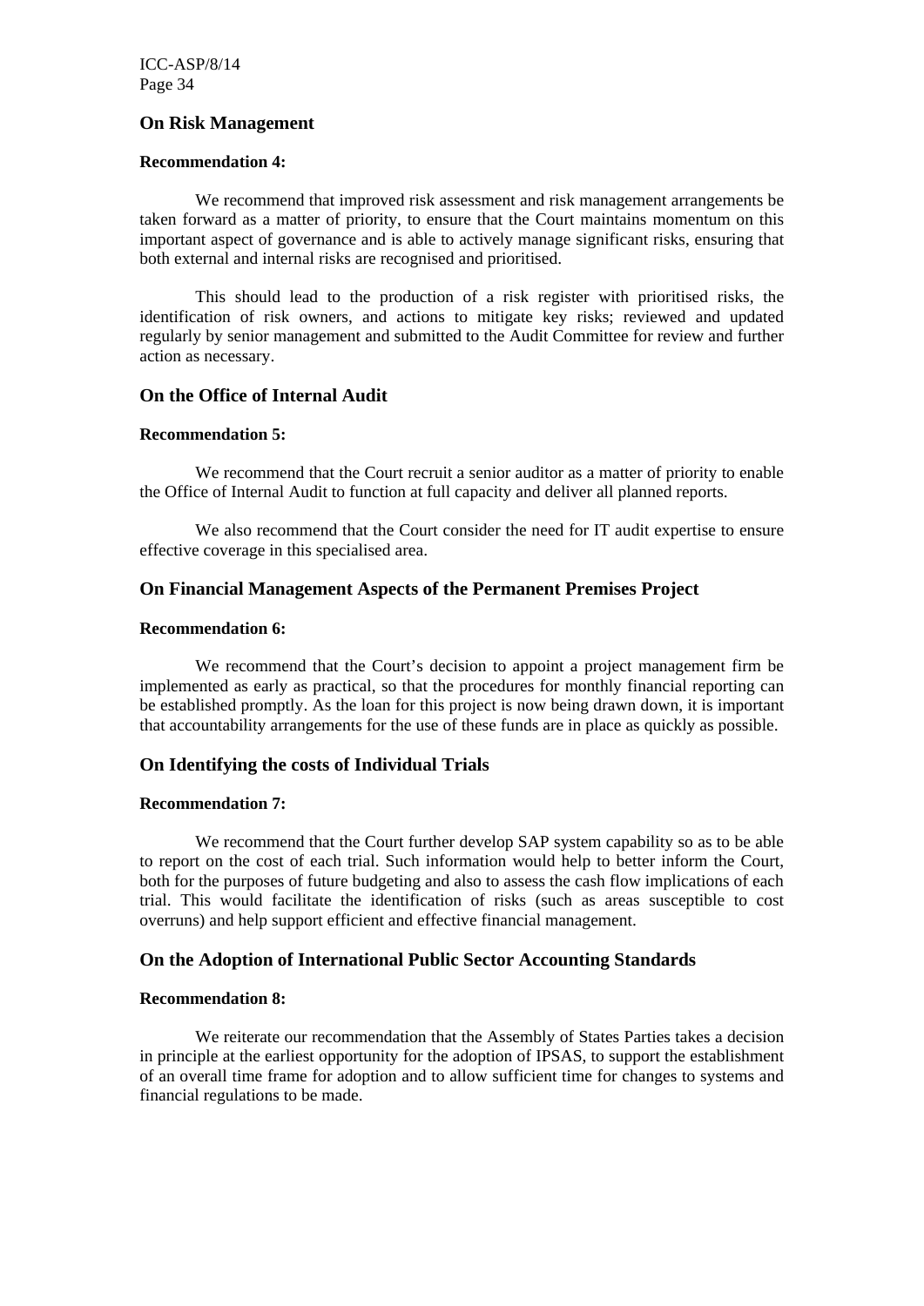### On Risk Management

**Recommendation 4:**

We recommend that improved risk assessment and risk management arrangements be taken forward as a matter of priority, to ensure that the Court maintains momentum on this important aspect of governance and is able to actively manage significant risks, ensuring that both external and internal risks are recognised and prioritised.

This should lead to the production of a risk register with prioritised risks, the identification of risk owners, and actions to mitigate key risks; reviewed and updated regularly by senior management and submitted to the Audit Committee for review and further action as necessary.

### On the Office of Internal Audit

**Recommendation 5:**

We recommend that the Court recruit a senior auditor as a matter of priority to enable the Office of Internal Audit to function at full capacity and deliver all planned reports.

We also recommend that the Court consider the need for IT audit expertise to ensure effective coverage in this specialised area.

### On Financial Management Aspects of the Permanent Premises Project

**Recommendation 6:**

We recommend that the Court's decision to appoint a project management firm be implemented as early as practical, so that the procedures for monthly financial reporting can be established promptly. As the loan for this project is now being drawn down, it is important that accountability arrangements for the use of these funds are in place as quickly as possible.

### On Identifying the costs of Individual Trials

**Recommendation 7:**

We recommend that the Court further develop SAP system capability so as to be able to report on the cost of each trial. Such information would help to better inform the Court, both for the purposes of future budgeting and also to assess the cash flow implications of each trial. This would facilitate the identification of risks (such as areas susceptible to cost overruns) and help support efficient and effective financial management.

### On the Adoption of International Public Sector Accounting Standards

**Recommendation 8:**

We reiterate our recommendation that the Assembly of States Parties takes a decision in principle at the earliest opportunity for the adoption of IPSAS, to support the establishment of an overall time frame for adoption and to allow sufficient time for changes to systems and financial regulations to be made.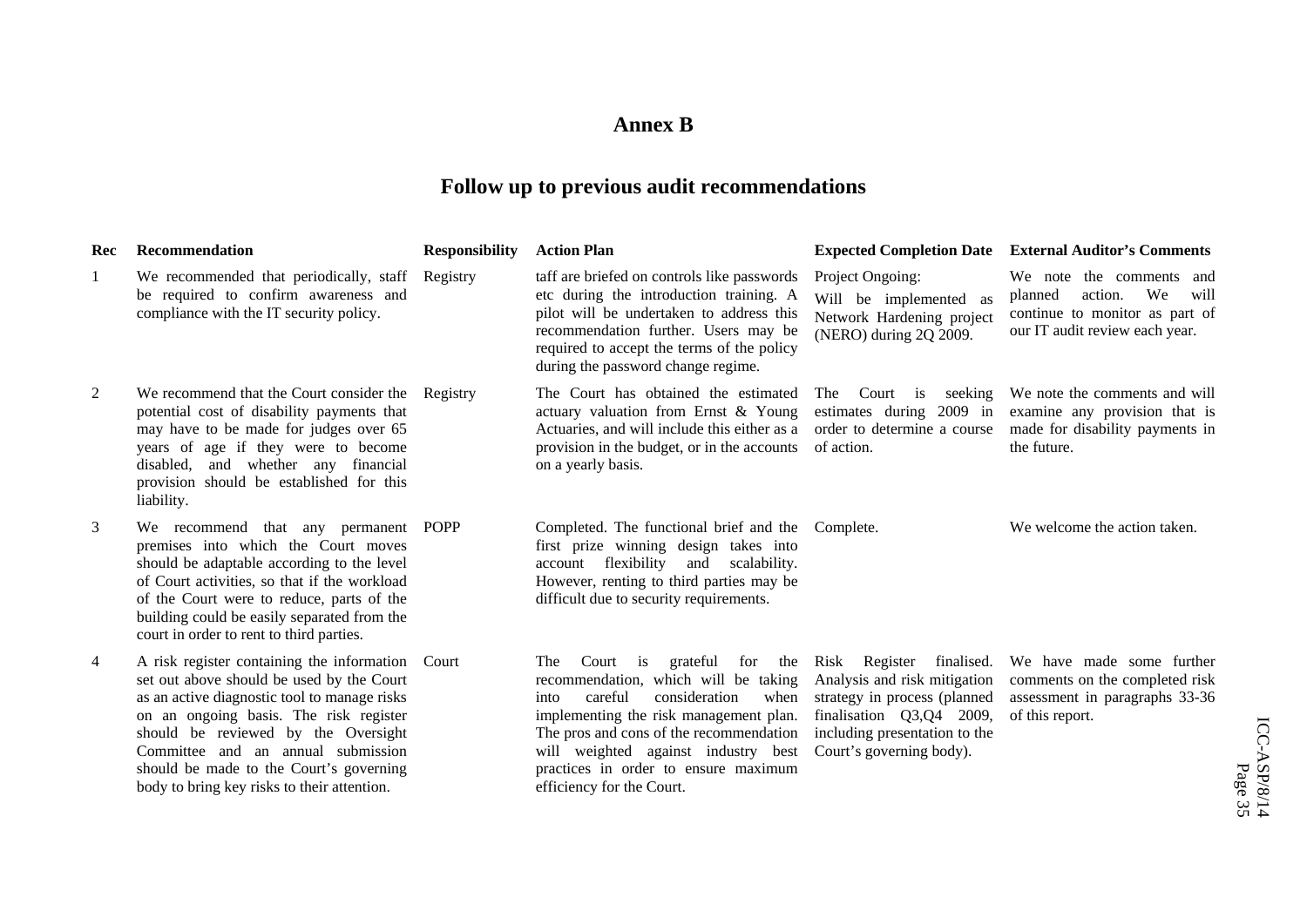# Annex B

## Follow up to previous audit recommendations

| Rec | Recommendation | Responsibility | Action Plan | Expected Completion Date | External Auditor's Comments |
|---|---|---|---|---|---|
| 1 | We recommended that periodically, staff be required to confirm awareness and compliance with the IT security policy. | Registry | taff are briefed on controls like passwords etc during the introduction training. A pilot will be undertaken to address this recommendation further. Users may be required to accept the terms of the policy during the password change regime. | Project Ongoing: Will be implemented as Network Hardening project (NERO) during 2Q 2009. | We note the comments and planned action. We will continue to monitor as part of our IT audit review each year. |
| 2 | We recommend that the Court consider the potential cost of disability payments that may have to be made for judges over 65 years of age if they were to become disabled, and whether any financial provision should be established for this liability. | Registry | The Court has obtained the estimated actuary valuation from Ernst & Young Actuaries, and will include this either as a provision in the budget, or in the accounts on a yearly basis. | The Court is seeking estimates during 2009 in order to determine a course of action. | We note the comments and will examine any provision that is made for disability payments in the future. |
| 3 | We recommend that any permanent premises into which the Court moves should be adaptable according to the level of Court activities, so that if the workload of the Court were to reduce, parts of the building could be easily separated from the court in order to rent to third parties. | POPP | Completed. The functional brief and the first prize winning design takes into account flexibility and scalability. However, renting to third parties may be difficult due to security requirements. | Complete. | We welcome the action taken. |
| 4 | A risk register containing the information set out above should be used by the Court as an active diagnostic tool to manage risks on an ongoing basis. The risk register should be reviewed by the Oversight Committee and an annual submission should be made to the Court's governing body to bring key risks to their attention. | Court | The Court is grateful for the recommendation, which will be taking into careful consideration when implementing the risk management plan. The pros and cons of the recommendation will weighted against industry best practices in order to ensure maximum efficiency for the Court. | Risk Register finalised. Analysis and risk mitigation strategy in process (planned finalisation Q3,Q4 2009, including presentation to the Court's governing body). | We have made some further comments on the completed risk assessment in paragraphs 33-36 of this report. |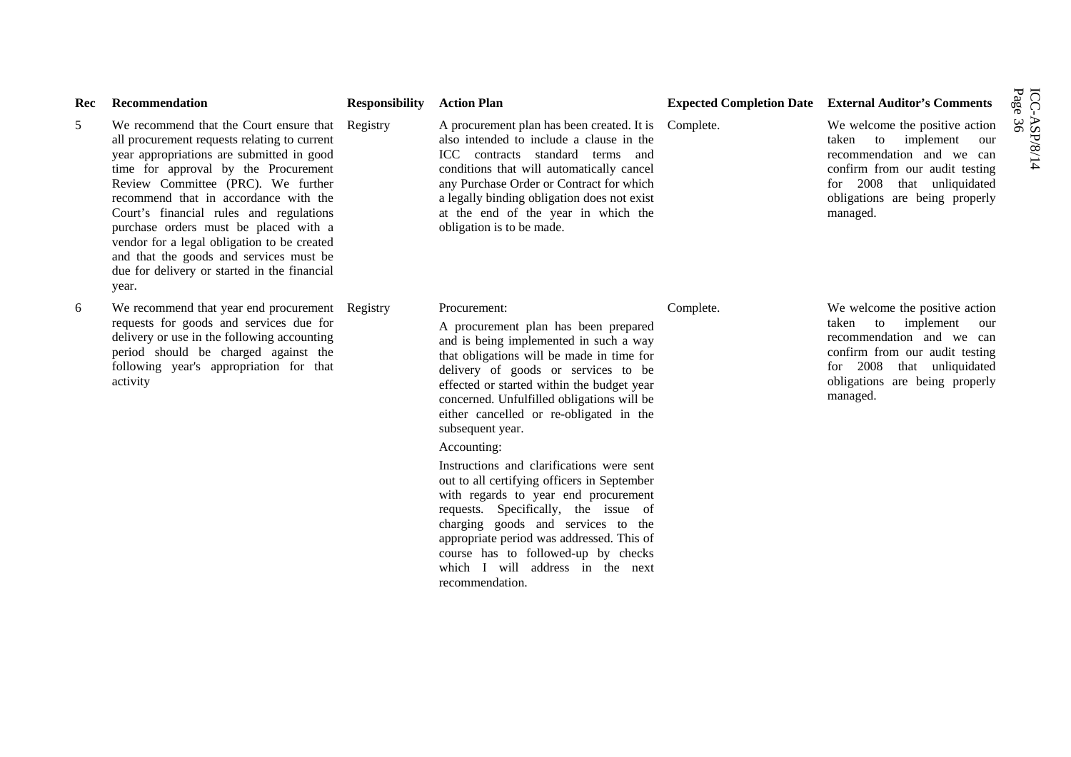| Rec | Recommendation | Responsibility | Action Plan | Expected Completion Date | External Auditor's Comments |
|---|---|---|---|---|---|
| 5 | We recommend that the Court ensure that all procurement requests relating to current year appropriations are submitted in good time for approval by the Procurement Review Committee (PRC). We further recommend that in accordance with the Court's financial rules and regulations purchase orders must be placed with a vendor for a legal obligation to be created and that the goods and services must be due for delivery or started in the financial year. | Registry | A procurement plan has been created. It is also intended to include a clause in the ICC contracts standard terms and conditions that will automatically cancel any Purchase Order or Contract for which a legally binding obligation does not exist at the end of the year in which the obligation is to be made. | Complete. | We welcome the positive action taken to implement our recommendation and we can confirm from our audit testing for 2008 that unliquidated obligations are being properly managed. |
| 6 | We recommend that year end procurement requests for goods and services due for delivery or use in the following accounting period should be charged against the following year's appropriation for that activity | Registry | Procurement:<br>A procurement plan has been prepared and is being implemented in such a way that obligations will be made in time for delivery of goods or services to be effected or started within the budget year concerned. Unfulfilled obligations will be either cancelled or re-obligated in the subsequent year.<br>Accounting:<br>Instructions and clarifications were sent out to all certifying officers in September with regards to year end procurement requests. Specifically, the issue of charging goods and services to the appropriate period was addressed. This of course has to followed-up by checks which I will address in the next recommendation. | Complete. | We welcome the positive action taken to implement our recommendation and we can confirm from our audit testing for 2008 that unliquidated obligations are being properly managed. |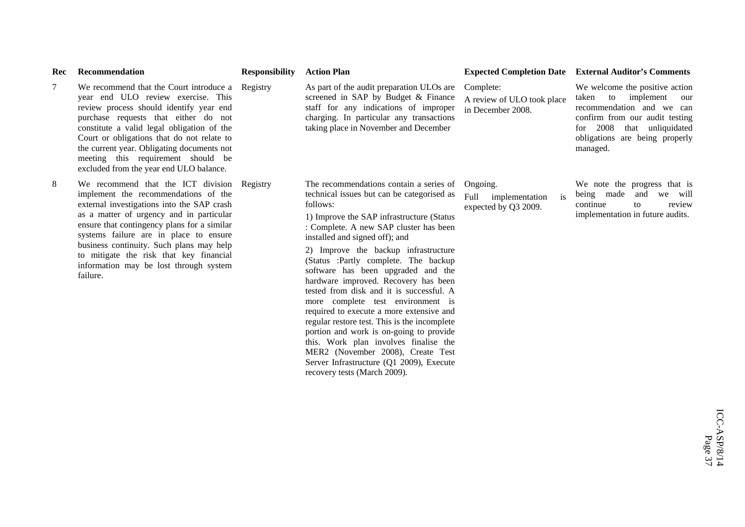| Rec | Recommendation | Responsibility | Action Plan | Expected Completion Date | External Auditor's Comments |
|---|---|---|---|---|---|
| 7 | We recommend that the Court introduce a year end ULO review exercise. This review process should identify year end purchase requests that either do not constitute a valid legal obligation of the Court or obligations that do not relate to the current year. Obligating documents not meeting this requirement should be excluded from the year end ULO balance. | Registry | As part of the audit preparation ULOs are screened in SAP by Budget & Finance staff for any indications of improper charging. In particular any transactions taking place in November and December | Complete: A review of ULO took place in December 2008. | We welcome the positive action taken to implement our recommendation and we can confirm from our audit testing for 2008 that unliquidated obligations are being properly managed. |
| 8 | We recommend that the ICT division implement the recommendations of the external investigations into the SAP crash as a matter of urgency and in particular ensure that contingency plans for a similar systems failure are in place to ensure business continuity. Such plans may help to mitigate the risk that key financial information may be lost through system failure. | Registry | The recommendations contain a series of technical issues but can be categorised as follows: 1) Improve the SAP infrastructure (Status : Complete. A new SAP cluster has been installed and signed off); and 2) Improve the backup infrastructure (Status :Partly complete. The backup software has been upgraded and the hardware improved. Recovery has been tested from disk and it is successful. A more complete test environment is required to execute a more extensive and regular restore test. This is the incomplete portion and work is on-going to provide this. Work plan involves finalise the MER2 (November 2008), Create Test Server Infrastructure (Q1 2009), Execute recovery tests (March 2009). | Ongoing. Full implementation is expected by Q3 2009. | We note the progress that is being made and we will continue to review implementation in future audits. |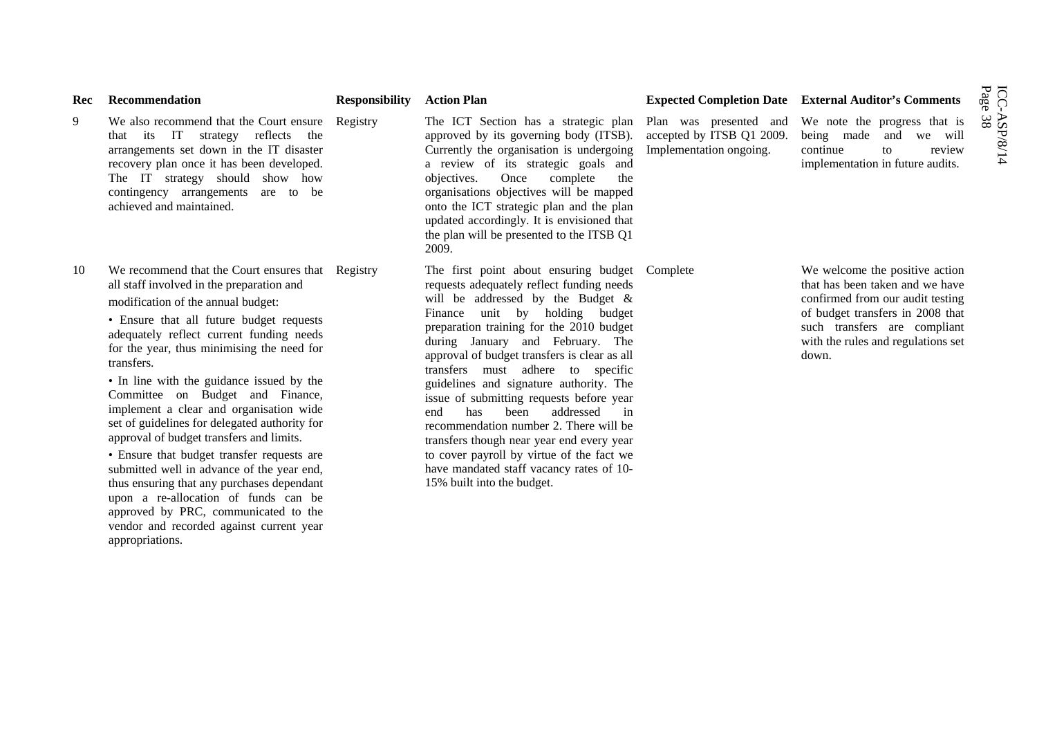| Rec | Recommendation | Responsibility | Action Plan | Expected Completion Date | External Auditor's Comments |
|---|---|---|---|---|---|
| 9 | We also recommend that the Court ensure that its IT strategy reflects the arrangements set down in the IT disaster recovery plan once it has been developed. The IT strategy should show how contingency arrangements are to be achieved and maintained. | Registry | The ICT Section has a strategic plan approved by its governing body (ITSB). Currently the organisation is undergoing a review of its strategic goals and objectives. Once complete the organisations objectives will be mapped onto the ICT strategic plan and the plan updated accordingly. It is envisioned that the plan will be presented to the ITSB Q1 2009. | Plan was presented and accepted by ITSB Q1 2009. Implementation ongoing. | We note the progress that is being made and we will continue to review implementation in future audits. |
| 10 | We recommend that the Court ensures that all staff involved in the preparation and modification of the annual budget:<br>• Ensure that all future budget requests adequately reflect current funding needs for the year, thus minimising the need for transfers.<br>• In line with the guidance issued by the Committee on Budget and Finance, implement a clear and organisation wide set of guidelines for delegated authority for approval of budget transfers and limits.<br>• Ensure that budget transfer requests are submitted well in advance of the year end, thus ensuring that any purchases dependant upon a re-allocation of funds can be approved by PRC, communicated to the vendor and recorded against current year appropriations. | Registry | The first point about ensuring budget requests adequately reflect funding needs will be addressed by the Budget & Finance unit by holding budget preparation training for the 2010 budget during January and February. The approval of budget transfers is clear as all transfers must adhere to specific guidelines and signature authority. The issue of submitting requests before year end has been addressed in recommendation number 2. There will be transfers though near year end every year to cover payroll by virtue of the fact we have mandated staff vacancy rates of 10-15% built into the budget. | Complete | We welcome the positive action that has been taken and we have confirmed from our audit testing of budget transfers in 2008 that such transfers are compliant with the rules and regulations set down. |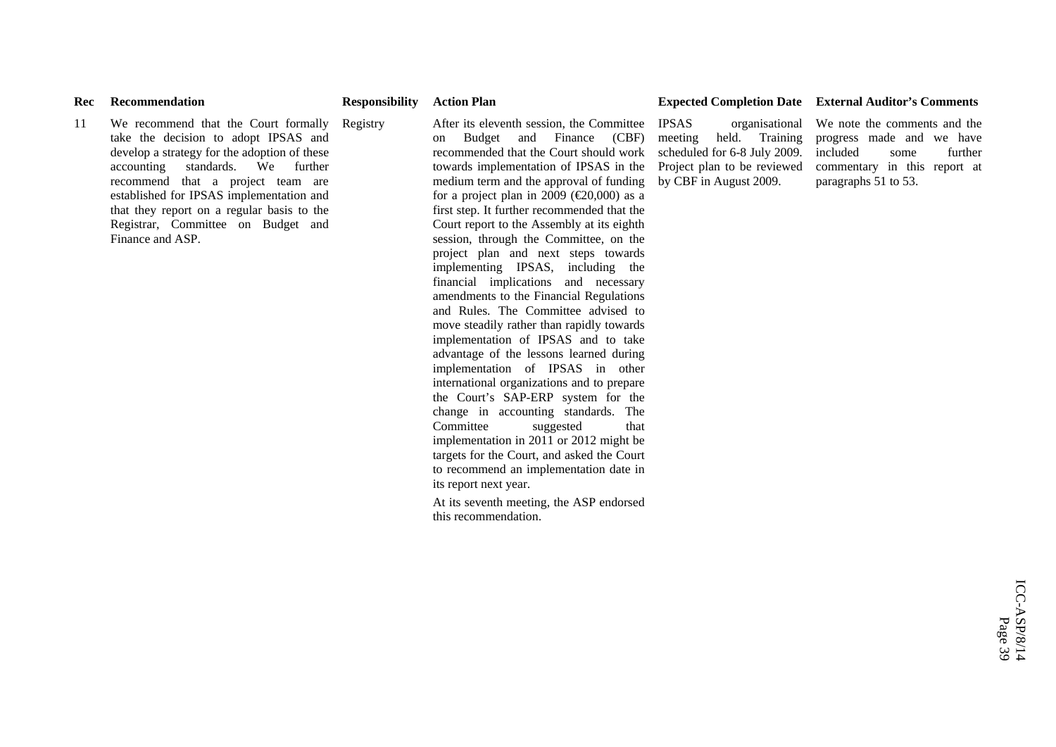| Rec | Recommendation | Responsibility | Action Plan | Expected Completion Date | External Auditor's Comments |
|---|---|---|---|---|---|
| 11 | We recommend that the Court formally take the decision to adopt IPSAS and develop a strategy for the adoption of these accounting standards. We further recommend that a project team are established for IPSAS implementation and that they report on a regular basis to the Registrar, Committee on Budget and Finance and ASP. | Registry | After its eleventh session, the Committee on Budget and Finance (CBF) recommended that the Court should work towards implementation of IPSAS in the medium term and the approval of funding for a project plan in 2009 (€20,000) as a first step. It further recommended that the Court report to the Assembly at its eighth session, through the Committee, on the project plan and next steps towards implementing IPSAS, including the financial implications and necessary amendments to the Financial Regulations and Rules. The Committee advised to move steadily rather than rapidly towards implementation of IPSAS and to take advantage of the lessons learned during implementation of IPSAS in other international organizations and to prepare the Court's SAP-ERP system for the change in accounting standards. The Committee suggested that implementation in 2011 or 2012 might be targets for the Court, and asked the Court to recommend an implementation date in its report next year. <br><br> At its seventh meeting, the ASP endorsed this recommendation. | IPSAS organisational meeting held. Training scheduled for 6-8 July 2009. Project plan to be reviewed by CBF in August 2009. | We note the comments and the progress made and we have included some further commentary in this report at paragraphs 51 to 53. |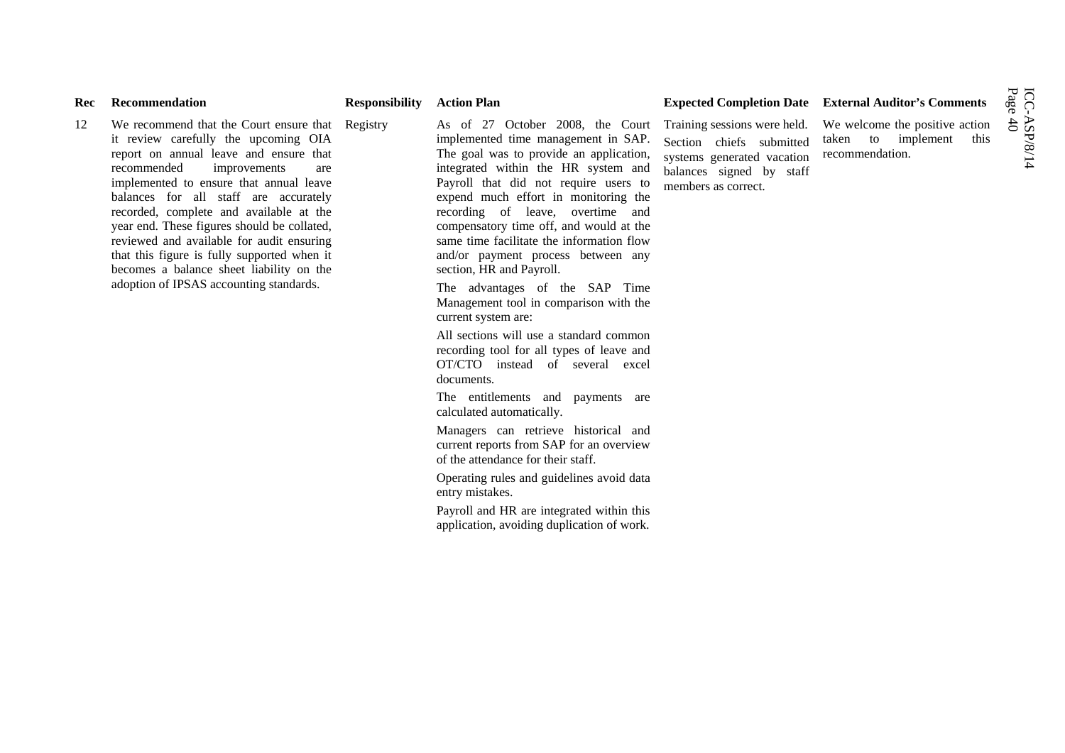| Rec | Recommendation | Responsibility | Action Plan | Expected Completion Date | External Auditor's Comments |
|---|---|---|---|---|---|
| 12 | We recommend that the Court ensure that it review carefully the upcoming OIA report on annual leave and ensure that recommended improvements are implemented to ensure that annual leave balances for all staff are accurately recorded, complete and available at the year end. These figures should be collated, reviewed and available for audit ensuring that this figure is fully supported when it becomes a balance sheet liability on the adoption of IPSAS accounting standards. | Registry | As of 27 October 2008, the Court implemented time management in SAP. The goal was to provide an application, integrated within the HR system and Payroll that did not require users to expend much effort in monitoring the recording of leave, overtime and compensatory time off, and would at the same time facilitate the information flow and/or payment process between any section, HR and Payroll.<br><br>The advantages of the SAP Time Management tool in comparison with the current system are:<br><br>All sections will use a standard common recording tool for all types of leave and OT/CTO instead of several excel documents.<br><br>The entitlements and payments are calculated automatically.<br><br>Managers can retrieve historical and current reports from SAP for an overview of the attendance for their staff.<br><br>Operating rules and guidelines avoid data entry mistakes.<br><br>Payroll and HR are integrated within this application, avoiding duplication of work. | Training sessions were held.<br><br>Section chiefs submitted systems generated vacation balances signed by staff members as correct. | We welcome the positive action taken to implement this recommendation. |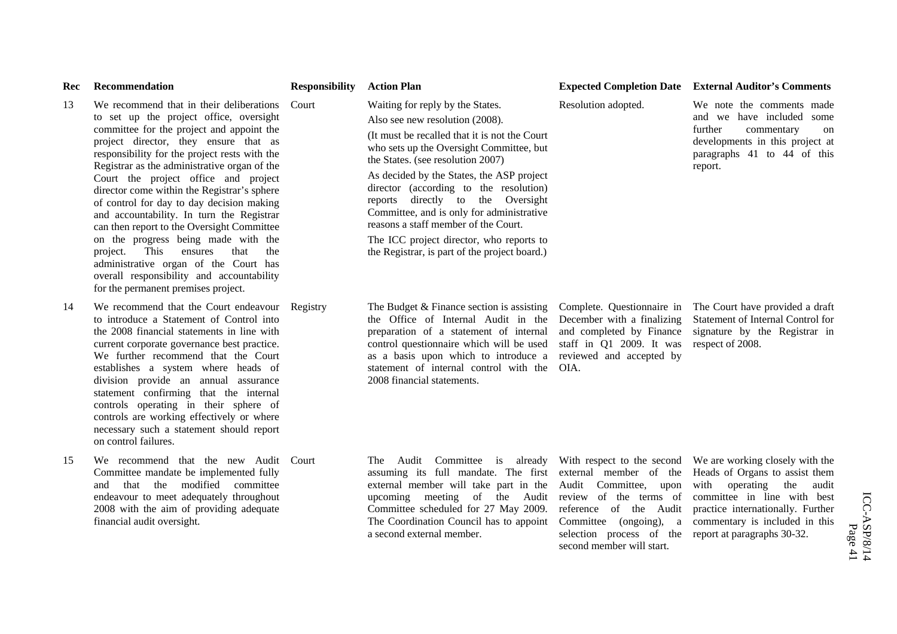| Rec | Recommendation | Responsibility | Action Plan | Expected Completion Date | External Auditor's Comments |
|---|---|---|---|---|---|
| 13 | We recommend that in their deliberations to set up the project office, oversight committee for the project and appoint the project director, they ensure that as responsibility for the project rests with the Registrar as the administrative organ of the Court the project office and project director come within the Registrar's sphere of control for day to day decision making and accountability. In turn the Registrar can then report to the Oversight Committee on the progress being made with the project. This ensures that the administrative organ of the Court has overall responsibility and accountability for the permanent premises project. | Court | Waiting for reply by the States.<br>Also see new resolution (2008).<br>(It must be recalled that it is not the Court who sets up the Oversight Committee, but the States. (see resolution 2007)<br>As decided by the States, the ASP project director (according to the resolution) reports directly to the Oversight Committee, and is only for administrative reasons a staff member of the Court.<br>The ICC project director, who reports to the Registrar, is part of the project board.) | Resolution adopted. | We note the comments made and we have included some further commentary on developments in this project at paragraphs 41 to 44 of this report. |
| 14 | We recommend that the Court endeavour to introduce a Statement of Control into the 2008 financial statements in line with current corporate governance best practice. We further recommend that the Court establishes a system where heads of division provide an annual assurance statement confirming that the internal controls operating in their sphere of controls are working effectively or where necessary such a statement should report on control failures. | Registry | The Budget & Finance section is assisting the Office of Internal Audit in the preparation of a statement of internal control questionnaire which will be used as a basis upon which to introduce a statement of internal control with the 2008 financial statements. | Complete. Questionnaire in December with a finalizing and completed by Finance staff in Q1 2009. It was reviewed and accepted by OIA. | The Court have provided a draft Statement of Internal Control for signature by the Registrar in respect of 2008. |
| 15 | We recommend that the new Audit Committee mandate be implemented fully and that the modified committee endeavour to meet adequately throughout 2008 with the aim of providing adequate financial audit oversight. | Court | The Audit Committee is already assuming its full mandate. The first external member will take part in the upcoming meeting of the Audit Committee scheduled for 27 May 2009. The Coordination Council has to appoint a second external member. | With respect to the second external member of the Audit Committee, upon review of the terms of reference of the Audit Committee (ongoing), a selection process of the second member will start. | We are working closely with the Heads of Organs to assist them with operating the audit committee in line with best practice internationally. Further commentary is included in this report at paragraphs 30-32. |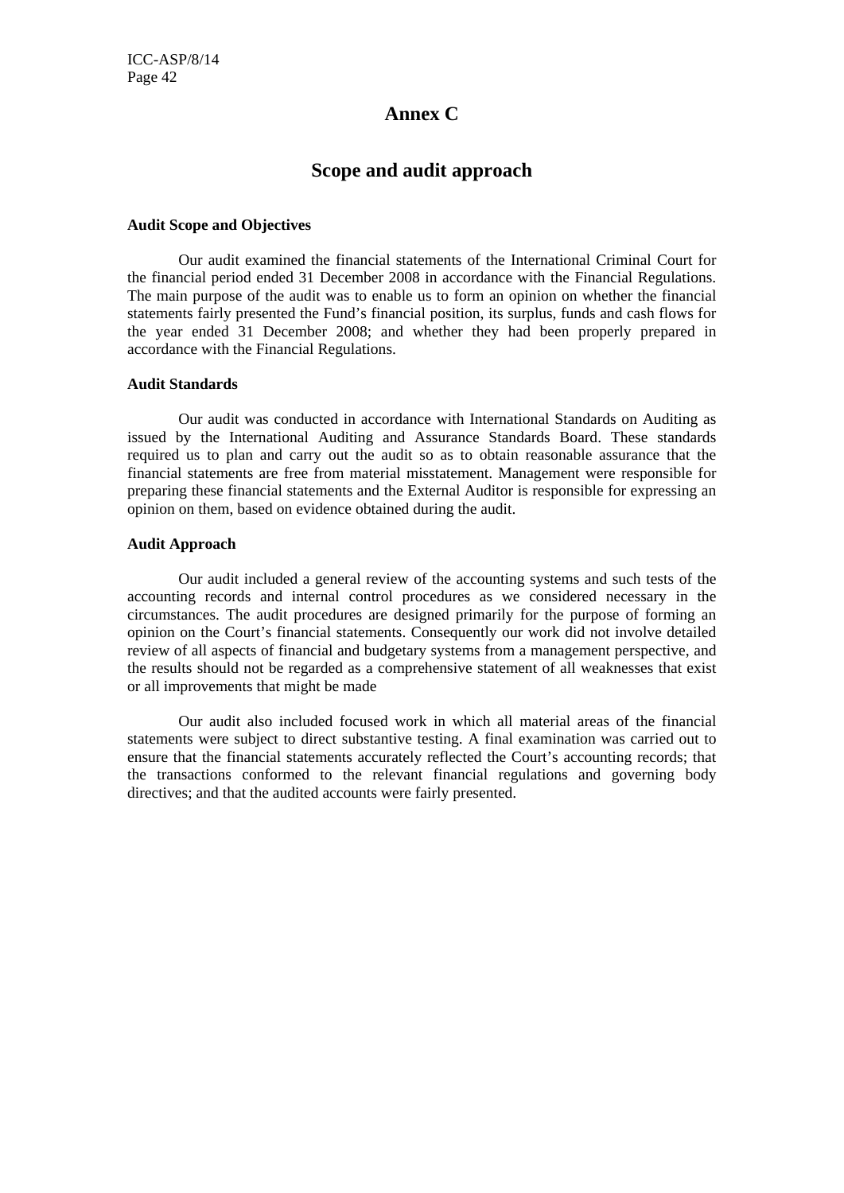# Annex C

## Scope and audit approach

**Audit Scope and Objectives**

Our audit examined the financial statements of the International Criminal Court for the financial period ended 31 December 2008 in accordance with the Financial Regulations. The main purpose of the audit was to enable us to form an opinion on whether the financial statements fairly presented the Fund's financial position, its surplus, funds and cash flows for the year ended 31 December 2008; and whether they had been properly prepared in accordance with the Financial Regulations.

**Audit Standards**

Our audit was conducted in accordance with International Standards on Auditing as issued by the International Auditing and Assurance Standards Board. These standards required us to plan and carry out the audit so as to obtain reasonable assurance that the financial statements are free from material misstatement. Management were responsible for preparing these financial statements and the External Auditor is responsible for expressing an opinion on them, based on evidence obtained during the audit.

**Audit Approach**

Our audit included a general review of the accounting systems and such tests of the accounting records and internal control procedures as we considered necessary in the circumstances. The audit procedures are designed primarily for the purpose of forming an opinion on the Court's financial statements. Consequently our work did not involve detailed review of all aspects of financial and budgetary systems from a management perspective, and the results should not be regarded as a comprehensive statement of all weaknesses that exist or all improvements that might be made

Our audit also included focused work in which all material areas of the financial statements were subject to direct substantive testing. A final examination was carried out to ensure that the financial statements accurately reflected the Court's accounting records; that the transactions conformed to the relevant financial regulations and governing body directives; and that the audited accounts were fairly presented.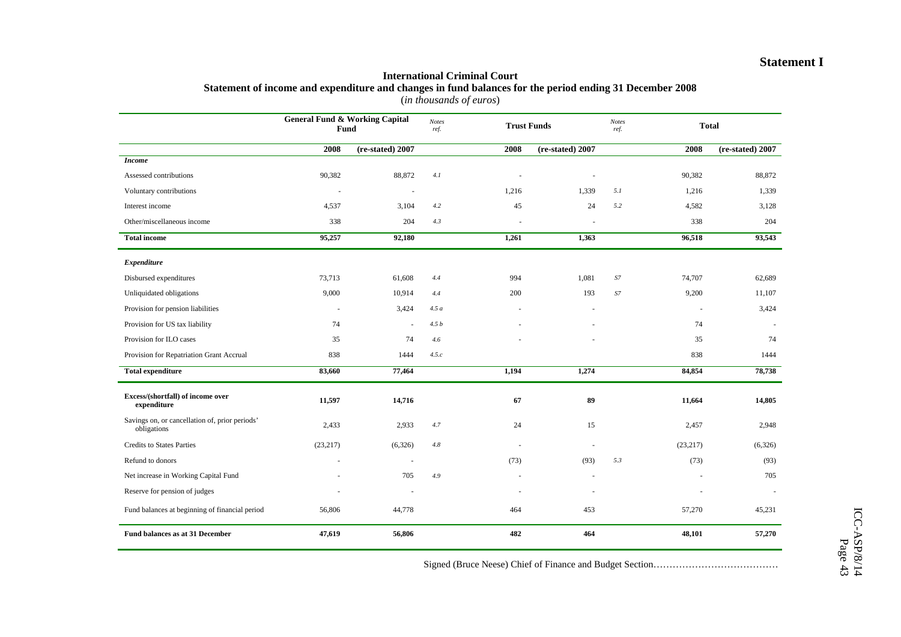**Statement I**

**International Criminal Court**
**Statement of income and expenditure and changes in fund balances for the period ending 31 December 2008**
(*in thousands of euros*)

| | General Fund & Working Capital Fund | | *Notes ref.* | Trust Funds | | *Notes ref.* | Total | |
|---|---|---|---|---|---|---|---|---|
| | **2008** | **(re-stated) 2007** | | **2008** | **(re-stated) 2007** | | **2008** | **(re-stated) 2007** |
| ***Income*** | | | | | | | | |
| Assessed contributions | 90,382 | 88,872 | *4.1* | - | - | | 90,382 | 88,872 |
| Voluntary contributions | - | - | | 1,216 | 1,339 | *5.1* | 1,216 | 1,339 |
| Interest income | 4,537 | 3,104 | *4.2* | 45 | 24 | *5.2* | 4,582 | 3,128 |
| Other/miscellaneous income | 338 | 204 | *4.3* | - | - | | 338 | 204 |
| **Total income** | **95,257** | **92,180** | | **1,261** | **1,363** | | **96,518** | **93,543** |
| ***Expenditure*** | | | | | | | | |
| Disbursed expenditures | 73,713 | 61,608 | *4.4* | 994 | 1,081 | *S7* | 74,707 | 62,689 |
| Unliquidated obligations | 9,000 | 10,914 | *4.4* | 200 | 193 | *S7* | 9,200 | 11,107 |
| Provision for pension liabilities | - | 3,424 | *4.5 a* | - | - | | - | 3,424 |
| Provision for US tax liability | 74 | - | *4.5 b* | - | - | | 74 | - |
| Provision for ILO cases | 35 | 74 | *4.6* | - | - | | 35 | 74 |
| Provision for Repatriation Grant Accrual | 838 | 1444 | *4.5.c* | | | | 838 | 1444 |
| **Total expenditure** | **83,660** | **77,464** | | **1,194** | **1,274** | | **84,854** | **78,738** |
| **Excess/(shortfall) of income over expenditure** | **11,597** | **14,716** | | **67** | **89** | | **11,664** | **14,805** |
| Savings on, or cancellation of, prior periods' obligations | 2,433 | 2,933 | *4.7* | 24 | 15 | | 2,457 | 2,948 |
| Credits to States Parties | (23,217) | (6,326) | *4.8* | - | - | | (23,217) | (6,326) |
| Refund to donors | - | - | | (73) | (93) | *5.3* | (73) | (93) |
| Net increase in Working Capital Fund | - | 705 | *4.9* | - | - | | - | 705 |
| Reserve for pension of judges | - | - | | - | - | | - | - |
| Fund balances at beginning of financial period | 56,806 | 44,778 | | 464 | 453 | | 57,270 | 45,231 |
| **Fund balances as at 31 December** | **47,619** | **56,806** | | **482** | **464** | | **48,101** | **57,270** |

Signed (Bruce Neese) Chief of Finance and Budget Section…………………………………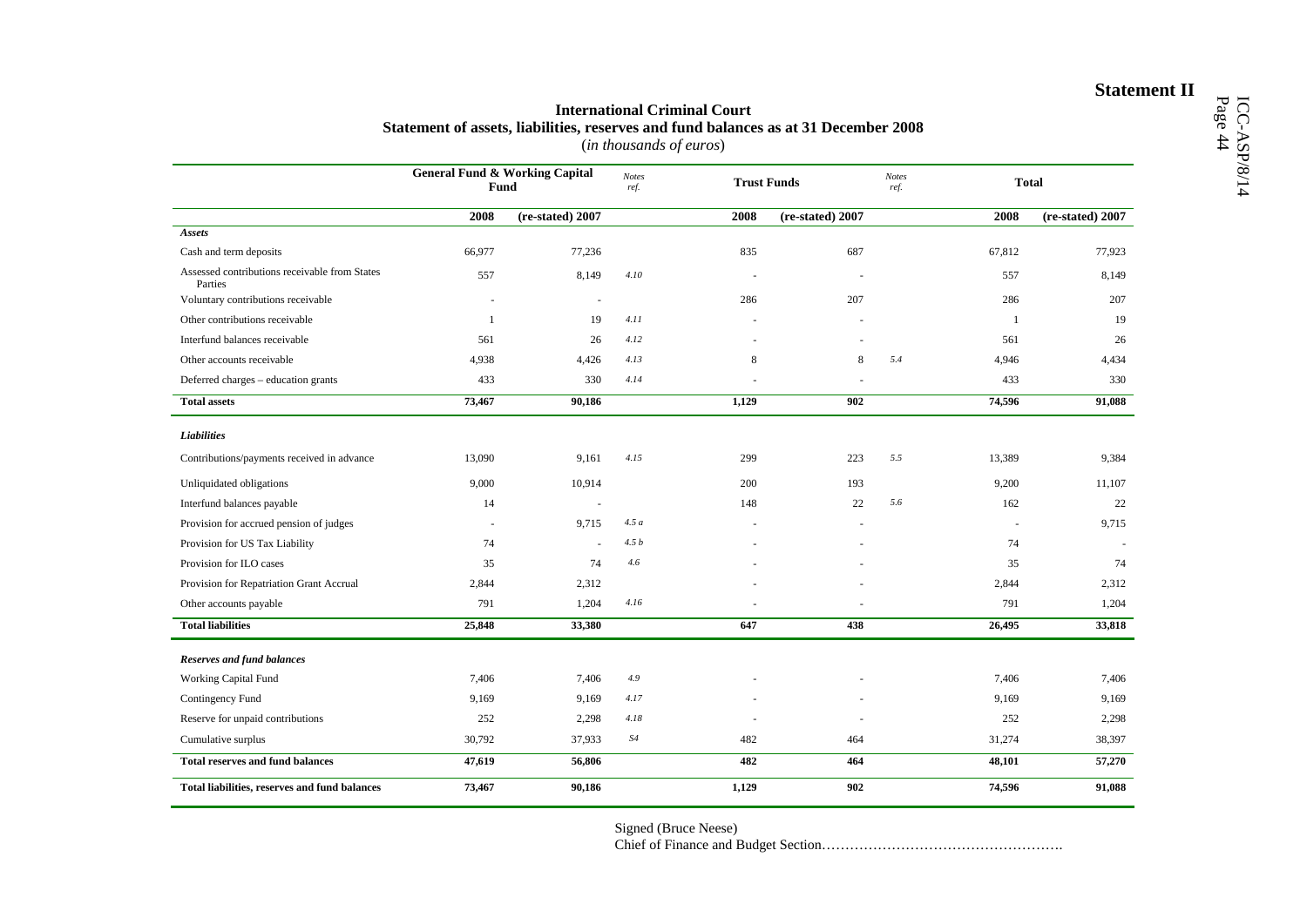**Statement II**

## International Criminal Court
## Statement of assets, liabilities, reserves and fund balances as at 31 December 2008
(*in thousands of euros*)

| | General Fund & Working Capital Fund | | *Notes ref.* | Trust Funds | | *Notes ref.* | Total | |
|---|---|---|---|---|---|---|---|---|
| | **2008** | **(re-stated) 2007** | | **2008** | **(re-stated) 2007** | | **2008** | **(re-stated) 2007** |
| ***Assets*** | | | | | | | | |
| Cash and term deposits | 66,977 | 77,236 | | 835 | 687 | | 67,812 | 77,923 |
| Assessed contributions receivable from States Parties | 557 | 8,149 | *4.10* | - | - | | 557 | 8,149 |
| Voluntary contributions receivable | - | - | | 286 | 207 | | 286 | 207 |
| Other contributions receivable | 1 | 19 | *4.11* | - | - | | 1 | 19 |
| Interfund balances receivable | 561 | 26 | *4.12* | - | - | | 561 | 26 |
| Other accounts receivable | 4,938 | 4,426 | *4.13* | 8 | 8 | *5.4* | 4,946 | 4,434 |
| Deferred charges – education grants | 433 | 330 | *4.14* | - | - | | 433 | 330 |
| **Total assets** | **73,467** | **90,186** | | **1,129** | **902** | | **74,596** | **91,088** |
| ***Liabilities*** | | | | | | | | |
| Contributions/payments received in advance | 13,090 | 9,161 | *4.15* | 299 | 223 | *5.5* | 13,389 | 9,384 |
| Unliquidated obligations | 9,000 | 10,914 | | 200 | 193 | | 9,200 | 11,107 |
| Interfund balances payable | 14 | - | | 148 | 22 | *5.6* | 162 | 22 |
| Provision for accrued pension of judges | - | 9,715 | *4.5 a* | - | - | | - | 9,715 |
| Provision for US Tax Liability | 74 | - | *4.5 b* | - | - | | 74 | - |
| Provision for ILO cases | 35 | 74 | *4.6* | - | - | | 35 | 74 |
| Provision for Repatriation Grant Accrual | 2,844 | 2,312 | | - | - | | 2,844 | 2,312 |
| Other accounts payable | 791 | 1,204 | *4.16* | - | - | | 791 | 1,204 |
| **Total liabilities** | **25,848** | **33,380** | | **647** | **438** | | **26,495** | **33,818** |
| ***Reserves and fund balances*** | | | | | | | | |
| Working Capital Fund | 7,406 | 7,406 | *4.9* | - | - | | 7,406 | 7,406 |
| Contingency Fund | 9,169 | 9,169 | *4.17* | - | - | | 9,169 | 9,169 |
| Reserve for unpaid contributions | 252 | 2,298 | *4.18* | - | - | | 252 | 2,298 |
| Cumulative surplus | 30,792 | 37,933 | *S4* | 482 | 464 | | 31,274 | 38,397 |
| **Total reserves and fund balances** | **47,619** | **56,806** | | **482** | **464** | | **48,101** | **57,270** |
| **Total liabilities, reserves and fund balances** | **73,467** | **90,186** | | **1,129** | **902** | | **74,596** | **91,088** |

Signed (Bruce Neese)
Chief of Finance and Budget Section…………………………………………….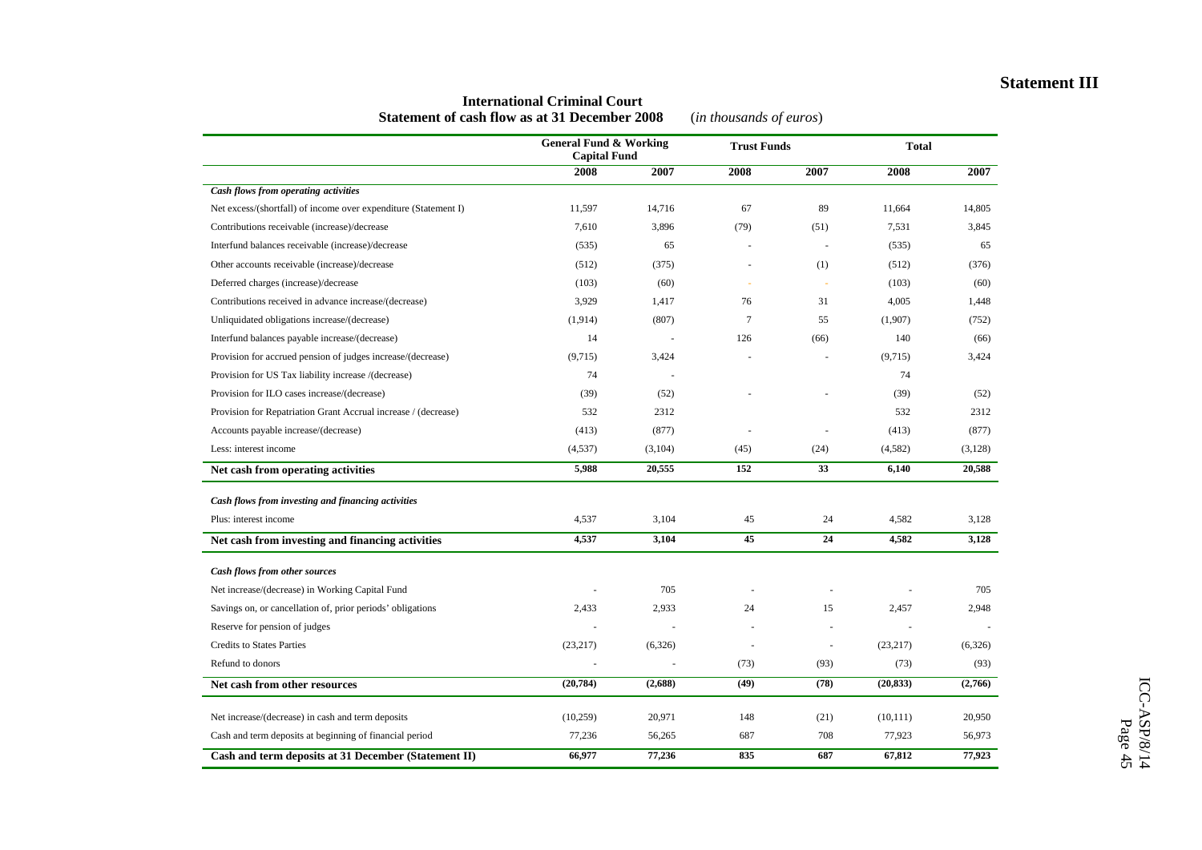**Statement III**

**International Criminal Court**
**Statement of cash flow as at 31 December 2008** (*in thousands of euros*)

| | General Fund & Working Capital Fund | | Trust Funds | | Total | |
|---|---|---|---|---|---|---|
| | **2008** | **2007** | **2008** | **2007** | **2008** | **2007** |
| ***Cash flows from operating activities*** | | | | | | |
| Net excess/(shortfall) of income over expenditure (Statement I) | 11,597 | 14,716 | 67 | 89 | 11,664 | 14,805 |
| Contributions receivable (increase)/decrease | 7,610 | 3,896 | (79) | (51) | 7,531 | 3,845 |
| Interfund balances receivable (increase)/decrease | (535) | 65 | - | - | (535) | 65 |
| Other accounts receivable (increase)/decrease | (512) | (375) | - | (1) | (512) | (376) |
| Deferred charges (increase)/decrease | (103) | (60) | - | - | (103) | (60) |
| Contributions received in advance increase/(decrease) | 3,929 | 1,417 | 76 | 31 | 4,005 | 1,448 |
| Unliquidated obligations increase/(decrease) | (1,914) | (807) | 7 | 55 | (1,907) | (752) |
| Interfund balances payable increase/(decrease) | 14 | - | 126 | (66) | 140 | (66) |
| Provision for accrued pension of judges increase/(decrease) | (9,715) | 3,424 | - | - | (9,715) | 3,424 |
| Provision for US Tax liability increase /(decrease) | 74 | - | | | 74 | |
| Provision for ILO cases increase/(decrease) | (39) | (52) | - | - | (39) | (52) |
| Provision for Repatriation Grant Accrual increase / (decrease) | 532 | 2312 | | | 532 | 2312 |
| Accounts payable increase/(decrease) | (413) | (877) | - | - | (413) | (877) |
| Less: interest income | (4,537) | (3,104) | (45) | (24) | (4,582) | (3,128) |
| **Net cash from operating activities** | **5,988** | **20,555** | **152** | **33** | **6,140** | **20,588** |
| ***Cash flows from investing and financing activities*** | | | | | | |
| Plus: interest income | 4,537 | 3,104 | 45 | 24 | 4,582 | 3,128 |
| **Net cash from investing and financing activities** | **4,537** | **3,104** | **45** | **24** | **4,582** | **3,128** |
| ***Cash flows from other sources*** | | | | | | |
| Net increase/(decrease) in Working Capital Fund | - | 705 | - | - | - | 705 |
| Savings on, or cancellation of, prior periods' obligations | 2,433 | 2,933 | 24 | 15 | 2,457 | 2,948 |
| Reserve for pension of judges | - | - | - | - | - | - |
| Credits to States Parties | (23,217) | (6,326) | - | - | (23,217) | (6,326) |
| Refund to donors | - | - | (73) | (93) | (73) | (93) |
| **Net cash from other resources** | **(20,784)** | **(2,688)** | **(49)** | **(78)** | **(20,833)** | **(2,766)** |
| Net increase/(decrease) in cash and term deposits | (10,259) | 20,971 | 148 | (21) | (10,111) | 20,950 |
| Cash and term deposits at beginning of financial period | 77,236 | 56,265 | 687 | 708 | 77,923 | 56,973 |
| **Cash and term deposits at 31 December (Statement II)** | **66,977** | **77,236** | **835** | **687** | **67,812** | **77,923** |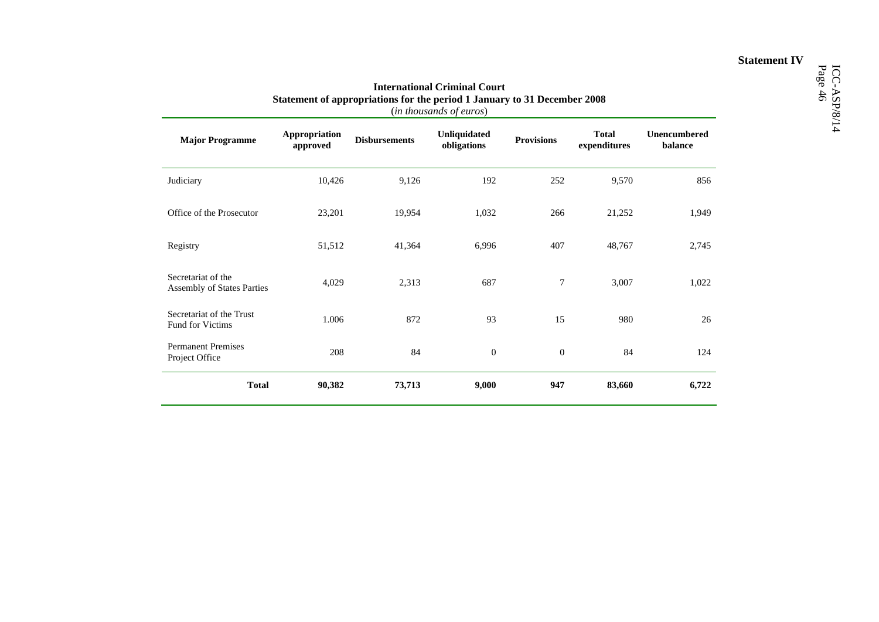**Statement IV**

**International Criminal Court**
**Statement of appropriations for the period 1 January to 31 December 2008**
(*in thousands of euros*)

| Major Programme | Appropriation approved | Disbursements | Unliquidated obligations | Provisions | Total expenditures | Unencumbered balance |
|---|---|---|---|---|---|---|
| Judiciary | 10,426 | 9,126 | 192 | 252 | 9,570 | 856 |
| Office of the Prosecutor | 23,201 | 19,954 | 1,032 | 266 | 21,252 | 1,949 |
| Registry | 51,512 | 41,364 | 6,996 | 407 | 48,767 | 2,745 |
| Secretariat of the Assembly of States Parties | 4,029 | 2,313 | 687 | 7 | 3,007 | 1,022 |
| Secretariat of the Trust Fund for Victims | 1.006 | 872 | 93 | 15 | 980 | 26 |
| Permanent Premises Project Office | 208 | 84 | 0 | 0 | 84 | 124 |
| **Total** | **90,382** | **73,713** | **9,000** | **947** | **83,660** | **6,722** |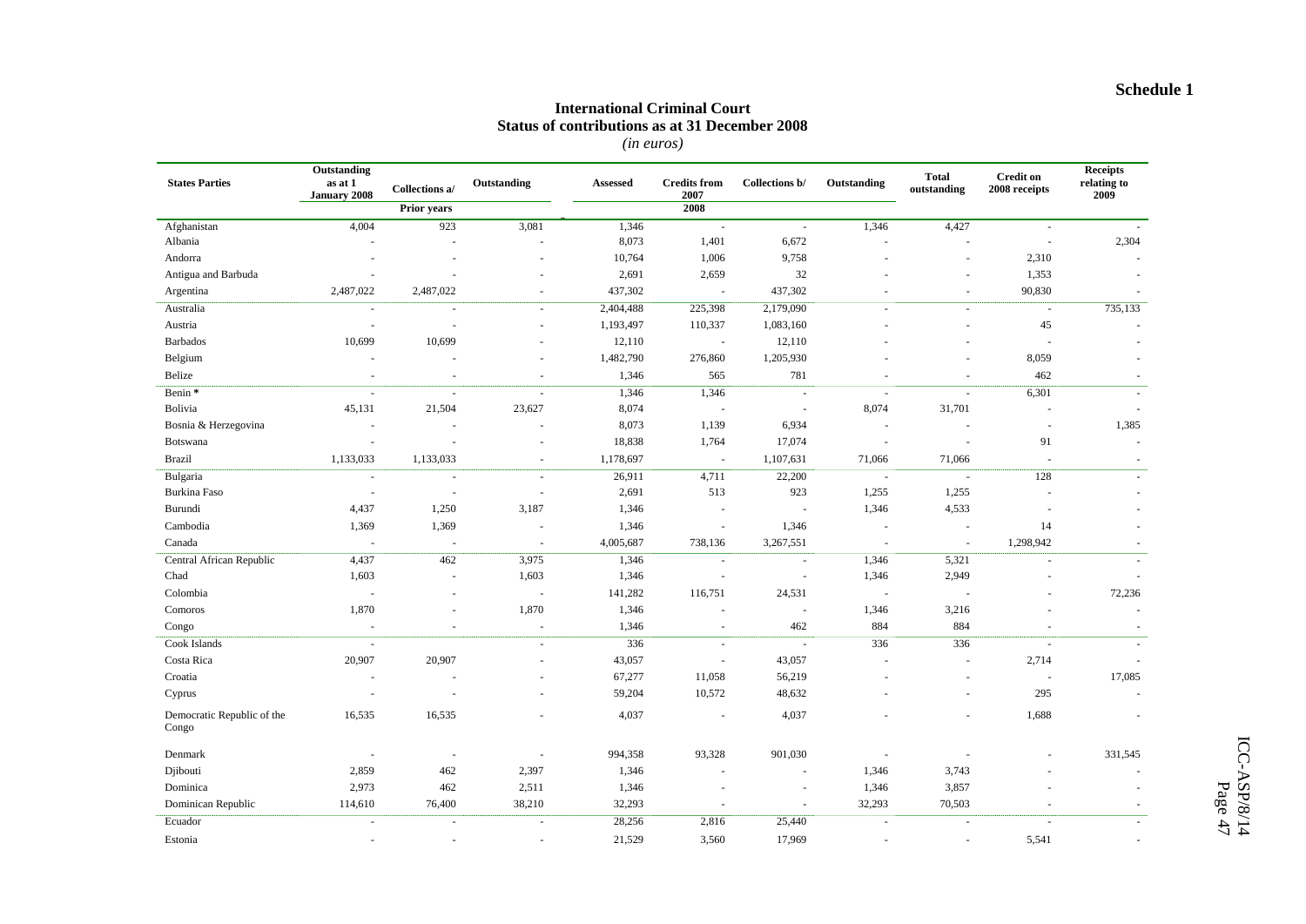**Schedule 1**

# International Criminal Court
## Status of contributions as at 31 December 2008
*(in euros)*

| States Parties | Outstanding as at 1 January 2008 | Collections a/ | Outstanding | Assessed | Credits from 2007 | Collections b/ | Outstanding | Total outstanding | Credit on 2008 receipts | Receipts relating to 2009 |
|---|---|---|---|---|---|---|---|---|---|---|
| | | Prior years | | | 2008 | | | | | |
| Afghanistan | 4,004 | 923 | 3,081 | 1,346 | - | - | 1,346 | 4,427 | - | - |
| Albania | - | - | - | 8,073 | 1,401 | 6,672 | - | - | - | 2,304 |
| Andorra | - | - | - | 10,764 | 1,006 | 9,758 | - | - | 2,310 | - |
| Antigua and Barbuda | - | - | - | 2,691 | 2,659 | 32 | - | - | 1,353 | - |
| Argentina | 2,487,022 | 2,487,022 | - | 437,302 | - | 437,302 | - | - | 90,830 | - |
| Australia | - | - | - | 2,404,488 | 225,398 | 2,179,090 | - | - | - | 735,133 |
| Austria | - | - | - | 1,193,497 | 110,337 | 1,083,160 | - | - | 45 | - |
| Barbados | 10,699 | 10,699 | - | 12,110 | - | 12,110 | - | - | - | - |
| Belgium | - | - | - | 1,482,790 | 276,860 | 1,205,930 | - | - | 8,059 | - |
| Belize | - | - | - | 1,346 | 565 | 781 | - | - | 462 | - |
| Benin * | - | - | - | 1,346 | 1,346 | - | - | - | 6,301 | - |
| Bolivia | 45,131 | 21,504 | 23,627 | 8,074 | - | - | 8,074 | 31,701 | - | - |
| Bosnia & Herzegovina | - | - | - | 8,073 | 1,139 | 6,934 | - | - | - | 1,385 |
| Botswana | - | - | - | 18,838 | 1,764 | 17,074 | - | - | 91 | - |
| Brazil | 1,133,033 | 1,133,033 | - | 1,178,697 | - | 1,107,631 | 71,066 | 71,066 | - | - |
| Bulgaria | - | - | - | 26,911 | 4,711 | 22,200 | - | - | 128 | - |
| Burkina Faso | - | - | - | 2,691 | 513 | 923 | 1,255 | 1,255 | - | - |
| Burundi | 4,437 | 1,250 | 3,187 | 1,346 | - | - | 1,346 | 4,533 | - | - |
| Cambodia | 1,369 | 1,369 | - | 1,346 | - | 1,346 | - | - | 14 | - |
| Canada | - | - | - | 4,005,687 | 738,136 | 3,267,551 | - | - | 1,298,942 | - |
| Central African Republic | 4,437 | 462 | 3,975 | 1,346 | - | - | 1,346 | 5,321 | - | - |
| Chad | 1,603 | - | 1,603 | 1,346 | - | - | 1,346 | 2,949 | - | - |
| Colombia | - | - | - | 141,282 | 116,751 | 24,531 | - | - | - | 72,236 |
| Comoros | 1,870 | - | 1,870 | 1,346 | - | - | 1,346 | 3,216 | - | - |
| Congo | - | - | - | 1,346 | - | 462 | 884 | 884 | - | - |
| Cook Islands | - | | - | 336 | - | - | 336 | 336 | - | - |
| Costa Rica | 20,907 | 20,907 | - | 43,057 | - | 43,057 | - | - | 2,714 | - |
| Croatia | - | - | - | 67,277 | 11,058 | 56,219 | - | - | - | 17,085 |
| Cyprus | - | - | - | 59,204 | 10,572 | 48,632 | - | - | 295 | - |
| Democratic Republic of the Congo | 16,535 | 16,535 | - | 4,037 | - | 4,037 | - | - | 1,688 | - |
| Denmark | - | - | - | 994,358 | 93,328 | 901,030 | - | - | - | 331,545 |
| Djibouti | 2,859 | 462 | 2,397 | 1,346 | - | - | 1,346 | 3,743 | - | - |
| Dominica | 2,973 | 462 | 2,511 | 1,346 | - | - | 1,346 | 3,857 | - | - |
| Dominican Republic | 114,610 | 76,400 | 38,210 | 32,293 | - | - | 32,293 | 70,503 | - | - |
| Ecuador | - | - | - | 28,256 | 2,816 | 25,440 | - | - | - | - |
| Estonia | - | - | - | 21,529 | 3,560 | 17,969 | - | - | 5,541 | - |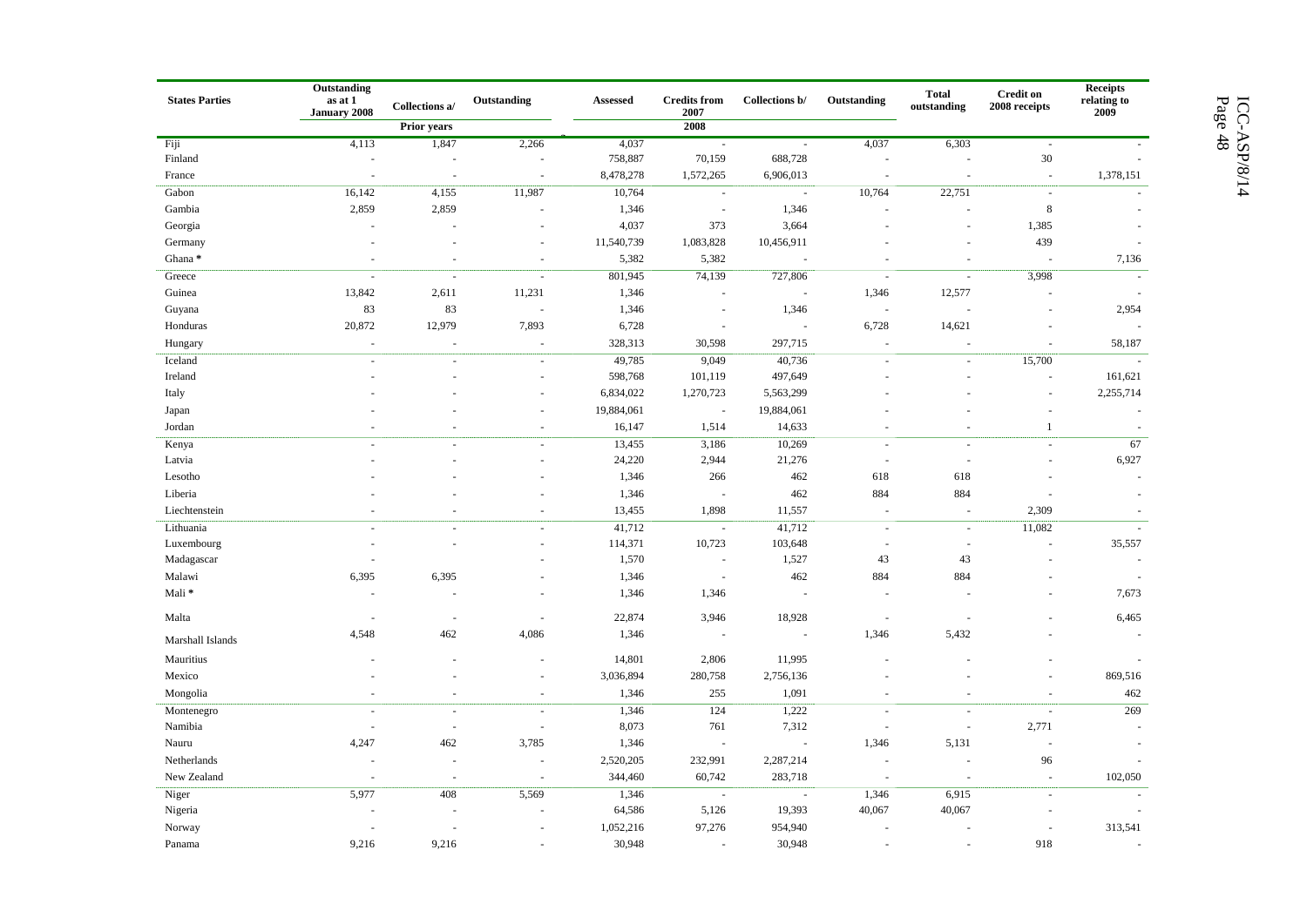| States Parties | Outstanding as at 1 January 2008 | Collections a/ | Outstanding | Assessed | Credits from 2007 | Collections b/ | Outstanding | Total outstanding | Credit on 2008 receipts | Receipts relating to 2009 |
|---|---|---|---|---|---|---|---|---|---|---|
| | Prior years | | | 2008 | | | | | | |
| Fiji | 4,113 | 1,847 | 2,266 | 4,037 | - | - | 4,037 | 6,303 | - | - |
| Finland | - | - | - | 758,887 | 70,159 | 688,728 | - | - | 30 | - |
| France | - | - | - | 8,478,278 | 1,572,265 | 6,906,013 | - | - | - | 1,378,151 |
| Gabon | 16,142 | 4,155 | 11,987 | 10,764 | - | - | 10,764 | 22,751 | - | - |
| Gambia | 2,859 | 2,859 | - | 1,346 | - | 1,346 | - | - | 8 | - |
| Georgia | - | - | - | 4,037 | 373 | 3,664 | - | - | 1,385 | - |
| Germany | - | - | - | 11,540,739 | 1,083,828 | 10,456,911 | - | - | 439 | - |
| Ghana * | - | - | - | 5,382 | 5,382 | - | - | - | - | 7,136 |
| Greece | - | - | - | 801,945 | 74,139 | 727,806 | - | - | 3,998 | - |
| Guinea | 13,842 | 2,611 | 11,231 | 1,346 | - | - | 1,346 | 12,577 | - | - |
| Guyana | 83 | 83 | - | 1,346 | - | 1,346 | - | - | - | 2,954 |
| Honduras | 20,872 | 12,979 | 7,893 | 6,728 | - | - | 6,728 | 14,621 | - | - |
| Hungary | - | - | - | 328,313 | 30,598 | 297,715 | - | - | - | 58,187 |
| Iceland | - | - | - | 49,785 | 9,049 | 40,736 | - | - | 15,700 | - |
| Ireland | - | - | - | 598,768 | 101,119 | 497,649 | - | - | - | 161,621 |
| Italy | - | - | - | 6,834,022 | 1,270,723 | 5,563,299 | - | - | - | 2,255,714 |
| Japan | - | - | - | 19,884,061 | - | 19,884,061 | - | - | - | - |
| Jordan | - | - | - | 16,147 | 1,514 | 14,633 | - | - | 1 | - |
| Kenya | - | - | - | 13,455 | 3,186 | 10,269 | - | - | - | 67 |
| Latvia | - | - | - | 24,220 | 2,944 | 21,276 | - | - | - | 6,927 |
| Lesotho | - | - | - | 1,346 | 266 | 462 | 618 | 618 | - | - |
| Liberia | - | - | - | 1,346 | - | 462 | 884 | 884 | - | - |
| Liechtenstein | - | - | - | 13,455 | 1,898 | 11,557 | - | - | 2,309 | - |
| Lithuania | - | - | - | 41,712 | - | 41,712 | - | - | 11,082 | - |
| Luxembourg | - | - | - | 114,371 | 10,723 | 103,648 | - | - | - | 35,557 |
| Madagascar | - | - | - | 1,570 | - | 1,527 | 43 | 43 | - | - |
| Malawi | 6,395 | 6,395 | - | 1,346 | - | 462 | 884 | 884 | - | - |
| Mali * | - | - | - | 1,346 | 1,346 | - | - | - | - | 7,673 |
| Malta | - | - | - | 22,874 | 3,946 | 18,928 | - | - | - | 6,465 |
| Marshall Islands | 4,548 | 462 | 4,086 | 1,346 | - | - | 1,346 | 5,432 | - | - |
| Mauritius | - | - | - | 14,801 | 2,806 | 11,995 | - | - | - | - |
| Mexico | - | - | - | 3,036,894 | 280,758 | 2,756,136 | - | - | - | 869,516 |
| Mongolia | - | - | - | 1,346 | 255 | 1,091 | - | - | - | 462 |
| Montenegro | - | - | - | 1,346 | 124 | 1,222 | - | - | - | 269 |
| Namibia | - | - | - | 8,073 | 761 | 7,312 | - | - | 2,771 | - |
| Nauru | 4,247 | 462 | 3,785 | 1,346 | - | - | 1,346 | 5,131 | - | - |
| Netherlands | - | - | - | 2,520,205 | 232,991 | 2,287,214 | - | - | 96 | - |
| New Zealand | - | - | - | 344,460 | 60,742 | 283,718 | - | - | - | 102,050 |
| Niger | 5,977 | 408 | 5,569 | 1,346 | - | - | 1,346 | 6,915 | - | - |
| Nigeria | - | - | - | 64,586 | 5,126 | 19,393 | 40,067 | 40,067 | - | - |
| Norway | - | - | - | 1,052,216 | 97,276 | 954,940 | - | - | - | 313,541 |
| Panama | 9,216 | 9,216 | - | 30,948 | - | 30,948 | - | - | 918 | - |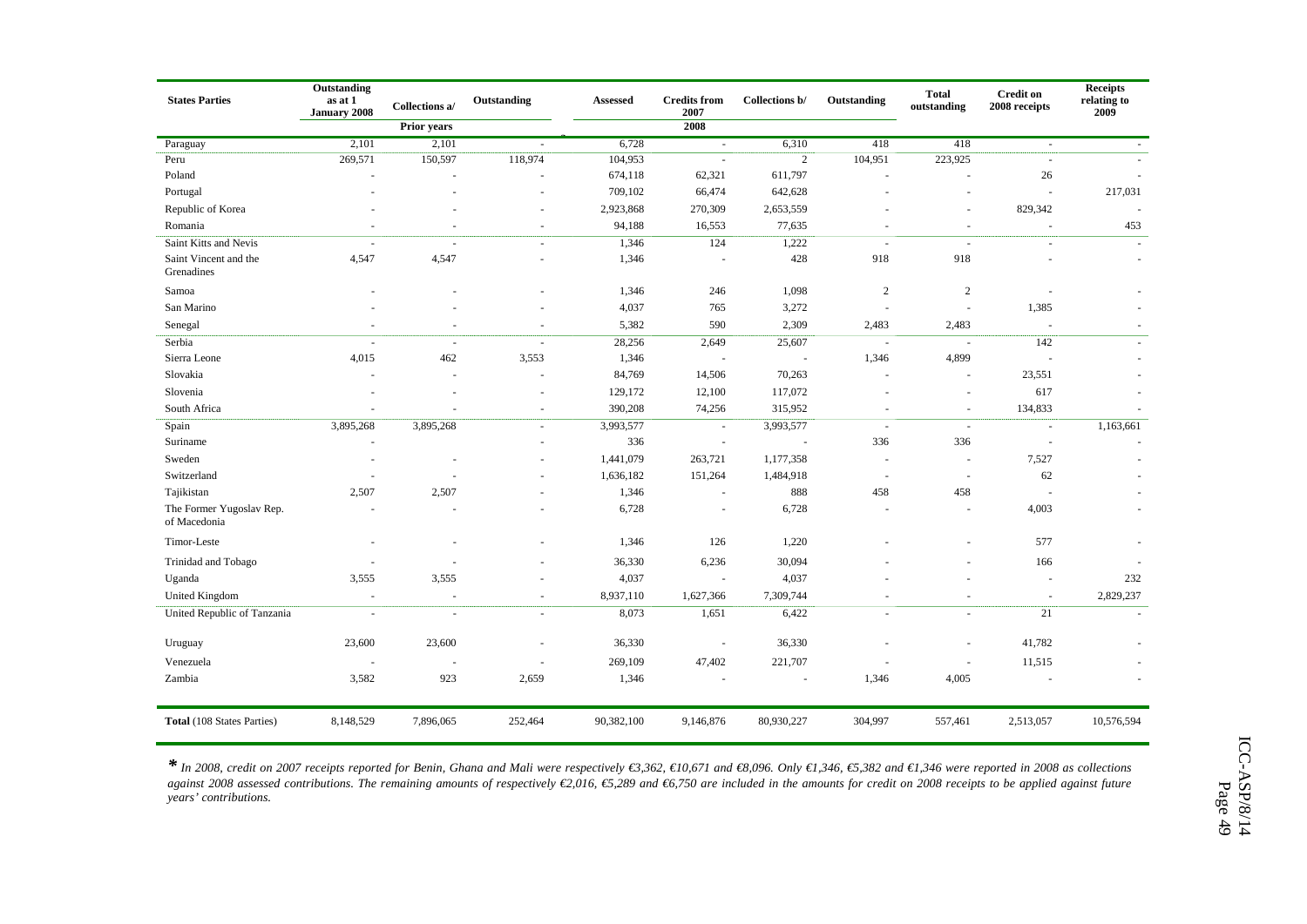| States Parties | Outstanding as at 1 January 2008 | Collections a/ | Outstanding | Assessed | Credits from 2007 | Collections b/ | Outstanding | Total outstanding | Credit on 2008 receipts | Receipts relating to 2009 |
|---|---|---|---|---|---|---|---|---|---|---|
| | | Prior years | | | 2008 | | | | | |
| Paraguay | 2,101 | 2,101 | - | 6,728 | - | 6,310 | 418 | 418 | - | - |
| Peru | 269,571 | 150,597 | 118,974 | 104,953 | - | 2 | 104,951 | 223,925 | - | - |
| Poland | - | - | - | 674,118 | 62,321 | 611,797 | - | - | 26 | - |
| Portugal | - | - | - | 709,102 | 66,474 | 642,628 | - | - | - | 217,031 |
| Republic of Korea | - | - | - | 2,923,868 | 270,309 | 2,653,559 | - | - | 829,342 | - |
| Romania | - | - | - | 94,188 | 16,553 | 77,635 | - | - | - | 453 |
| Saint Kitts and Nevis | - | - | - | 1,346 | 124 | 1,222 | - | - | - | - |
| Saint Vincent and the Grenadines | 4,547 | 4,547 | - | 1,346 | - | 428 | 918 | 918 | - | - |
| Samoa | - | - | - | 1,346 | 246 | 1,098 | 2 | 2 | - | - |
| San Marino | - | - | - | 4,037 | 765 | 3,272 | - | - | 1,385 | - |
| Senegal | - | - | - | 5,382 | 590 | 2,309 | 2,483 | 2,483 | - | - |
| Serbia | - | - | - | 28,256 | 2,649 | 25,607 | - | - | 142 | - |
| Sierra Leone | 4,015 | 462 | 3,553 | 1,346 | - | - | 1,346 | 4,899 | - | - |
| Slovakia | - | - | - | 84,769 | 14,506 | 70,263 | - | - | 23,551 | - |
| Slovenia | - | - | - | 129,172 | 12,100 | 117,072 | - | - | 617 | - |
| South Africa | - | - | - | 390,208 | 74,256 | 315,952 | - | - | 134,833 | - |
| Spain | 3,895,268 | 3,895,268 | - | 3,993,577 | - | 3,993,577 | - | - | - | 1,163,661 |
| Suriname | - | | - | 336 | - | - | 336 | 336 | - | - |
| Sweden | - | - | - | 1,441,079 | 263,721 | 1,177,358 | - | - | 7,527 | - |
| Switzerland | - | - | - | 1,636,182 | 151,264 | 1,484,918 | - | - | 62 | - |
| Tajikistan | 2,507 | 2,507 | - | 1,346 | - | 888 | 458 | 458 | - | - |
| The Former Yugoslav Rep. of Macedonia | - | - | - | 6,728 | - | 6,728 | - | - | 4,003 | - |
| Timor-Leste | - | - | - | 1,346 | 126 | 1,220 | - | - | 577 | - |
| Trinidad and Tobago | - | - | - | 36,330 | 6,236 | 30,094 | - | - | 166 | - |
| Uganda | 3,555 | 3,555 | - | 4,037 | - | 4,037 | - | - | - | 232 |
| United Kingdom | - | - | - | 8,937,110 | 1,627,366 | 7,309,744 | - | - | - | 2,829,237 |
| United Republic of Tanzania | - | - | - | 8,073 | 1,651 | 6,422 | - | - | 21 | - |
| Uruguay | 23,600 | 23,600 | - | 36,330 | - | 36,330 | - | - | 41,782 | - |
| Venezuela | - | - | - | 269,109 | 47,402 | 221,707 | - | - | 11,515 | - |
| Zambia | 3,582 | 923 | 2,659 | 1,346 | - | - | 1,346 | 4,005 | - | - |
| **Total** (108 States Parties) | 8,148,529 | 7,896,065 | 252,464 | 90,382,100 | 9,146,876 | 80,930,227 | 304,997 | 557,461 | 2,513,057 | 10,576,594 |

*\* In 2008, credit on 2007 receipts reported for Benin, Ghana and Mali were respectively €3,362, €10,671 and €8,096. Only €1,346, €5,382 and €1,346 were reported in 2008 as collections against 2008 assessed contributions. The remaining amounts of respectively €2,016, €5,289 and €6,750 are included in the amounts for credit on 2008 receipts to be applied against future years' contributions.*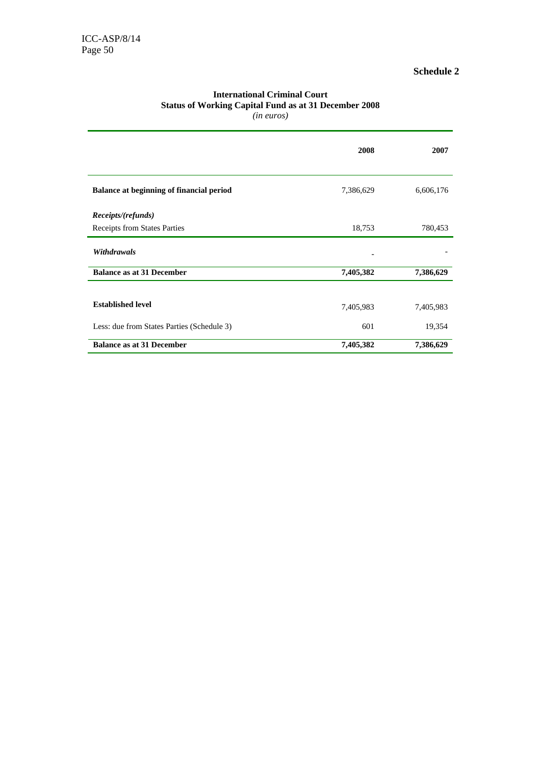**Schedule 2**

**International Criminal Court**
**Status of Working Capital Fund as at 31 December 2008**
*(in euros)*

| | **2008** | **2007** |
|---|---|---|
| **Balance at beginning of financial period** | 7,386,629 | 6,606,176 |
| ***Receipts/(refunds)*** | | |
| Receipts from States Parties | 18,753 | 780,453 |
| ***Withdrawals*** | - | - |
| **Balance as at 31 December** | **7,405,382** | **7,386,629** |
| | | |
| **Established level** | 7,405,983 | 7,405,983 |
| Less: due from States Parties (Schedule 3) | 601 | 19,354 |
| **Balance as at 31 December** | **7,405,382** | **7,386,629** |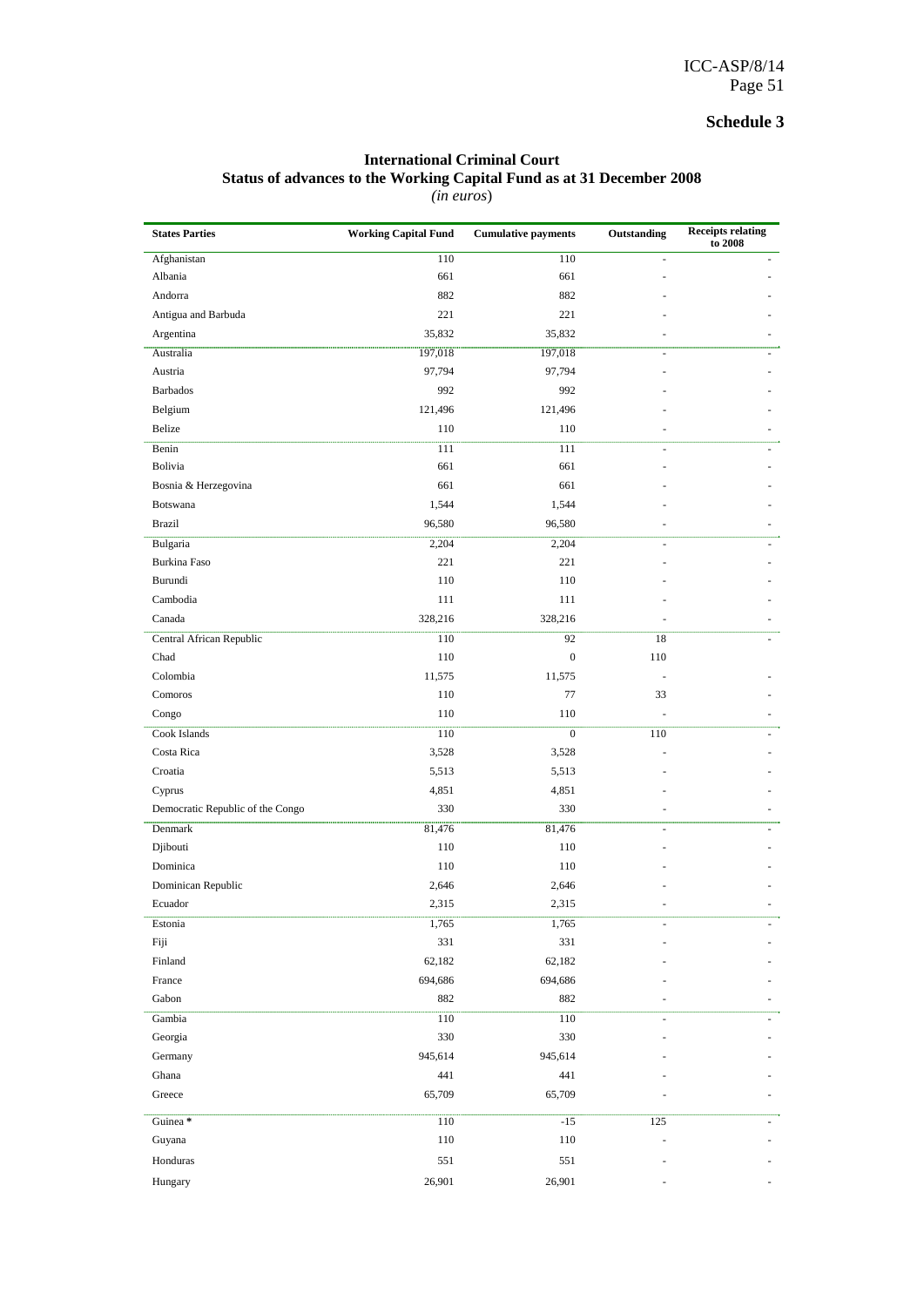**Schedule 3**

**International Criminal Court**
**Status of advances to the Working Capital Fund as at 31 December 2008**
*(in euros)*

| States Parties | Working Capital Fund | Cumulative payments | Outstanding | Receipts relating to 2008 |
|---|---|---|---|---|
| Afghanistan | 110 | 110 | - | - |
| Albania | 661 | 661 | - | - |
| Andorra | 882 | 882 | - | - |
| Antigua and Barbuda | 221 | 221 | - | - |
| Argentina | 35,832 | 35,832 | - | - |
| Australia | 197,018 | 197,018 | - | - |
| Austria | 97,794 | 97,794 | - | - |
| Barbados | 992 | 992 | - | - |
| Belgium | 121,496 | 121,496 | - | - |
| Belize | 110 | 110 | - | - |
| Benin | 111 | 111 | - | - |
| Bolivia | 661 | 661 | - | - |
| Bosnia & Herzegovina | 661 | 661 | - | - |
| Botswana | 1,544 | 1,544 | - | - |
| Brazil | 96,580 | 96,580 | - | - |
| Bulgaria | 2,204 | 2,204 | - | - |
| Burkina Faso | 221 | 221 | - | - |
| Burundi | 110 | 110 | - | - |
| Cambodia | 111 | 111 | - | - |
| Canada | 328,216 | 328,216 | - | - |
| Central African Republic | 110 | 92 | 18 | - |
| Chad | 110 | 0 | 110 | |
| Colombia | 11,575 | 11,575 | - | - |
| Comoros | 110 | 77 | 33 | - |
| Congo | 110 | 110 | - | - |
| Cook Islands | 110 | 0 | 110 | - |
| Costa Rica | 3,528 | 3,528 | - | - |
| Croatia | 5,513 | 5,513 | - | - |
| Cyprus | 4,851 | 4,851 | - | - |
| Democratic Republic of the Congo | 330 | 330 | - | - |
| Denmark | 81,476 | 81,476 | - | - |
| Djibouti | 110 | 110 | - | - |
| Dominica | 110 | 110 | - | - |
| Dominican Republic | 2,646 | 2,646 | - | - |
| Ecuador | 2,315 | 2,315 | - | - |
| Estonia | 1,765 | 1,765 | - | - |
| Fiji | 331 | 331 | - | - |
| Finland | 62,182 | 62,182 | - | - |
| France | 694,686 | 694,686 | - | - |
| Gabon | 882 | 882 | - | - |
| Gambia | 110 | 110 | - | - |
| Georgia | 330 | 330 | - | - |
| Germany | 945,614 | 945,614 | - | - |
| Ghana | 441 | 441 | - | - |
| Greece | 65,709 | 65,709 | - | - |
| Guinea * | 110 | -15 | 125 | - |
| Guyana | 110 | 110 | - | - |
| Honduras | 551 | 551 | - | - |
| Hungary | 26,901 | 26,901 | - | - |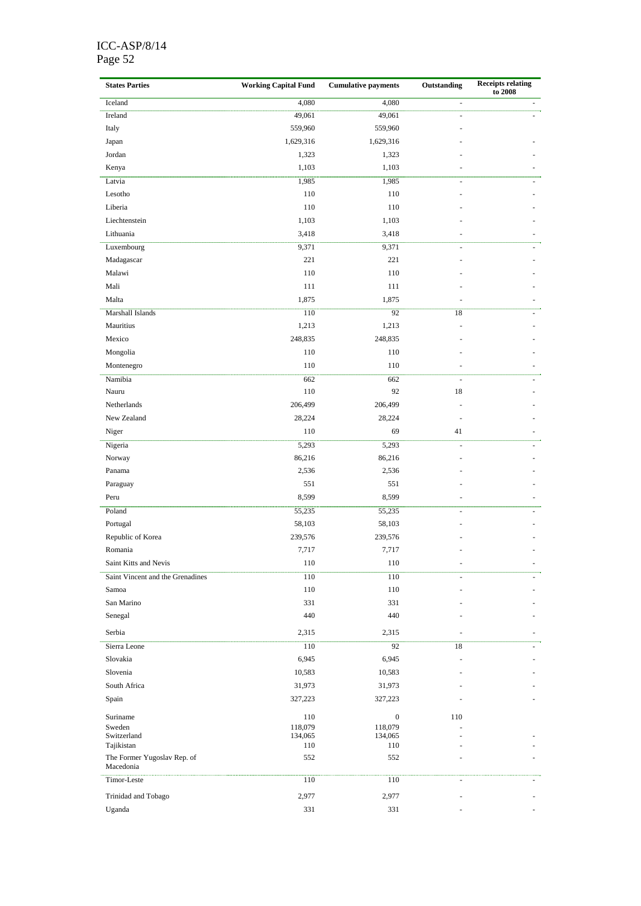| States Parties | Working Capital Fund | Cumulative payments | Outstanding | Receipts relating to 2008 |
|---|---|---|---|---|
| Iceland | 4,080 | 4,080 | - | - |
| Ireland | 49,061 | 49,061 | - | - |
| Italy | 559,960 | 559,960 | - | |
| Japan | 1,629,316 | 1,629,316 | - | - |
| Jordan | 1,323 | 1,323 | - | - |
| Kenya | 1,103 | 1,103 | - | - |
| Latvia | 1,985 | 1,985 | - | - |
| Lesotho | 110 | 110 | - | - |
| Liberia | 110 | 110 | - | - |
| Liechtenstein | 1,103 | 1,103 | - | - |
| Lithuania | 3,418 | 3,418 | - | - |
| Luxembourg | 9,371 | 9,371 | - | - |
| Madagascar | 221 | 221 | - | - |
| Malawi | 110 | 110 | - | - |
| Mali | 111 | 111 | - | - |
| Malta | 1,875 | 1,875 | - | - |
| Marshall Islands | 110 | 92 | 18 | - |
| Mauritius | 1,213 | 1,213 | - | - |
| Mexico | 248,835 | 248,835 | - | - |
| Mongolia | 110 | 110 | - | - |
| Montenegro | 110 | 110 | - | - |
| Namibia | 662 | 662 | - | - |
| Nauru | 110 | 92 | 18 | - |
| Netherlands | 206,499 | 206,499 | - | - |
| New Zealand | 28,224 | 28,224 | - | - |
| Niger | 110 | 69 | 41 | - |
| Nigeria | 5,293 | 5,293 | - | - |
| Norway | 86,216 | 86,216 | - | - |
| Panama | 2,536 | 2,536 | - | - |
| Paraguay | 551 | 551 | - | - |
| Peru | 8,599 | 8,599 | - | - |
| Poland | 55,235 | 55,235 | - | - |
| Portugal | 58,103 | 58,103 | - | - |
| Republic of Korea | 239,576 | 239,576 | - | - |
| Romania | 7,717 | 7,717 | - | - |
| Saint Kitts and Nevis | 110 | 110 | - | - |
| Saint Vincent and the Grenadines | 110 | 110 | - | - |
| Samoa | 110 | 110 | - | - |
| San Marino | 331 | 331 | - | - |
| Senegal | 440 | 440 | - | - |
| Serbia | 2,315 | 2,315 | - | - |
| Sierra Leone | 110 | 92 | 18 | - |
| Slovakia | 6,945 | 6,945 | - | - |
| Slovenia | 10,583 | 10,583 | - | - |
| South Africa | 31,973 | 31,973 | - | - |
| Spain | 327,223 | 327,223 | - | - |
| Suriname | 110 | 0 | 110 | |
| Sweden | 118,079 | 118,079 | - | |
| Switzerland | 134,065 | 134,065 | - | - |
| Tajikistan | 110 | 110 | - | - |
| The Former Yugoslav Rep. of Macedonia | 552 | 552 | - | - |
| Timor-Leste | 110 | 110 | - | - |
| Trinidad and Tobago | 2,977 | 2,977 | - | - |
| Uganda | 331 | 331 | - | - |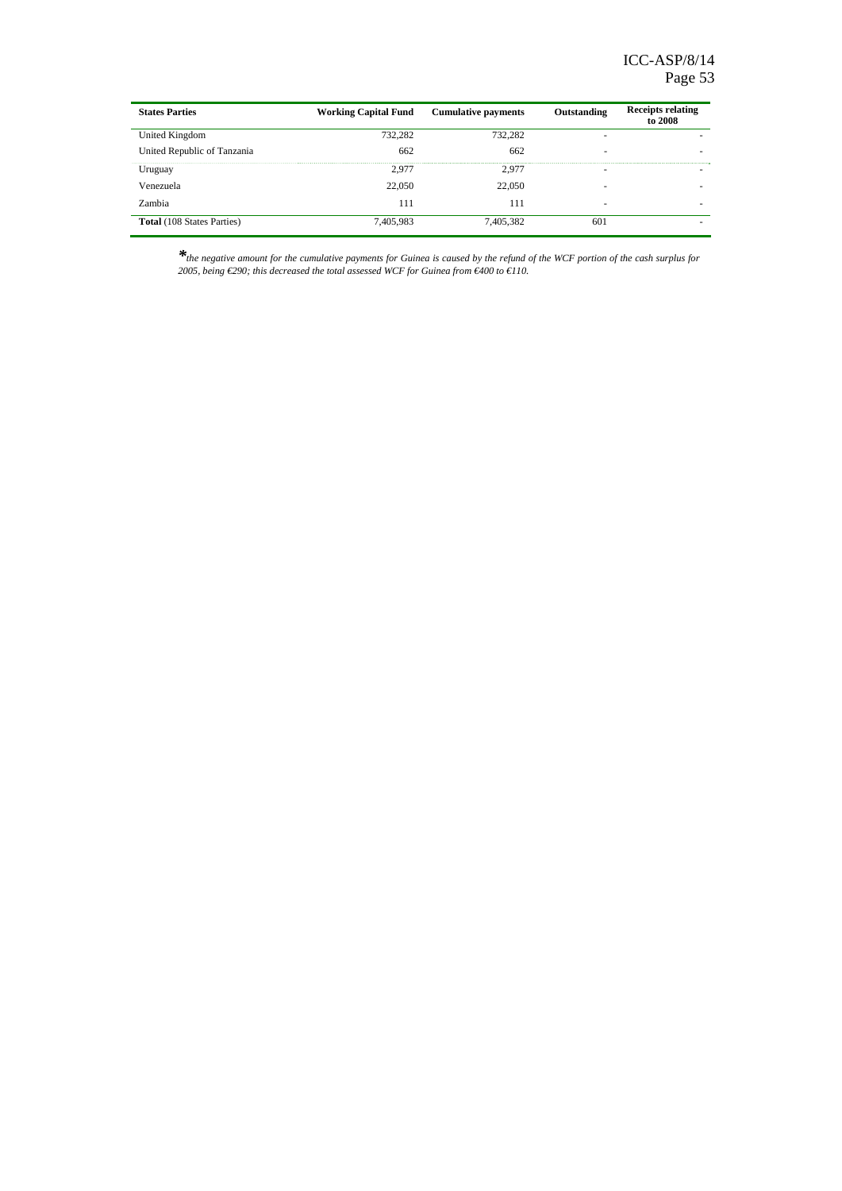| **States Parties** | **Working Capital Fund** | **Cumulative payments** | **Outstanding** | **Receipts relating to 2008** |
|---|---|---|---|---|
| United Kingdom | 732,282 | 732,282 | - | - |
| United Republic of Tanzania | 662 | 662 | - | - |
| Uruguay | 2,977 | 2,977 | - | - |
| Venezuela | 22,050 | 22,050 | - | - |
| Zambia | 111 | 111 | - | - |
| **Total** (108 States Parties) | 7,405,983 | 7,405,382 | 601 | - |

*\*the negative amount for the cumulative payments for Guinea is caused by the refund of the WCF portion of the cash surplus for 2005, being €290; this decreased the total assessed WCF for Guinea from €400 to €110.*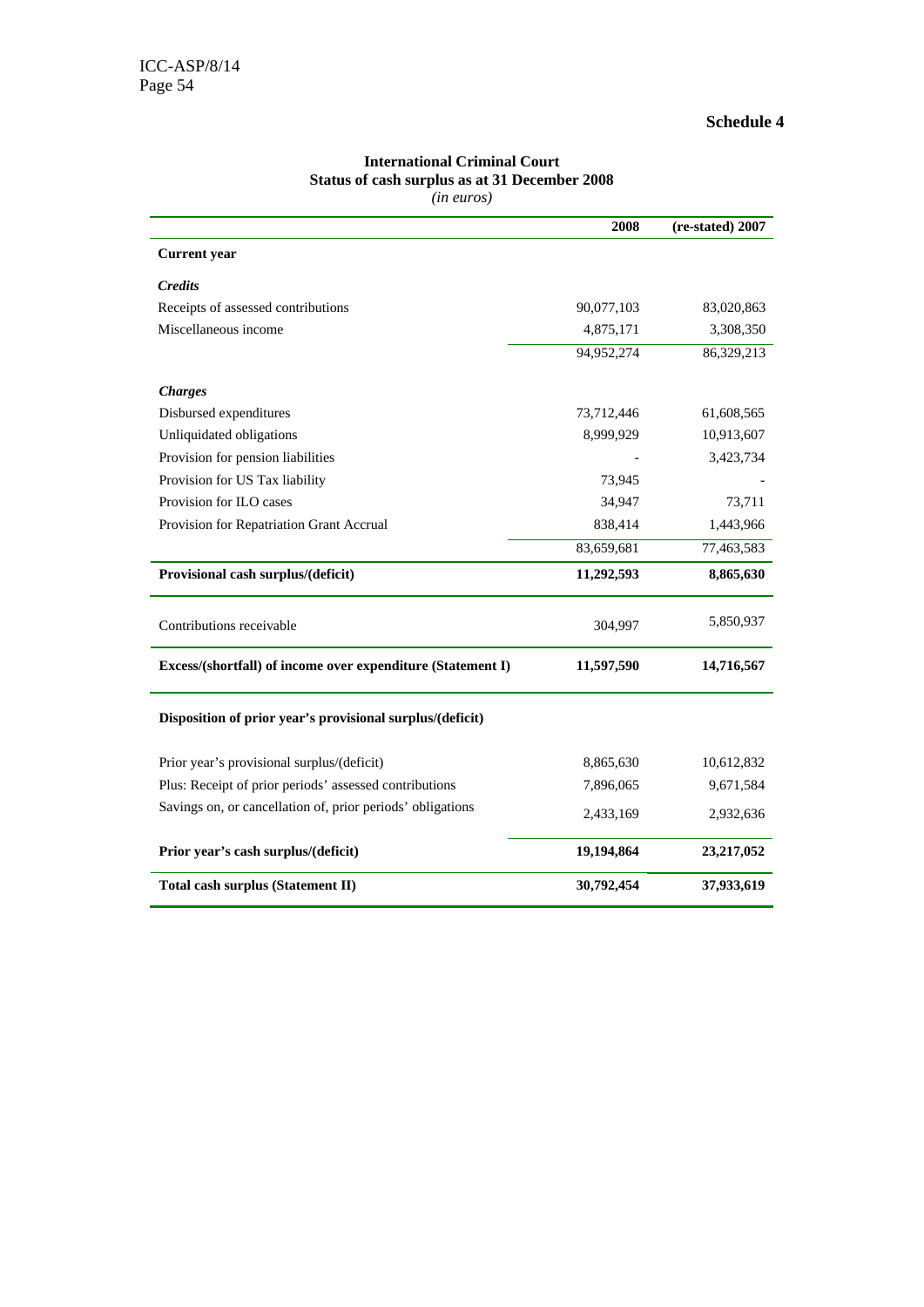**Schedule 4**

**International Criminal Court**
**Status of cash surplus as at 31 December 2008**
*(in euros)*

| | 2008 | (re-stated) 2007 |
|---|---|---|
| **Current year** | | |
| ***Credits*** | | |
| Receipts of assessed contributions | 90,077,103 | 83,020,863 |
| Miscellaneous income | 4,875,171 | 3,308,350 |
| | 94,952,274 | 86,329,213 |
| ***Charges*** | | |
| Disbursed expenditures | 73,712,446 | 61,608,565 |
| Unliquidated obligations | 8,999,929 | 10,913,607 |
| Provision for pension liabilities | - | 3,423,734 |
| Provision for US Tax liability | 73,945 | - |
| Provision for ILO cases | 34,947 | 73,711 |
| Provision for Repatriation Grant Accrual | 838,414 | 1,443,966 |
| | 83,659,681 | 77,463,583 |
| **Provisional cash surplus/(deficit)** | **11,292,593** | **8,865,630** |
| Contributions receivable | 304,997 | 5,850,937 |
| **Excess/(shortfall) of income over expenditure (Statement I)** | **11,597,590** | **14,716,567** |
| **Disposition of prior year's provisional surplus/(deficit)** | | |
| Prior year's provisional surplus/(deficit) | 8,865,630 | 10,612,832 |
| Plus: Receipt of prior periods' assessed contributions | 7,896,065 | 9,671,584 |
| Savings on, or cancellation of, prior periods' obligations | 2,433,169 | 2,932,636 |
| **Prior year's cash surplus/(deficit)** | **19,194,864** | **23,217,052** |
| **Total cash surplus (Statement II)** | **30,792,454** | **37,933,619** |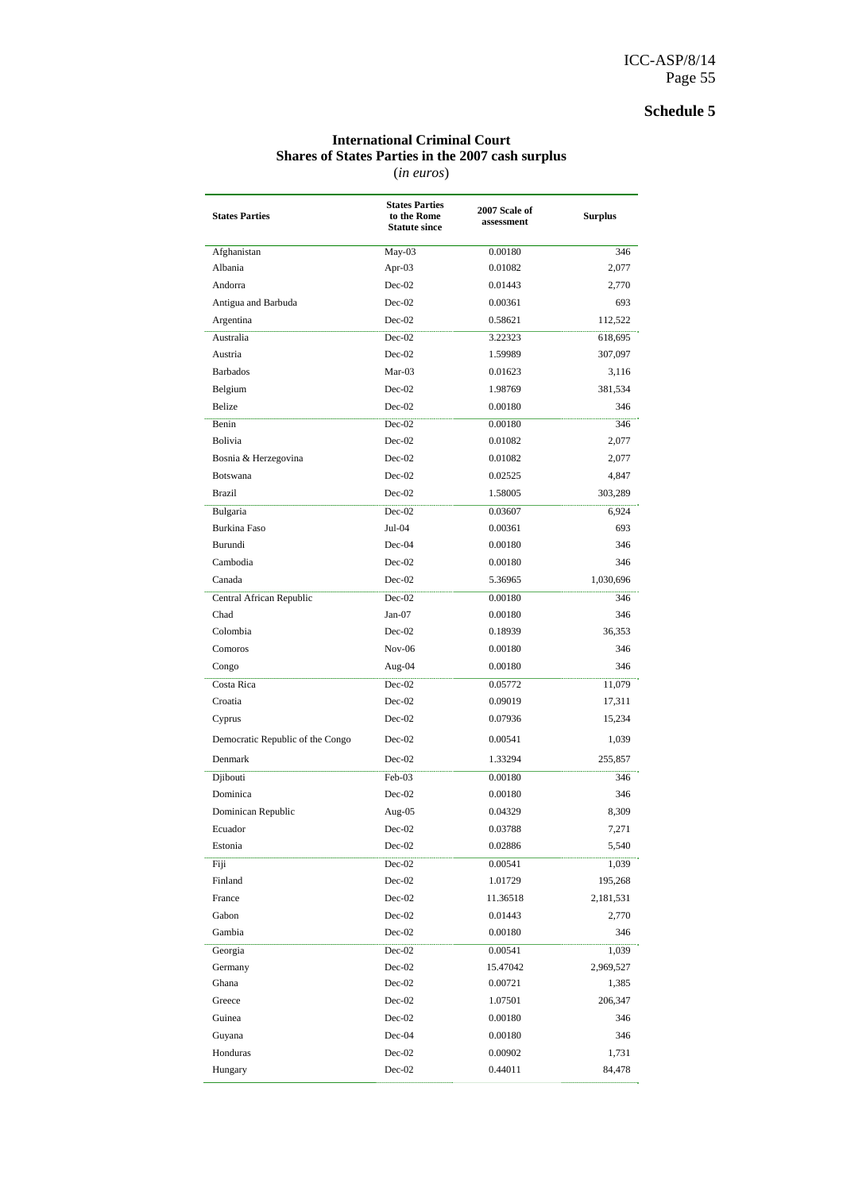**Schedule 5**

**International Criminal Court**
**Shares of States Parties in the 2007 cash surplus**
(*in euros*)

| States Parties | States Parties to the Rome Statute since | 2007 Scale of assessment | Surplus |
|---|---|---|---|
| Afghanistan | May-03 | 0.00180 | 346 |
| Albania | Apr-03 | 0.01082 | 2,077 |
| Andorra | Dec-02 | 0.01443 | 2,770 |
| Antigua and Barbuda | Dec-02 | 0.00361 | 693 |
| Argentina | Dec-02 | 0.58621 | 112,522 |
| Australia | Dec-02 | 3.22323 | 618,695 |
| Austria | Dec-02 | 1.59989 | 307,097 |
| Barbados | Mar-03 | 0.01623 | 3,116 |
| Belgium | Dec-02 | 1.98769 | 381,534 |
| Belize | Dec-02 | 0.00180 | 346 |
| Benin | Dec-02 | 0.00180 | 346 |
| Bolivia | Dec-02 | 0.01082 | 2,077 |
| Bosnia & Herzegovina | Dec-02 | 0.01082 | 2,077 |
| Botswana | Dec-02 | 0.02525 | 4,847 |
| Brazil | Dec-02 | 1.58005 | 303,289 |
| Bulgaria | Dec-02 | 0.03607 | 6,924 |
| Burkina Faso | Jul-04 | 0.00361 | 693 |
| Burundi | Dec-04 | 0.00180 | 346 |
| Cambodia | Dec-02 | 0.00180 | 346 |
| Canada | Dec-02 | 5.36965 | 1,030,696 |
| Central African Republic | Dec-02 | 0.00180 | 346 |
| Chad | Jan-07 | 0.00180 | 346 |
| Colombia | Dec-02 | 0.18939 | 36,353 |
| Comoros | Nov-06 | 0.00180 | 346 |
| Congo | Aug-04 | 0.00180 | 346 |
| Costa Rica | Dec-02 | 0.05772 | 11,079 |
| Croatia | Dec-02 | 0.09019 | 17,311 |
| Cyprus | Dec-02 | 0.07936 | 15,234 |
| Democratic Republic of the Congo | Dec-02 | 0.00541 | 1,039 |
| Denmark | Dec-02 | 1.33294 | 255,857 |
| Djibouti | Feb-03 | 0.00180 | 346 |
| Dominica | Dec-02 | 0.00180 | 346 |
| Dominican Republic | Aug-05 | 0.04329 | 8,309 |
| Ecuador | Dec-02 | 0.03788 | 7,271 |
| Estonia | Dec-02 | 0.02886 | 5,540 |
| Fiji | Dec-02 | 0.00541 | 1,039 |
| Finland | Dec-02 | 1.01729 | 195,268 |
| France | Dec-02 | 11.36518 | 2,181,531 |
| Gabon | Dec-02 | 0.01443 | 2,770 |
| Gambia | Dec-02 | 0.00180 | 346 |
| Georgia | Dec-02 | 0.00541 | 1,039 |
| Germany | Dec-02 | 15.47042 | 2,969,527 |
| Ghana | Dec-02 | 0.00721 | 1,385 |
| Greece | Dec-02 | 1.07501 | 206,347 |
| Guinea | Dec-02 | 0.00180 | 346 |
| Guyana | Dec-04 | 0.00180 | 346 |
| Honduras | Dec-02 | 0.00902 | 1,731 |
| Hungary | Dec-02 | 0.44011 | 84,478 |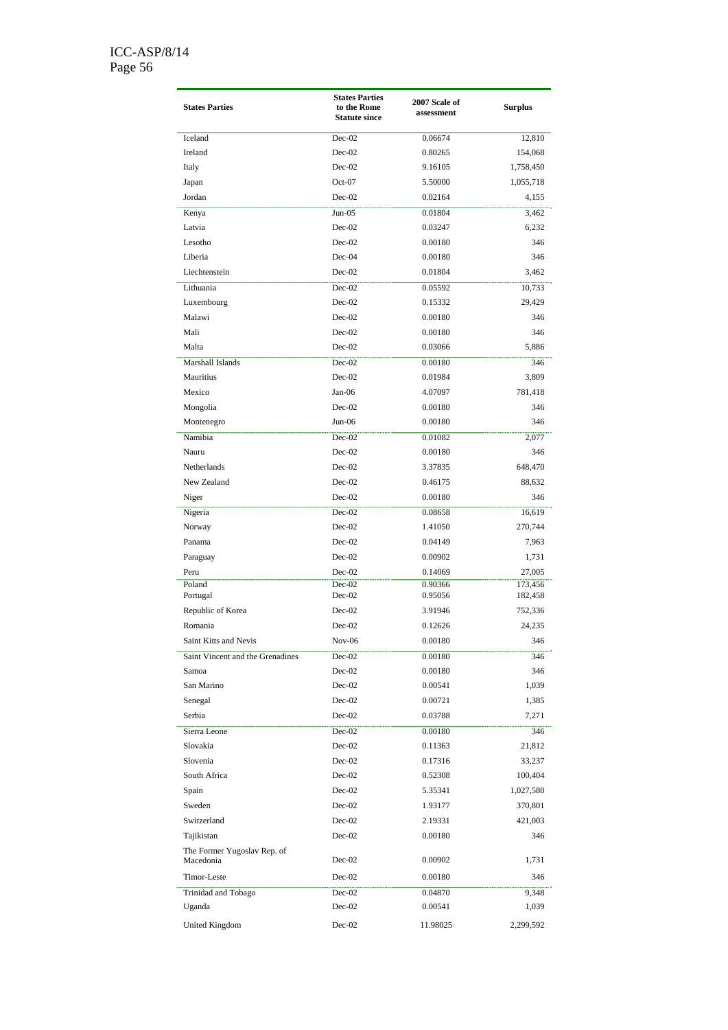| States Parties | States Parties to the Rome Statute since | 2007 Scale of assessment | Surplus |
|---|---|---|---|
| Iceland | Dec-02 | 0.06674 | 12,810 |
| Ireland | Dec-02 | 0.80265 | 154,068 |
| Italy | Dec-02 | 9.16105 | 1,758,450 |
| Japan | Oct-07 | 5.50000 | 1,055,718 |
| Jordan | Dec-02 | 0.02164 | 4,155 |
| Kenya | Jun-05 | 0.01804 | 3,462 |
| Latvia | Dec-02 | 0.03247 | 6,232 |
| Lesotho | Dec-02 | 0.00180 | 346 |
| Liberia | Dec-04 | 0.00180 | 346 |
| Liechtenstein | Dec-02 | 0.01804 | 3,462 |
| Lithuania | Dec-02 | 0.05592 | 10,733 |
| Luxembourg | Dec-02 | 0.15332 | 29,429 |
| Malawi | Dec-02 | 0.00180 | 346 |
| Mali | Dec-02 | 0.00180 | 346 |
| Malta | Dec-02 | 0.03066 | 5,886 |
| Marshall Islands | Dec-02 | 0.00180 | 346 |
| Mauritius | Dec-02 | 0.01984 | 3,809 |
| Mexico | Jan-06 | 4.07097 | 781,418 |
| Mongolia | Dec-02 | 0.00180 | 346 |
| Montenegro | Jun-06 | 0.00180 | 346 |
| Namibia | Dec-02 | 0.01082 | 2,077 |
| Nauru | Dec-02 | 0.00180 | 346 |
| Netherlands | Dec-02 | 3.37835 | 648,470 |
| New Zealand | Dec-02 | 0.46175 | 88,632 |
| Niger | Dec-02 | 0.00180 | 346 |
| Nigeria | Dec-02 | 0.08658 | 16,619 |
| Norway | Dec-02 | 1.41050 | 270,744 |
| Panama | Dec-02 | 0.04149 | 7,963 |
| Paraguay | Dec-02 | 0.00902 | 1,731 |
| Peru | Dec-02 | 0.14069 | 27,005 |
| Poland | Dec-02 | 0.90366 | 173,456 |
| Portugal | Dec-02 | 0.95056 | 182,458 |
| Republic of Korea | Dec-02 | 3.91946 | 752,336 |
| Romania | Dec-02 | 0.12626 | 24,235 |
| Saint Kitts and Nevis | Nov-06 | 0.00180 | 346 |
| Saint Vincent and the Grenadines | Dec-02 | 0.00180 | 346 |
| Samoa | Dec-02 | 0.00180 | 346 |
| San Marino | Dec-02 | 0.00541 | 1,039 |
| Senegal | Dec-02 | 0.00721 | 1,385 |
| Serbia | Dec-02 | 0.03788 | 7,271 |
| Sierra Leone | Dec-02 | 0.00180 | 346 |
| Slovakia | Dec-02 | 0.11363 | 21,812 |
| Slovenia | Dec-02 | 0.17316 | 33,237 |
| South Africa | Dec-02 | 0.52308 | 100,404 |
| Spain | Dec-02 | 5.35341 | 1,027,580 |
| Sweden | Dec-02 | 1.93177 | 370,801 |
| Switzerland | Dec-02 | 2.19331 | 421,003 |
| Tajikistan | Dec-02 | 0.00180 | 346 |
| The Former Yugoslav Rep. of Macedonia | Dec-02 | 0.00902 | 1,731 |
| Timor-Leste | Dec-02 | 0.00180 | 346 |
| Trinidad and Tobago | Dec-02 | 0.04870 | 9,348 |
| Uganda | Dec-02 | 0.00541 | 1,039 |
| United Kingdom | Dec-02 | 11.98025 | 2,299,592 |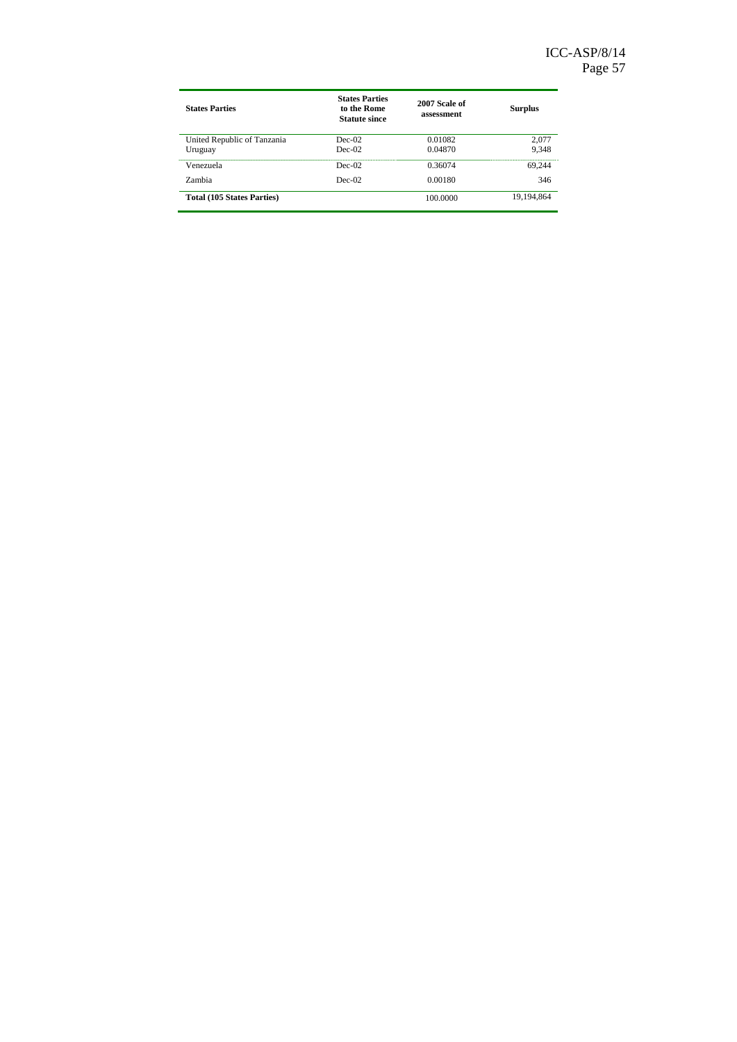| States Parties | States Parties to the Rome Statute since | 2007 Scale of assessment | Surplus |
|---|---|---|---|
| United Republic of Tanzania | Dec-02 | 0.01082 | 2,077 |
| Uruguay | Dec-02 | 0.04870 | 9,348 |
| Venezuela | Dec-02 | 0.36074 | 69,244 |
| Zambia | Dec-02 | 0.00180 | 346 |
| **Total (105 States Parties)** | | 100.0000 | 19,194,864 |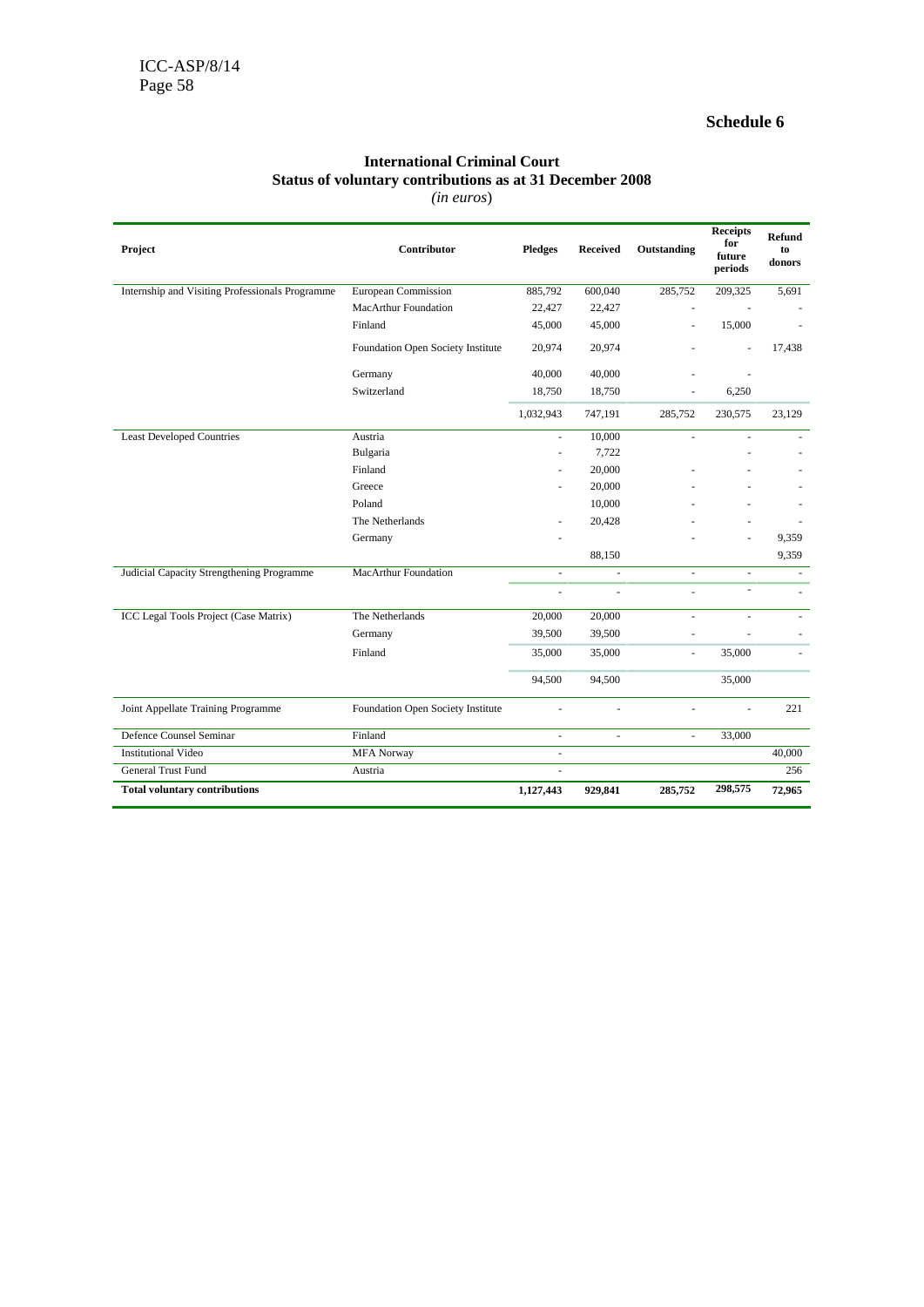Schedule 6

## International Criminal Court
## Status of voluntary contributions as at 31 December 2008
*(in euros)*

| Project | Contributor | Pledges | Received | Outstanding | Receipts for future periods | Refund to donors |
|---|---|---|---|---|---|---|
| Internship and Visiting Professionals Programme | European Commission | 885,792 | 600,040 | 285,752 | 209,325 | 5,691 |
| | MacArthur Foundation | 22,427 | 22,427 | - | - | - |
| | Finland | 45,000 | 45,000 | - | 15,000 | - |
| | Foundation Open Society Institute | 20,974 | 20,974 | - | - | 17,438 |
| | Germany | 40,000 | 40,000 | - | - | |
| | Switzerland | 18,750 | 18,750 | - | 6,250 | |
| | | 1,032,943 | 747,191 | 285,752 | 230,575 | 23,129 |
| Least Developed Countries | Austria | - | 10,000 | - | - | - |
| | Bulgaria | - | 7,722 | | - | - |
| | Finland | - | 20,000 | - | - | - |
| | Greece | - | 20,000 | - | - | - |
| | Poland | | 10,000 | - | - | - |
| | The Netherlands | - | 20,428 | - | - | - |
| | Germany | - | | - | - | 9,359 |
| | | | 88,150 | | | 9,359 |
| Judicial Capacity Strengthening Programme | MacArthur Foundation | - | - | - | - | - |
| | | - | - | - | - | - |
| ICC Legal Tools Project (Case Matrix) | The Netherlands | 20,000 | 20,000 | - | - | - |
| | Germany | 39,500 | 39,500 | - | - | - |
| | Finland | 35,000 | 35,000 | - | 35,000 | - |
| | | 94,500 | 94,500 | | 35,000 | |
| Joint Appellate Training Programme | Foundation Open Society Institute | - | - | - | - | 221 |
| Defence Counsel Seminar | Finland | - | - | - | 33,000 | |
| Institutional Video | MFA Norway | - | | | | 40,000 |
| General Trust Fund | Austria | - | | | | 256 |
| **Total voluntary contributions** | | **1,127,443** | **929,841** | **285,752** | **298,575** | **72,965** |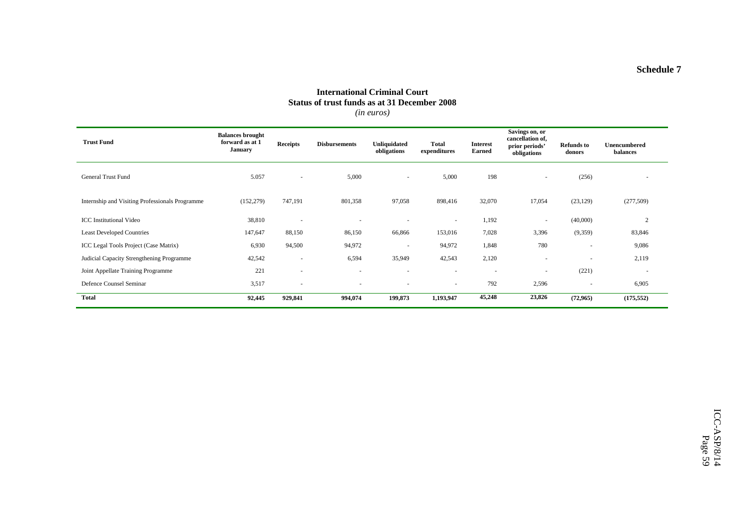Schedule 7

**International Criminal Court**
**Status of trust funds as at 31 December 2008**
*(in euros)*

| Trust Fund | Balances brought forward as at 1 January | Receipts | Disbursements | Unliquidated obligations | Total expenditures | Interest Earned | Savings on, or cancellation of, prior periods' obligations | Refunds to donors | Unencumbered balances |
|---|---|---|---|---|---|---|---|---|---|
| General Trust Fund | 5.057 | - | 5,000 | - | 5,000 | 198 | - | (256) | - |
| Internship and Visiting Professionals Programme | (152,279) | 747,191 | 801,358 | 97,058 | 898,416 | 32,070 | 17,054 | (23,129) | (277,509) |
| ICC Institutional Video | 38,810 | - | - | - | - | 1,192 | - | (40,000) | 2 |
| Least Developed Countries | 147,647 | 88,150 | 86,150 | 66,866 | 153,016 | 7,028 | 3,396 | (9,359) | 83,846 |
| ICC Legal Tools Project (Case Matrix) | 6,930 | 94,500 | 94,972 | - | 94,972 | 1,848 | 780 | - | 9,086 |
| Judicial Capacity Strengthening Programme | 42,542 | - | 6,594 | 35,949 | 42,543 | 2,120 | - | - | 2,119 |
| Joint Appellate Training Programme | 221 | - | - | - | - | - | - | (221) | - |
| Defence Counsel Seminar | 3,517 | - | - | - | - | 792 | 2,596 | - | 6,905 |
| **Total** | **92,445** | **929,841** | **994,074** | **199,873** | **1,193,947** | **45,248** | **23,826** | **(72,965)** | **(175,552)** |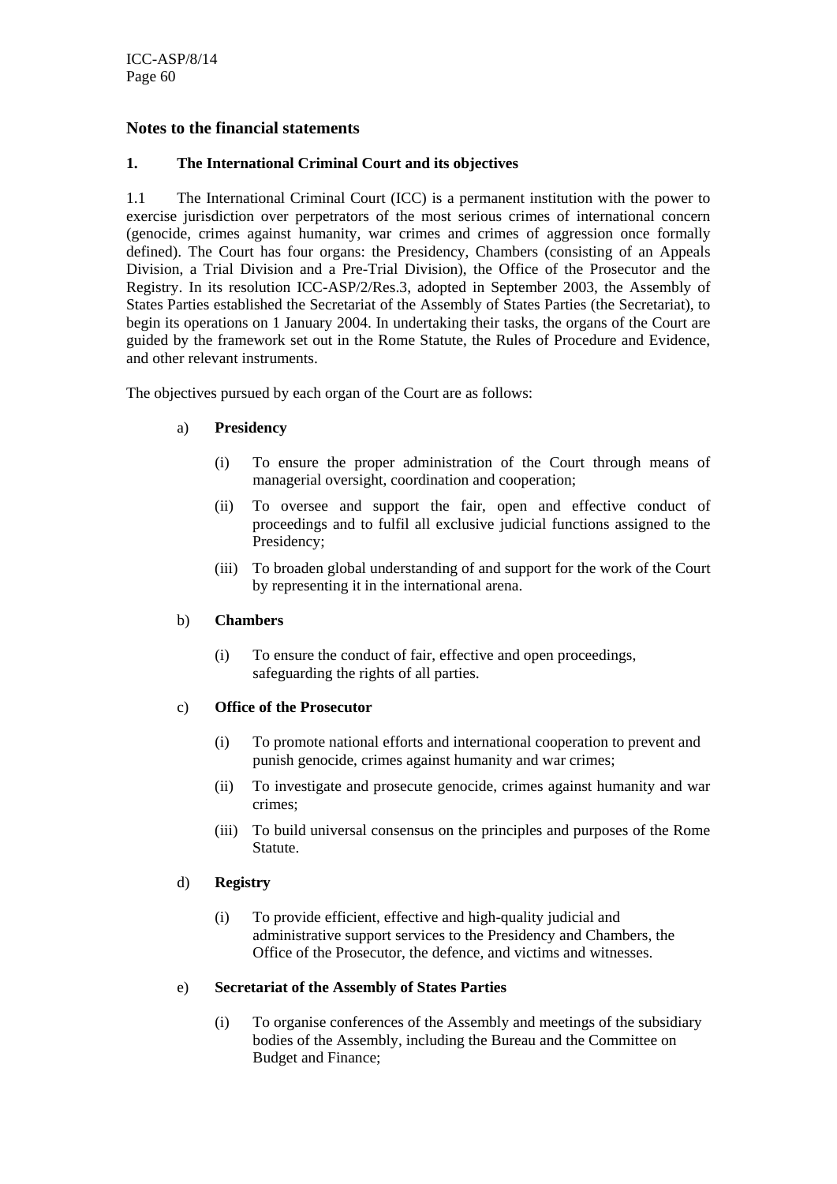## Notes to the financial statements

### 1. The International Criminal Court and its objectives

1.1 The International Criminal Court (ICC) is a permanent institution with the power to exercise jurisdiction over perpetrators of the most serious crimes of international concern (genocide, crimes against humanity, war crimes and crimes of aggression once formally defined). The Court has four organs: the Presidency, Chambers (consisting of an Appeals Division, a Trial Division and a Pre-Trial Division), the Office of the Prosecutor and the Registry. In its resolution ICC-ASP/2/Res.3, adopted in September 2003, the Assembly of States Parties established the Secretariat of the Assembly of States Parties (the Secretariat), to begin its operations on 1 January 2004. In undertaking their tasks, the organs of the Court are guided by the framework set out in the Rome Statute, the Rules of Procedure and Evidence, and other relevant instruments.

The objectives pursued by each organ of the Court are as follows:

a) **Presidency**

   (i) To ensure the proper administration of the Court through means of managerial oversight, coordination and cooperation;

   (ii) To oversee and support the fair, open and effective conduct of proceedings and to fulfil all exclusive judicial functions assigned to the Presidency;

   (iii) To broaden global understanding of and support for the work of the Court by representing it in the international arena.

b) **Chambers**

   (i) To ensure the conduct of fair, effective and open proceedings, safeguarding the rights of all parties.

c) **Office of the Prosecutor**

   (i) To promote national efforts and international cooperation to prevent and punish genocide, crimes against humanity and war crimes;

   (ii) To investigate and prosecute genocide, crimes against humanity and war crimes;

   (iii) To build universal consensus on the principles and purposes of the Rome Statute.

d) **Registry**

   (i) To provide efficient, effective and high-quality judicial and administrative support services to the Presidency and Chambers, the Office of the Prosecutor, the defence, and victims and witnesses.

e) **Secretariat of the Assembly of States Parties**

   (i) To organise conferences of the Assembly and meetings of the subsidiary bodies of the Assembly, including the Bureau and the Committee on Budget and Finance;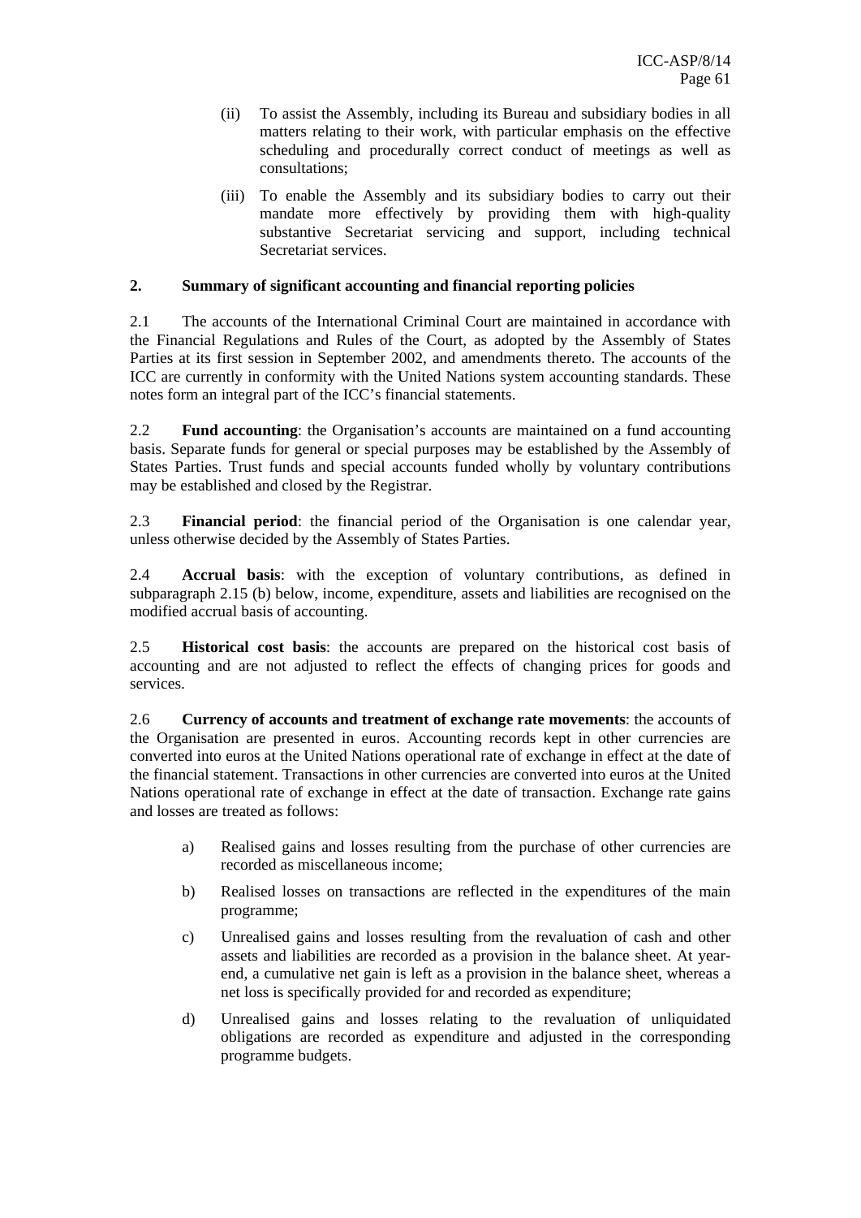(ii) To assist the Assembly, including its Bureau and subsidiary bodies in all matters relating to their work, with particular emphasis on the effective scheduling and procedurally correct conduct of meetings as well as consultations;

(iii) To enable the Assembly and its subsidiary bodies to carry out their mandate more effectively by providing them with high-quality substantive Secretariat servicing and support, including technical Secretariat services.

## 2. Summary of significant accounting and financial reporting policies

2.1 The accounts of the International Criminal Court are maintained in accordance with the Financial Regulations and Rules of the Court, as adopted by the Assembly of States Parties at its first session in September 2002, and amendments thereto. The accounts of the ICC are currently in conformity with the United Nations system accounting standards. These notes form an integral part of the ICC's financial statements.

2.2 **Fund accounting**: the Organisation's accounts are maintained on a fund accounting basis. Separate funds for general or special purposes may be established by the Assembly of States Parties. Trust funds and special accounts funded wholly by voluntary contributions may be established and closed by the Registrar.

2.3 **Financial period**: the financial period of the Organisation is one calendar year, unless otherwise decided by the Assembly of States Parties.

2.4 **Accrual basis**: with the exception of voluntary contributions, as defined in subparagraph 2.15 (b) below, income, expenditure, assets and liabilities are recognised on the modified accrual basis of accounting.

2.5 **Historical cost basis**: the accounts are prepared on the historical cost basis of accounting and are not adjusted to reflect the effects of changing prices for goods and services.

2.6 **Currency of accounts and treatment of exchange rate movements**: the accounts of the Organisation are presented in euros. Accounting records kept in other currencies are converted into euros at the United Nations operational rate of exchange in effect at the date of the financial statement. Transactions in other currencies are converted into euros at the United Nations operational rate of exchange in effect at the date of transaction. Exchange rate gains and losses are treated as follows:

a) Realised gains and losses resulting from the purchase of other currencies are recorded as miscellaneous income;

b) Realised losses on transactions are reflected in the expenditures of the main programme;

c) Unrealised gains and losses resulting from the revaluation of cash and other assets and liabilities are recorded as a provision in the balance sheet. At year-end, a cumulative net gain is left as a provision in the balance sheet, whereas a net loss is specifically provided for and recorded as expenditure;

d) Unrealised gains and losses relating to the revaluation of unliquidated obligations are recorded as expenditure and adjusted in the corresponding programme budgets.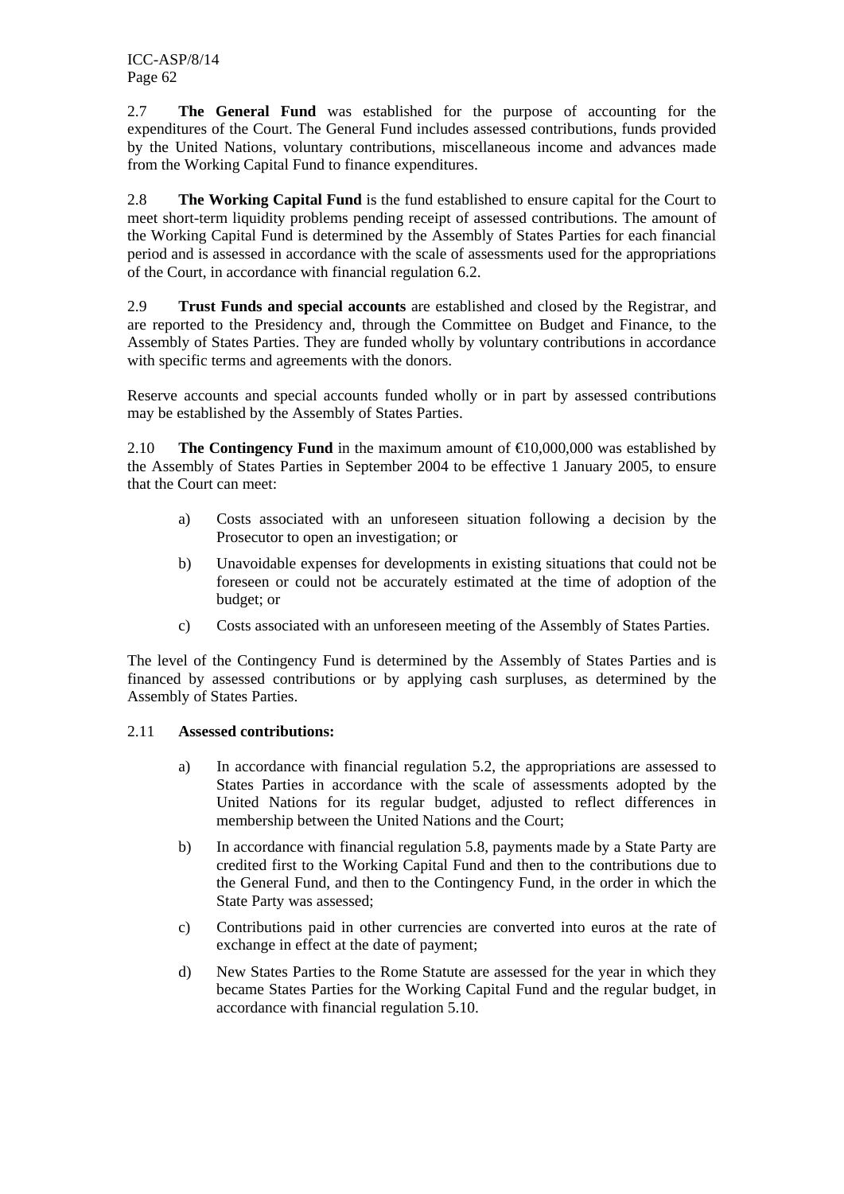2.7 **The General Fund** was established for the purpose of accounting for the expenditures of the Court. The General Fund includes assessed contributions, funds provided by the United Nations, voluntary contributions, miscellaneous income and advances made from the Working Capital Fund to finance expenditures.

2.8 **The Working Capital Fund** is the fund established to ensure capital for the Court to meet short-term liquidity problems pending receipt of assessed contributions. The amount of the Working Capital Fund is determined by the Assembly of States Parties for each financial period and is assessed in accordance with the scale of assessments used for the appropriations of the Court, in accordance with financial regulation 6.2.

2.9 **Trust Funds and special accounts** are established and closed by the Registrar, and are reported to the Presidency and, through the Committee on Budget and Finance, to the Assembly of States Parties. They are funded wholly by voluntary contributions in accordance with specific terms and agreements with the donors.

Reserve accounts and special accounts funded wholly or in part by assessed contributions may be established by the Assembly of States Parties.

2.10 **The Contingency Fund** in the maximum amount of €10,000,000 was established by the Assembly of States Parties in September 2004 to be effective 1 January 2005, to ensure that the Court can meet:

a) Costs associated with an unforeseen situation following a decision by the Prosecutor to open an investigation; or

b) Unavoidable expenses for developments in existing situations that could not be foreseen or could not be accurately estimated at the time of adoption of the budget; or

c) Costs associated with an unforeseen meeting of the Assembly of States Parties.

The level of the Contingency Fund is determined by the Assembly of States Parties and is financed by assessed contributions or by applying cash surpluses, as determined by the Assembly of States Parties.

2.11 **Assessed contributions:**

a) In accordance with financial regulation 5.2, the appropriations are assessed to States Parties in accordance with the scale of assessments adopted by the United Nations for its regular budget, adjusted to reflect differences in membership between the United Nations and the Court;

b) In accordance with financial regulation 5.8, payments made by a State Party are credited first to the Working Capital Fund and then to the contributions due to the General Fund, and then to the Contingency Fund, in the order in which the State Party was assessed;

c) Contributions paid in other currencies are converted into euros at the rate of exchange in effect at the date of payment;

d) New States Parties to the Rome Statute are assessed for the year in which they became States Parties for the Working Capital Fund and the regular budget, in accordance with financial regulation 5.10.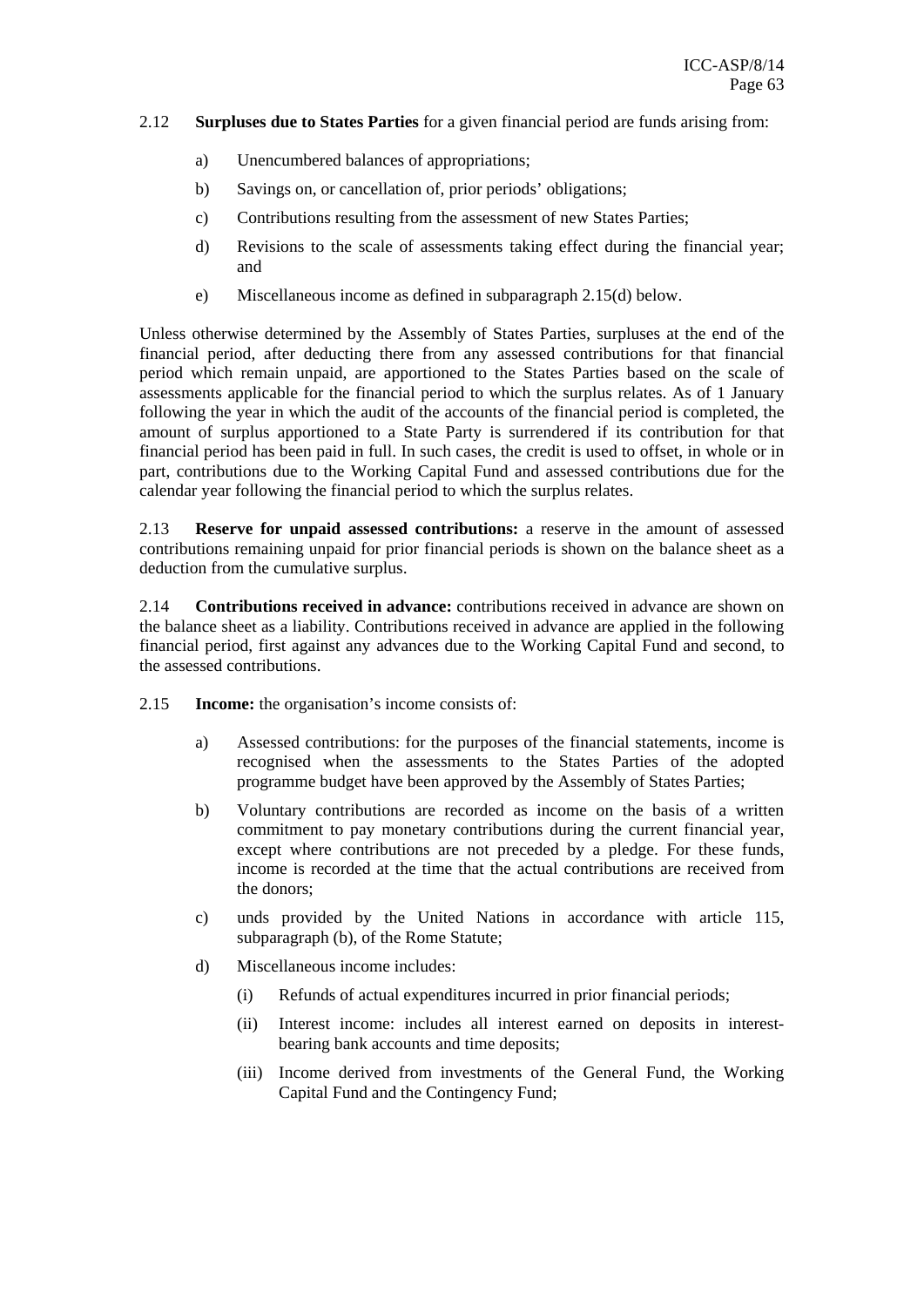2.12 **Surpluses due to States Parties** for a given financial period are funds arising from:

a) Unencumbered balances of appropriations;

b) Savings on, or cancellation of, prior periods' obligations;

c) Contributions resulting from the assessment of new States Parties;

d) Revisions to the scale of assessments taking effect during the financial year; and

e) Miscellaneous income as defined in subparagraph 2.15(d) below.

Unless otherwise determined by the Assembly of States Parties, surpluses at the end of the financial period, after deducting there from any assessed contributions for that financial period which remain unpaid, are apportioned to the States Parties based on the scale of assessments applicable for the financial period to which the surplus relates. As of 1 January following the year in which the audit of the accounts of the financial period is completed, the amount of surplus apportioned to a State Party is surrendered if its contribution for that financial period has been paid in full. In such cases, the credit is used to offset, in whole or in part, contributions due to the Working Capital Fund and assessed contributions due for the calendar year following the financial period to which the surplus relates.

2.13 **Reserve for unpaid assessed contributions:** a reserve in the amount of assessed contributions remaining unpaid for prior financial periods is shown on the balance sheet as a deduction from the cumulative surplus.

2.14 **Contributions received in advance:** contributions received in advance are shown on the balance sheet as a liability. Contributions received in advance are applied in the following financial period, first against any advances due to the Working Capital Fund and second, to the assessed contributions.

2.15 **Income:** the organisation's income consists of:

a) Assessed contributions: for the purposes of the financial statements, income is recognised when the assessments to the States Parties of the adopted programme budget have been approved by the Assembly of States Parties;

b) Voluntary contributions are recorded as income on the basis of a written commitment to pay monetary contributions during the current financial year, except where contributions are not preceded by a pledge. For these funds, income is recorded at the time that the actual contributions are received from the donors;

c) unds provided by the United Nations in accordance with article 115, subparagraph (b), of the Rome Statute;

d) Miscellaneous income includes:

   (i) Refunds of actual expenditures incurred in prior financial periods;

   (ii) Interest income: includes all interest earned on deposits in interest-bearing bank accounts and time deposits;

   (iii) Income derived from investments of the General Fund, the Working Capital Fund and the Contingency Fund;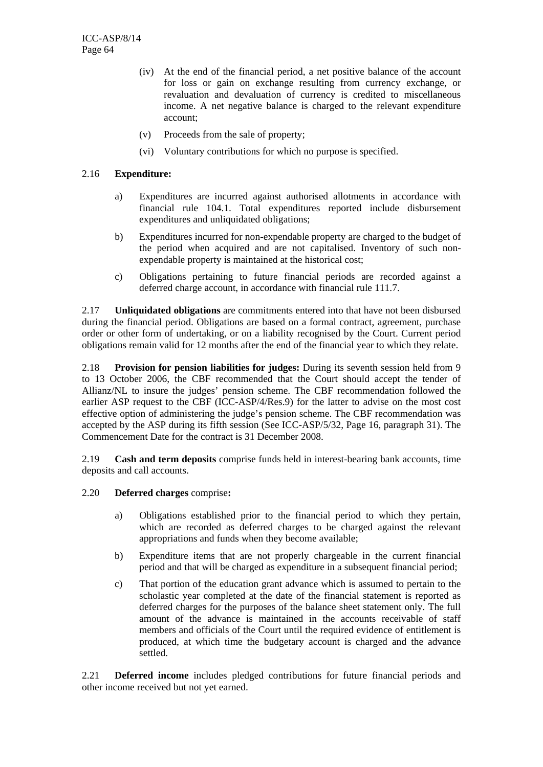(iv) At the end of the financial period, a net positive balance of the account for loss or gain on exchange resulting from currency exchange, or revaluation and devaluation of currency is credited to miscellaneous income. A net negative balance is charged to the relevant expenditure account;

(v) Proceeds from the sale of property;

(vi) Voluntary contributions for which no purpose is specified.

2.16 **Expenditure:**

a) Expenditures are incurred against authorised allotments in accordance with financial rule 104.1. Total expenditures reported include disbursement expenditures and unliquidated obligations;

b) Expenditures incurred for non-expendable property are charged to the budget of the period when acquired and are not capitalised. Inventory of such non-expendable property is maintained at the historical cost;

c) Obligations pertaining to future financial periods are recorded against a deferred charge account, in accordance with financial rule 111.7.

2.17 **Unliquidated obligations** are commitments entered into that have not been disbursed during the financial period. Obligations are based on a formal contract, agreement, purchase order or other form of undertaking, or on a liability recognised by the Court. Current period obligations remain valid for 12 months after the end of the financial year to which they relate.

2.18 **Provision for pension liabilities for judges:** During its seventh session held from 9 to 13 October 2006, the CBF recommended that the Court should accept the tender of Allianz/NL to insure the judges' pension scheme. The CBF recommendation followed the earlier ASP request to the CBF (ICC-ASP/4/Res.9) for the latter to advise on the most cost effective option of administering the judge's pension scheme. The CBF recommendation was accepted by the ASP during its fifth session (See ICC-ASP/5/32, Page 16, paragraph 31). The Commencement Date for the contract is 31 December 2008.

2.19 **Cash and term deposits** comprise funds held in interest-bearing bank accounts, time deposits and call accounts.

2.20 **Deferred charges** comprise**:**

a) Obligations established prior to the financial period to which they pertain, which are recorded as deferred charges to be charged against the relevant appropriations and funds when they become available;

b) Expenditure items that are not properly chargeable in the current financial period and that will be charged as expenditure in a subsequent financial period;

c) That portion of the education grant advance which is assumed to pertain to the scholastic year completed at the date of the financial statement is reported as deferred charges for the purposes of the balance sheet statement only. The full amount of the advance is maintained in the accounts receivable of staff members and officials of the Court until the required evidence of entitlement is produced, at which time the budgetary account is charged and the advance settled.

2.21 **Deferred income** includes pledged contributions for future financial periods and other income received but not yet earned.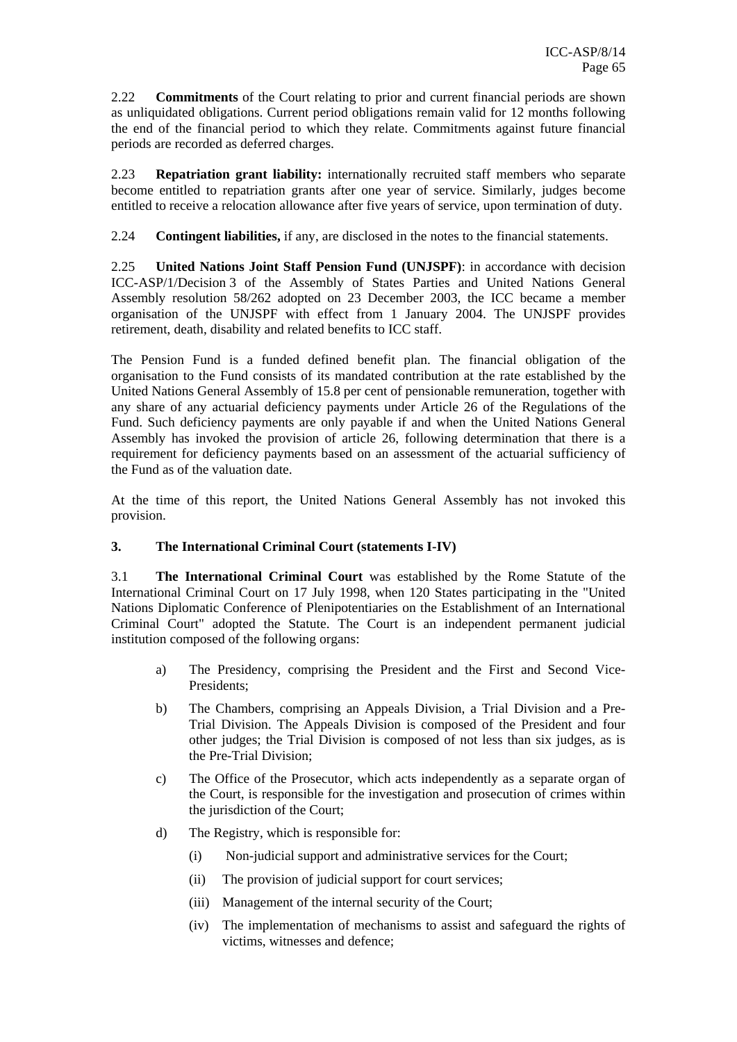2.22 **Commitments** of the Court relating to prior and current financial periods are shown as unliquidated obligations. Current period obligations remain valid for 12 months following the end of the financial period to which they relate. Commitments against future financial periods are recorded as deferred charges.

2.23 **Repatriation grant liability:** internationally recruited staff members who separate become entitled to repatriation grants after one year of service. Similarly, judges become entitled to receive a relocation allowance after five years of service, upon termination of duty.

2.24 **Contingent liabilities,** if any, are disclosed in the notes to the financial statements.

2.25 **United Nations Joint Staff Pension Fund (UNJSPF)**: in accordance with decision ICC-ASP/1/Decision 3 of the Assembly of States Parties and United Nations General Assembly resolution 58/262 adopted on 23 December 2003, the ICC became a member organisation of the UNJSPF with effect from 1 January 2004. The UNJSPF provides retirement, death, disability and related benefits to ICC staff.

The Pension Fund is a funded defined benefit plan. The financial obligation of the organisation to the Fund consists of its mandated contribution at the rate established by the United Nations General Assembly of 15.8 per cent of pensionable remuneration, together with any share of any actuarial deficiency payments under Article 26 of the Regulations of the Fund. Such deficiency payments are only payable if and when the United Nations General Assembly has invoked the provision of article 26, following determination that there is a requirement for deficiency payments based on an assessment of the actuarial sufficiency of the Fund as of the valuation date.

At the time of this report, the United Nations General Assembly has not invoked this provision.

### 3. The International Criminal Court (statements I-IV)

3.1 **The International Criminal Court** was established by the Rome Statute of the International Criminal Court on 17 July 1998, when 120 States participating in the "United Nations Diplomatic Conference of Plenipotentiaries on the Establishment of an International Criminal Court" adopted the Statute. The Court is an independent permanent judicial institution composed of the following organs:

a) The Presidency, comprising the President and the First and Second Vice-Presidents;

b) The Chambers, comprising an Appeals Division, a Trial Division and a Pre-Trial Division. The Appeals Division is composed of the President and four other judges; the Trial Division is composed of not less than six judges, as is the Pre-Trial Division;

c) The Office of the Prosecutor, which acts independently as a separate organ of the Court, is responsible for the investigation and prosecution of crimes within the jurisdiction of the Court;

d) The Registry, which is responsible for:

   (i) Non-judicial support and administrative services for the Court;

   (ii) The provision of judicial support for court services;

   (iii) Management of the internal security of the Court;

   (iv) The implementation of mechanisms to assist and safeguard the rights of victims, witnesses and defence;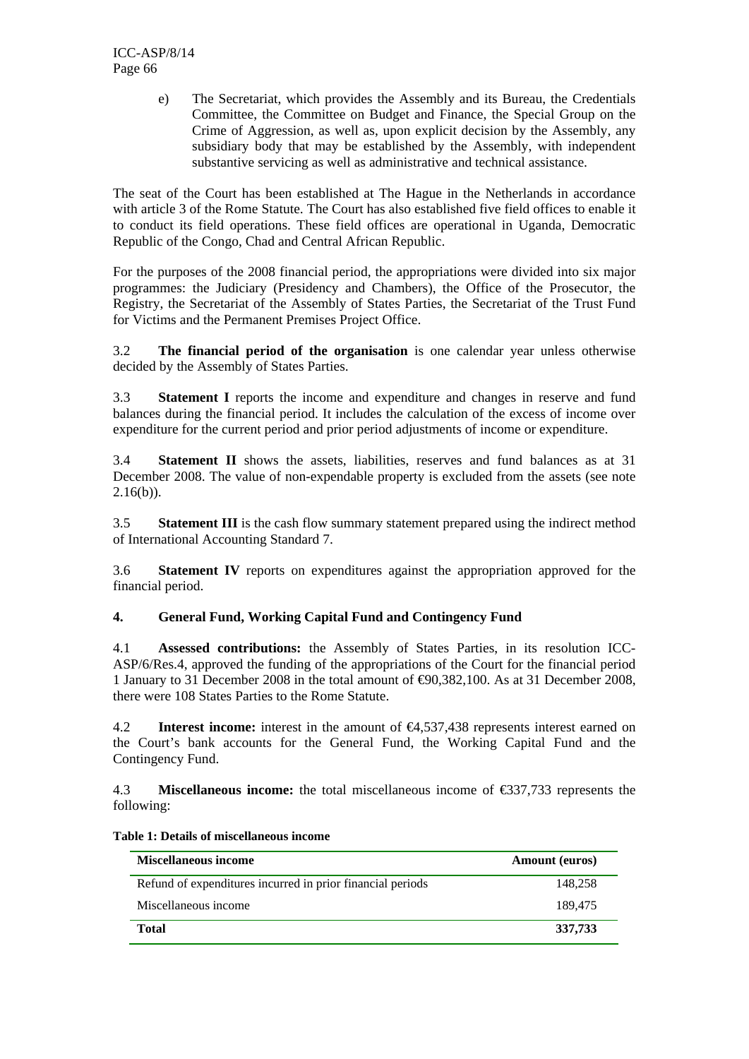e) The Secretariat, which provides the Assembly and its Bureau, the Credentials Committee, the Committee on Budget and Finance, the Special Group on the Crime of Aggression, as well as, upon explicit decision by the Assembly, any subsidiary body that may be established by the Assembly, with independent substantive servicing as well as administrative and technical assistance.

The seat of the Court has been established at The Hague in the Netherlands in accordance with article 3 of the Rome Statute. The Court has also established five field offices to enable it to conduct its field operations. These field offices are operational in Uganda, Democratic Republic of the Congo, Chad and Central African Republic.

For the purposes of the 2008 financial period, the appropriations were divided into six major programmes: the Judiciary (Presidency and Chambers), the Office of the Prosecutor, the Registry, the Secretariat of the Assembly of States Parties, the Secretariat of the Trust Fund for Victims and the Permanent Premises Project Office.

3.2 **The financial period of the organisation** is one calendar year unless otherwise decided by the Assembly of States Parties.

3.3 **Statement I** reports the income and expenditure and changes in reserve and fund balances during the financial period. It includes the calculation of the excess of income over expenditure for the current period and prior period adjustments of income or expenditure.

3.4 **Statement II** shows the assets, liabilities, reserves and fund balances as at 31 December 2008. The value of non-expendable property is excluded from the assets (see note 2.16(b)).

3.5 **Statement III** is the cash flow summary statement prepared using the indirect method of International Accounting Standard 7.

3.6 **Statement IV** reports on expenditures against the appropriation approved for the financial period.

## 4. General Fund, Working Capital Fund and Contingency Fund

4.1 **Assessed contributions:** the Assembly of States Parties, in its resolution ICC-ASP/6/Res.4, approved the funding of the appropriations of the Court for the financial period 1 January to 31 December 2008 in the total amount of €90,382,100. As at 31 December 2008, there were 108 States Parties to the Rome Statute.

4.2 **Interest income:** interest in the amount of €4,537,438 represents interest earned on the Court's bank accounts for the General Fund, the Working Capital Fund and the Contingency Fund.

4.3 **Miscellaneous income:** the total miscellaneous income of €337,733 represents the following:

**Table 1: Details of miscellaneous income**

| Miscellaneous income | Amount (euros) |
|---|---|
| Refund of expenditures incurred in prior financial periods | 148,258 |
| Miscellaneous income | 189,475 |
| **Total** | **337,733** |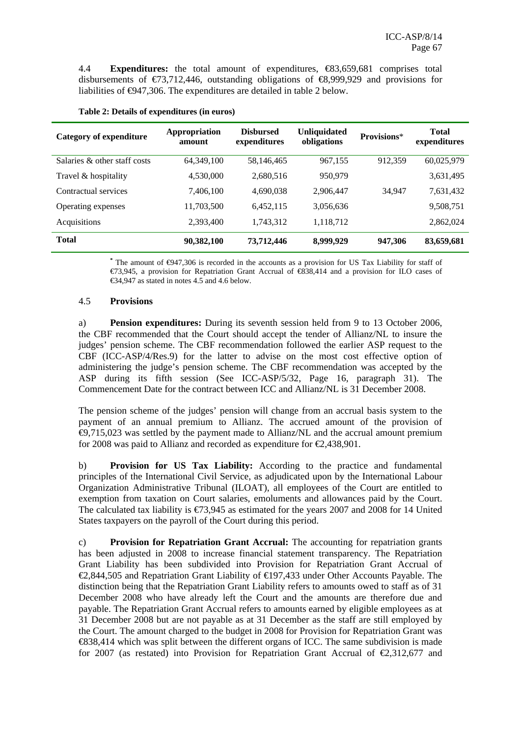4.4 **Expenditures:** the total amount of expenditures, €83,659,681 comprises total disbursements of €73,712,446, outstanding obligations of €8,999,929 and provisions for liabilities of €947,306. The expenditures are detailed in table 2 below.

**Table 2: Details of expenditures (in euros)**

| Category of expenditure | Appropriation amount | Disbursed expenditures | Unliquidated obligations | Provisions* | Total expenditures |
|---|---|---|---|---|---|
| Salaries & other staff costs | 64,349,100 | 58,146,465 | 967,155 | 912,359 | 60,025,979 |
| Travel & hospitality | 4,530,000 | 2,680,516 | 950,979 | | 3,631,495 |
| Contractual services | 7,406,100 | 4,690,038 | 2,906,447 | 34,947 | 7,631,432 |
| Operating expenses | 11,703,500 | 6,452,115 | 3,056,636 | | 9,508,751 |
| Acquisitions | 2,393,400 | 1,743,312 | 1,118,712 | | 2,862,024 |
| **Total** | **90,382,100** | **73,712,446** | **8,999,929** | **947,306** | **83,659,681** |

* The amount of €947,306 is recorded in the accounts as a provision for US Tax Liability for staff of €73,945, a provision for Repatriation Grant Accrual of €838,414 and a provision for ILO cases of €34,947 as stated in notes 4.5 and 4.6 below.

### 4.5 Provisions

a) **Pension expenditures:** During its seventh session held from 9 to 13 October 2006, the CBF recommended that the Court should accept the tender of Allianz/NL to insure the judges' pension scheme. The CBF recommendation followed the earlier ASP request to the CBF (ICC-ASP/4/Res.9) for the latter to advise on the most cost effective option of administering the judge's pension scheme. The CBF recommendation was accepted by the ASP during its fifth session (See ICC-ASP/5/32, Page 16, paragraph 31). The Commencement Date for the contract between ICC and Allianz/NL is 31 December 2008.

The pension scheme of the judges' pension will change from an accrual basis system to the payment of an annual premium to Allianz. The accrued amount of the provision of €9,715,023 was settled by the payment made to Allianz/NL and the accrual amount premium for 2008 was paid to Allianz and recorded as expenditure for €2,438,901.

b) **Provision for US Tax Liability:** According to the practice and fundamental principles of the International Civil Service, as adjudicated upon by the International Labour Organization Administrative Tribunal (ILOAT), all employees of the Court are entitled to exemption from taxation on Court salaries, emoluments and allowances paid by the Court. The calculated tax liability is €73,945 as estimated for the years 2007 and 2008 for 14 United States taxpayers on the payroll of the Court during this period.

c) **Provision for Repatriation Grant Accrual:** The accounting for repatriation grants has been adjusted in 2008 to increase financial statement transparency. The Repatriation Grant Liability has been subdivided into Provision for Repatriation Grant Accrual of €2,844,505 and Repatriation Grant Liability of €197,433 under Other Accounts Payable. The distinction being that the Repatriation Grant Liability refers to amounts owed to staff as of 31 December 2008 who have already left the Court and the amounts are therefore due and payable. The Repatriation Grant Accrual refers to amounts earned by eligible employees as at 31 December 2008 but are not payable as at 31 December as the staff are still employed by the Court. The amount charged to the budget in 2008 for Provision for Repatriation Grant was €838,414 which was split between the different organs of ICC. The same subdivision is made for 2007 (as restated) into Provision for Repatriation Grant Accrual of €2,312,677 and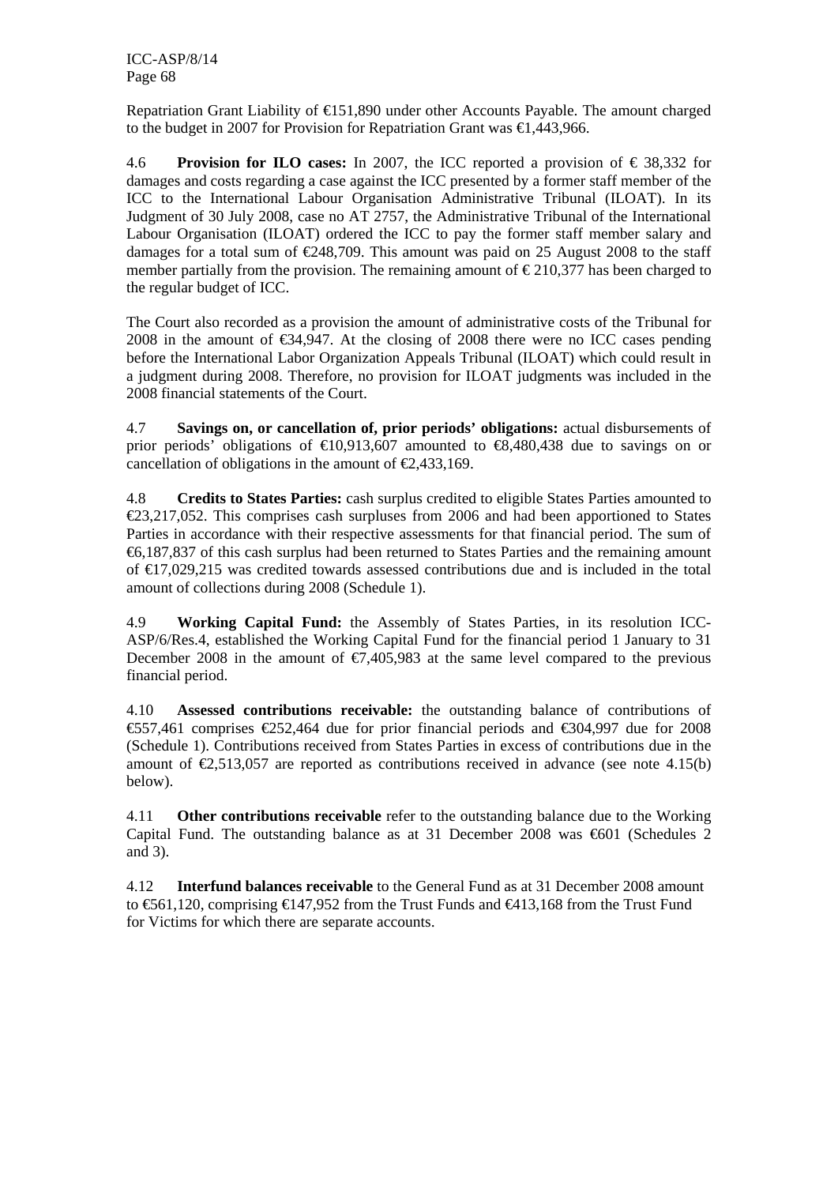Repatriation Grant Liability of €151,890 under other Accounts Payable. The amount charged to the budget in 2007 for Provision for Repatriation Grant was €1,443,966.

4.6 **Provision for ILO cases:** In 2007, the ICC reported a provision of € 38,332 for damages and costs regarding a case against the ICC presented by a former staff member of the ICC to the International Labour Organisation Administrative Tribunal (ILOAT). In its Judgment of 30 July 2008, case no AT 2757, the Administrative Tribunal of the International Labour Organisation (ILOAT) ordered the ICC to pay the former staff member salary and damages for a total sum of €248,709. This amount was paid on 25 August 2008 to the staff member partially from the provision. The remaining amount of € 210,377 has been charged to the regular budget of ICC.

The Court also recorded as a provision the amount of administrative costs of the Tribunal for 2008 in the amount of €34,947. At the closing of 2008 there were no ICC cases pending before the International Labor Organization Appeals Tribunal (ILOAT) which could result in a judgment during 2008. Therefore, no provision for ILOAT judgments was included in the 2008 financial statements of the Court.

4.7 **Savings on, or cancellation of, prior periods' obligations:** actual disbursements of prior periods' obligations of €10,913,607 amounted to €8,480,438 due to savings on or cancellation of obligations in the amount of €2,433,169.

4.8 **Credits to States Parties:** cash surplus credited to eligible States Parties amounted to €23,217,052. This comprises cash surpluses from 2006 and had been apportioned to States Parties in accordance with their respective assessments for that financial period. The sum of €6,187,837 of this cash surplus had been returned to States Parties and the remaining amount of €17,029,215 was credited towards assessed contributions due and is included in the total amount of collections during 2008 (Schedule 1).

4.9 **Working Capital Fund:** the Assembly of States Parties, in its resolution ICC-ASP/6/Res.4, established the Working Capital Fund for the financial period 1 January to 31 December 2008 in the amount of €7,405,983 at the same level compared to the previous financial period.

4.10 **Assessed contributions receivable:** the outstanding balance of contributions of €557,461 comprises €252,464 due for prior financial periods and €304,997 due for 2008 (Schedule 1). Contributions received from States Parties in excess of contributions due in the amount of €2,513,057 are reported as contributions received in advance (see note 4.15(b) below).

4.11 **Other contributions receivable** refer to the outstanding balance due to the Working Capital Fund. The outstanding balance as at 31 December 2008 was €601 (Schedules 2 and 3).

4.12 **Interfund balances receivable** to the General Fund as at 31 December 2008 amount to €561,120, comprising €147,952 from the Trust Funds and €413,168 from the Trust Fund for Victims for which there are separate accounts.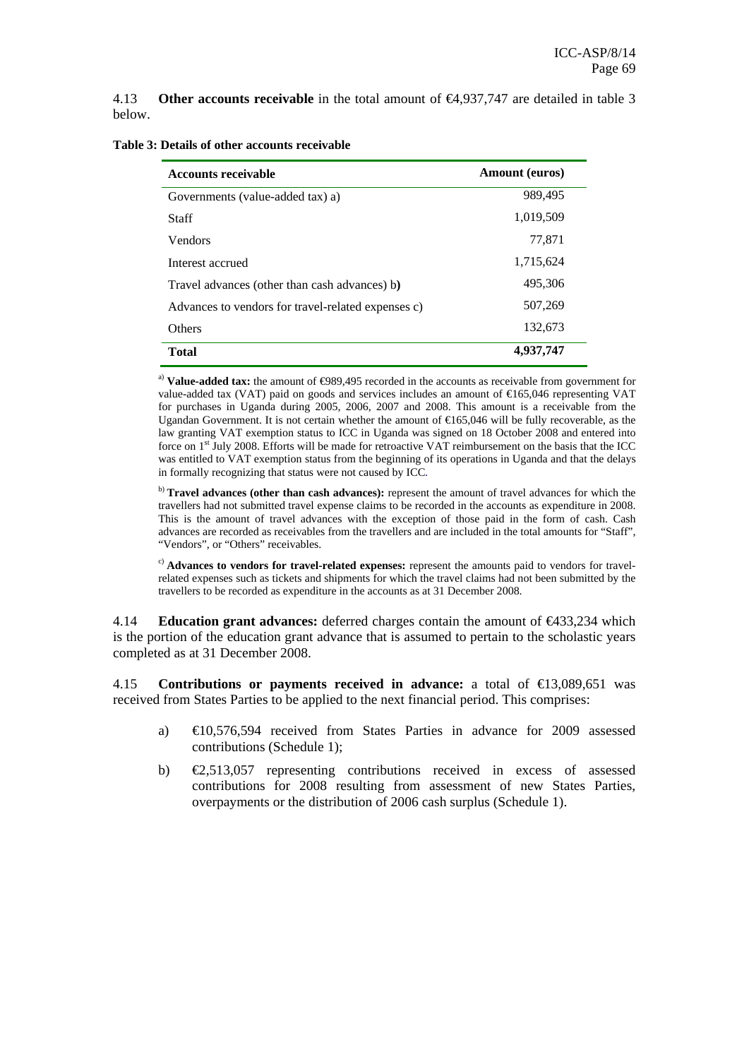4.13 **Other accounts receivable** in the total amount of €4,937,747 are detailed in table 3 below.

**Table 3: Details of other accounts receivable**

| Accounts receivable | Amount (euros) |
|---|---|
| Governments (value-added tax) a) | 989,495 |
| Staff | 1,019,509 |
| Vendors | 77,871 |
| Interest accrued | 1,715,624 |
| Travel advances (other than cash advances) b**)** | 495,306 |
| Advances to vendors for travel-related expenses c) | 507,269 |
| Others | 132,673 |
| **Total** | **4,937,747** |

[a] **Value-added tax:** the amount of €989,495 recorded in the accounts as receivable from government for value-added tax (VAT) paid on goods and services includes an amount of €165,046 representing VAT for purchases in Uganda during 2005, 2006, 2007 and 2008. This amount is a receivable from the Ugandan Government. It is not certain whether the amount of €165,046 will be fully recoverable, as the law granting VAT exemption status to ICC in Uganda was signed on 18 October 2008 and entered into force on 1st July 2008. Efforts will be made for retroactive VAT reimbursement on the basis that the ICC was entitled to VAT exemption status from the beginning of its operations in Uganda and that the delays in formally recognizing that status were not caused by ICC.

[b] **Travel advances (other than cash advances):** represent the amount of travel advances for which the travellers had not submitted travel expense claims to be recorded in the accounts as expenditure in 2008. This is the amount of travel advances with the exception of those paid in the form of cash. Cash advances are recorded as receivables from the travellers and are included in the total amounts for "Staff", "Vendors", or "Others" receivables.

[c] **Advances to vendors for travel-related expenses:** represent the amounts paid to vendors for travel-related expenses such as tickets and shipments for which the travel claims had not been submitted by the travellers to be recorded as expenditure in the accounts as at 31 December 2008.

4.14 **Education grant advances:** deferred charges contain the amount of €433,234 which is the portion of the education grant advance that is assumed to pertain to the scholastic years completed as at 31 December 2008.

4.15 **Contributions or payments received in advance:** a total of €13,089,651 was received from States Parties to be applied to the next financial period. This comprises:

a) €10,576,594 received from States Parties in advance for 2009 assessed contributions (Schedule 1);

b) €2,513,057 representing contributions received in excess of assessed contributions for 2008 resulting from assessment of new States Parties, overpayments or the distribution of 2006 cash surplus (Schedule 1).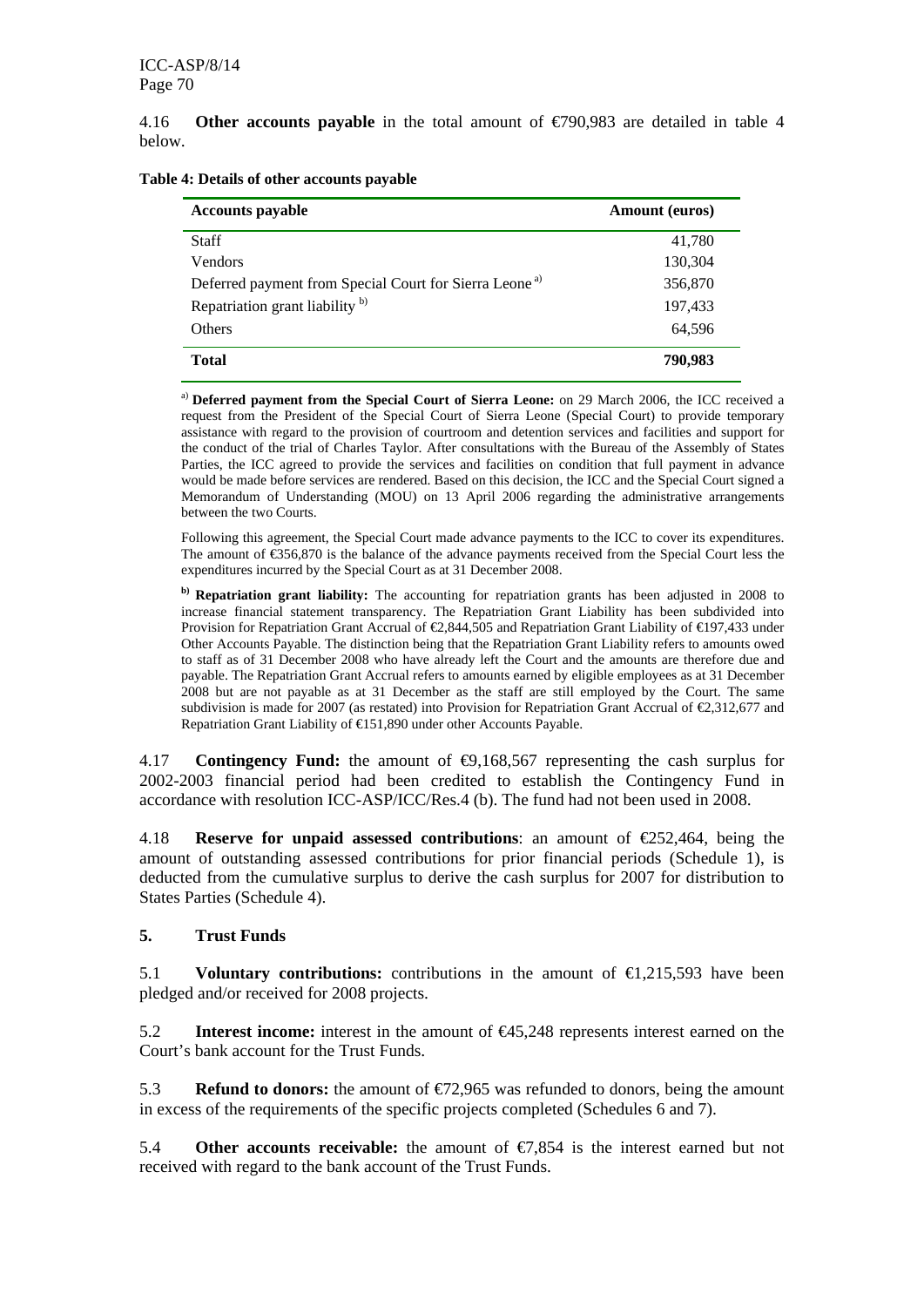4.16 **Other accounts payable** in the total amount of €790,983 are detailed in table 4 below.

**Table 4: Details of other accounts payable**

| Accounts payable | Amount (euros) |
|---|---|
| Staff | 41,780 |
| Vendors | 130,304 |
| Deferred payment from Special Court for Sierra Leone [a)] | 356,870 |
| Repatriation grant liability [b)] | 197,433 |
| Others | 64,596 |
| **Total** | **790,983** |

[a)] **Deferred payment from the Special Court of Sierra Leone:** on 29 March 2006, the ICC received a request from the President of the Special Court of Sierra Leone (Special Court) to provide temporary assistance with regard to the provision of courtroom and detention services and facilities and support for the conduct of the trial of Charles Taylor. After consultations with the Bureau of the Assembly of States Parties, the ICC agreed to provide the services and facilities on condition that full payment in advance would be made before services are rendered. Based on this decision, the ICC and the Special Court signed a Memorandum of Understanding (MOU) on 13 April 2006 regarding the administrative arrangements between the two Courts.

Following this agreement, the Special Court made advance payments to the ICC to cover its expenditures. The amount of €356,870 is the balance of the advance payments received from the Special Court less the expenditures incurred by the Special Court as at 31 December 2008.

[b)] **Repatriation grant liability:** The accounting for repatriation grants has been adjusted in 2008 to increase financial statement transparency. The Repatriation Grant Liability has been subdivided into Provision for Repatriation Grant Accrual of €2,844,505 and Repatriation Grant Liability of €197,433 under Other Accounts Payable. The distinction being that the Repatriation Grant Liability refers to amounts owed to staff as of 31 December 2008 who have already left the Court and the amounts are therefore due and payable. The Repatriation Grant Accrual refers to amounts earned by eligible employees as at 31 December 2008 but are not payable as at 31 December as the staff are still employed by the Court. The same subdivision is made for 2007 (as restated) into Provision for Repatriation Grant Accrual of €2,312,677 and Repatriation Grant Liability of €151,890 under other Accounts Payable.

4.17 **Contingency Fund:** the amount of €9,168,567 representing the cash surplus for 2002-2003 financial period had been credited to establish the Contingency Fund in accordance with resolution ICC-ASP/ICC/Res.4 (b). The fund had not been used in 2008.

4.18 **Reserve for unpaid assessed contributions**: an amount of €252,464, being the amount of outstanding assessed contributions for prior financial periods (Schedule 1), is deducted from the cumulative surplus to derive the cash surplus for 2007 for distribution to States Parties (Schedule 4).

## 5. Trust Funds

5.1 **Voluntary contributions:** contributions in the amount of €1,215,593 have been pledged and/or received for 2008 projects.

5.2 **Interest income:** interest in the amount of €45,248 represents interest earned on the Court's bank account for the Trust Funds.

5.3 **Refund to donors:** the amount of €72,965 was refunded to donors, being the amount in excess of the requirements of the specific projects completed (Schedules 6 and 7).

5.4 **Other accounts receivable:** the amount of €7,854 is the interest earned but not received with regard to the bank account of the Trust Funds.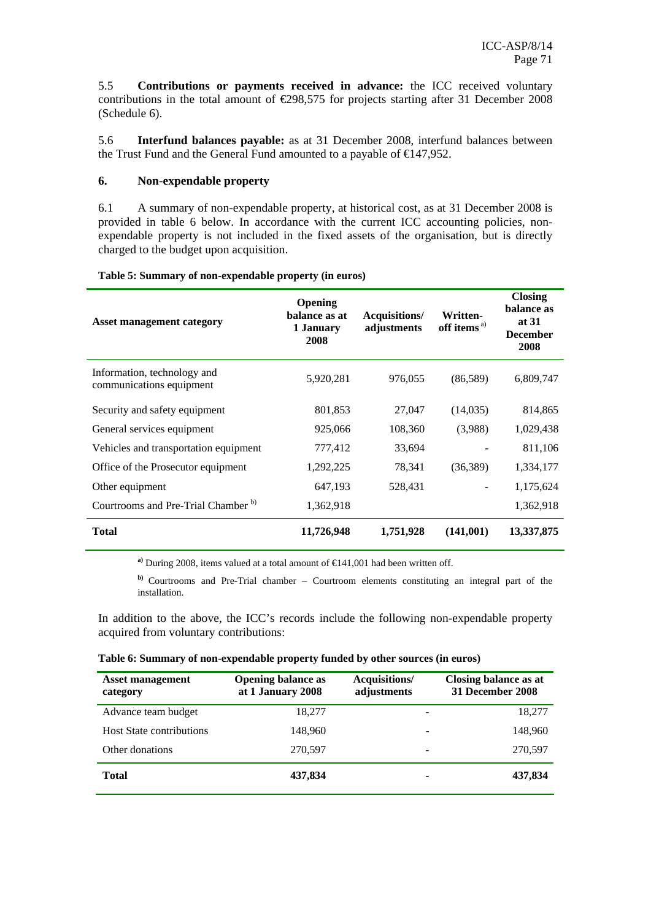5.5 **Contributions or payments received in advance:** the ICC received voluntary contributions in the total amount of €298,575 for projects starting after 31 December 2008 (Schedule 6).

5.6 **Interfund balances payable:** as at 31 December 2008, interfund balances between the Trust Fund and the General Fund amounted to a payable of €147,952.

## 6. Non-expendable property

6.1 A summary of non-expendable property, at historical cost, as at 31 December 2008 is provided in table 6 below. In accordance with the current ICC accounting policies, non-expendable property is not included in the fixed assets of the organisation, but is directly charged to the budget upon acquisition.

**Table 5: Summary of non-expendable property (in euros)**

| Asset management category | Opening balance as at 1 January 2008 | Acquisitions/ adjustments | Written-off items [a)] | Closing balance as at 31 December 2008 |
|---|---|---|---|---|
| Information, technology and communications equipment | 5,920,281 | 976,055 | (86,589) | 6,809,747 |
| Security and safety equipment | 801,853 | 27,047 | (14,035) | 814,865 |
| General services equipment | 925,066 | 108,360 | (3,988) | 1,029,438 |
| Vehicles and transportation equipment | 777,412 | 33,694 | - | 811,106 |
| Office of the Prosecutor equipment | 1,292,225 | 78,341 | (36,389) | 1,334,177 |
| Other equipment | 647,193 | 528,431 | - | 1,175,624 |
| Courtrooms and Pre-Trial Chamber [b)] | 1,362,918 | | | 1,362,918 |
| **Total** | **11,726,948** | **1,751,928** | **(141,001)** | **13,337,875** |

[a)] During 2008, items valued at a total amount of €141,001 had been written off.

[b)] Courtrooms and Pre-Trial chamber – Courtroom elements constituting an integral part of the installation.

In addition to the above, the ICC's records include the following non-expendable property acquired from voluntary contributions:

**Table 6: Summary of non-expendable property funded by other sources (in euros)**

| Asset management category | Opening balance as at 1 January 2008 | Acquisitions/ adjustments | Closing balance as at 31 December 2008 |
|---|---|---|---|
| Advance team budget | 18,277 | - | 18,277 |
| Host State contributions | 148,960 | - | 148,960 |
| Other donations | 270,597 | - | 270,597 |
| **Total** | **437,834** | **-** | **437,834** |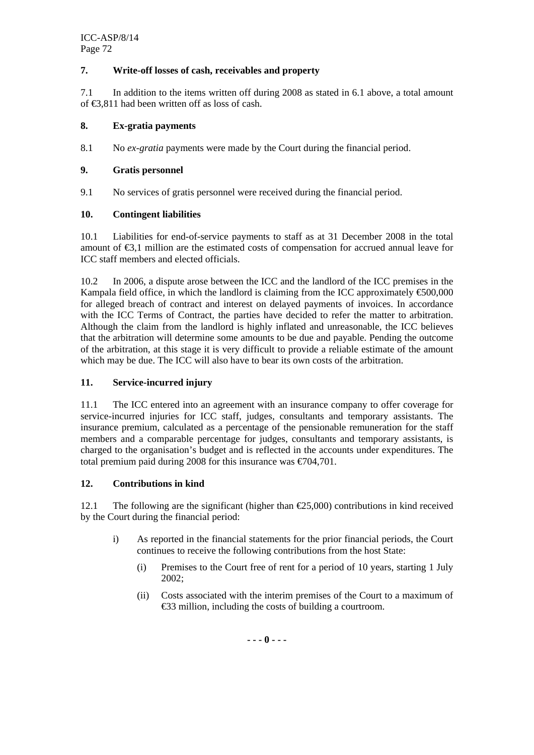**7. Write-off losses of cash, receivables and property**

7.1 In addition to the items written off during 2008 as stated in 6.1 above, a total amount of €3,811 had been written off as loss of cash.

**8. Ex-gratia payments**

8.1 No *ex-gratia* payments were made by the Court during the financial period.

**9. Gratis personnel**

9.1 No services of gratis personnel were received during the financial period.

**10. Contingent liabilities**

10.1 Liabilities for end-of-service payments to staff as at 31 December 2008 in the total amount of €3,1 million are the estimated costs of compensation for accrued annual leave for ICC staff members and elected officials.

10.2 In 2006, a dispute arose between the ICC and the landlord of the ICC premises in the Kampala field office, in which the landlord is claiming from the ICC approximately €500,000 for alleged breach of contract and interest on delayed payments of invoices. In accordance with the ICC Terms of Contract, the parties have decided to refer the matter to arbitration. Although the claim from the landlord is highly inflated and unreasonable, the ICC believes that the arbitration will determine some amounts to be due and payable. Pending the outcome of the arbitration, at this stage it is very difficult to provide a reliable estimate of the amount which may be due. The ICC will also have to bear its own costs of the arbitration.

**11. Service-incurred injury**

11.1 The ICC entered into an agreement with an insurance company to offer coverage for service-incurred injuries for ICC staff, judges, consultants and temporary assistants. The insurance premium, calculated as a percentage of the pensionable remuneration for the staff members and a comparable percentage for judges, consultants and temporary assistants, is charged to the organisation's budget and is reflected in the accounts under expenditures. The total premium paid during 2008 for this insurance was €704,701.

**12. Contributions in kind**

12.1 The following are the significant (higher than €25,000) contributions in kind received by the Court during the financial period:

i) As reported in the financial statements for the prior financial periods, the Court continues to receive the following contributions from the host State:

   (i) Premises to the Court free of rent for a period of 10 years, starting 1 July 2002;

   (ii) Costs associated with the interim premises of the Court to a maximum of €33 million, including the costs of building a courtroom.

**- - - 0 - - -**